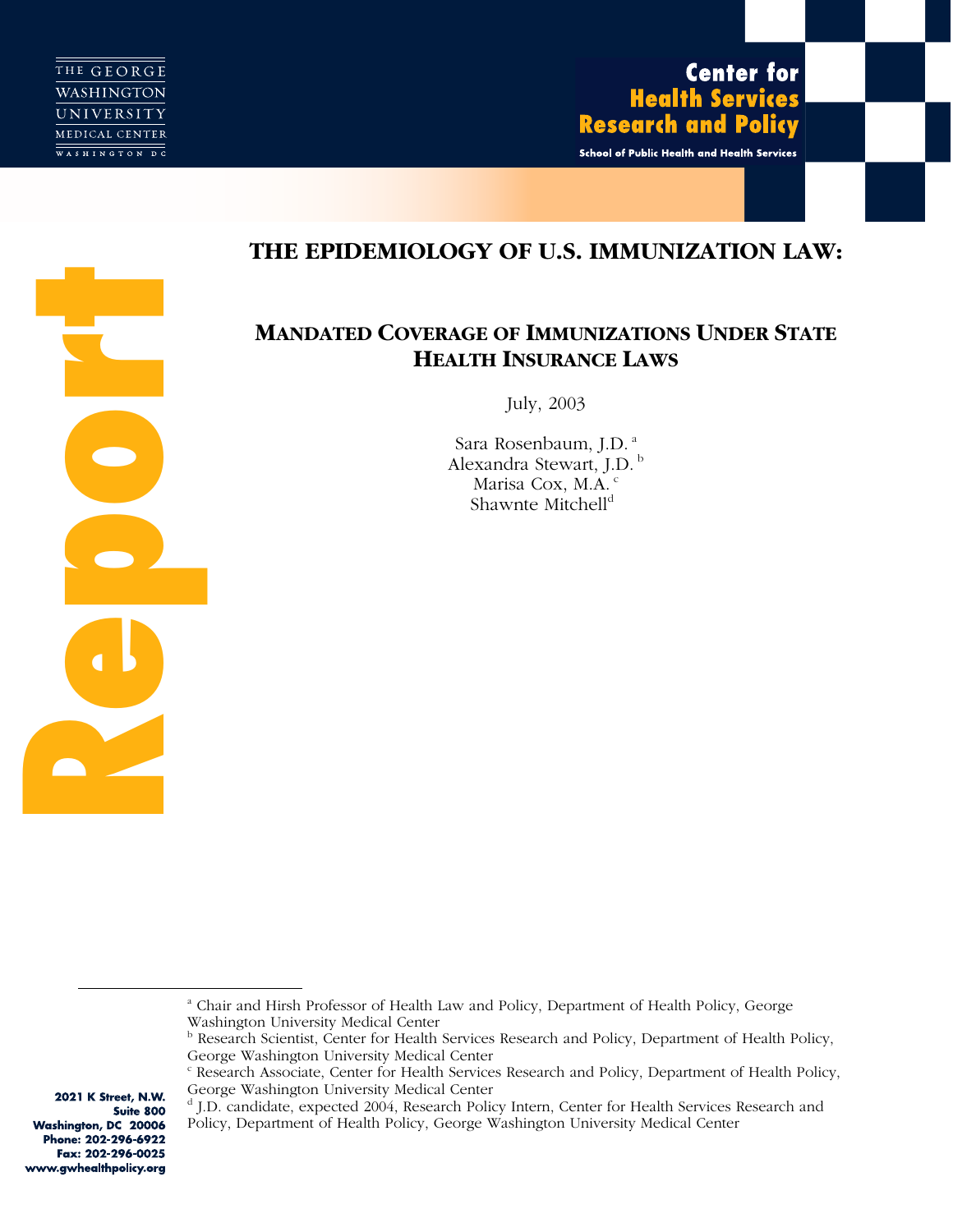THE GEORGE WASHINGTON UNIVERSITY MEDICAL CENTER
WASHINGTON DC

**Center for Health Services Research and Policy**
**School of Public Health and Health Services**

Report

# THE EPIDEMIOLOGY OF U.S. IMMUNIZATION LAW:

## MANDATED COVERAGE OF IMMUNIZATIONS UNDER STATE HEALTH INSURANCE LAWS

July, 2003

Sara Rosenbaum, J.D. [a]
Alexandra Stewart, J.D. [b]
Marisa Cox, M.A. [c]
Shawnte Mitchell[d]

---

[a] Chair and Hirsh Professor of Health Law and Policy, Department of Health Policy, George Washington University Medical Center

[b] Research Scientist, Center for Health Services Research and Policy, Department of Health Policy, George Washington University Medical Center

[c] Research Associate, Center for Health Services Research and Policy, Department of Health Policy, George Washington University Medical Center

[d] J.D. candidate, expected 2004, Research Policy Intern, Center for Health Services Research and Policy, Department of Health Policy, George Washington University Medical Center

**2021 K Street, N.W.**
**Suite 800**
**Washington, DC 20006**
**Phone: 202-296-6922**
**Fax: 202-296-0025**
**www.gwhealthpolicy.org**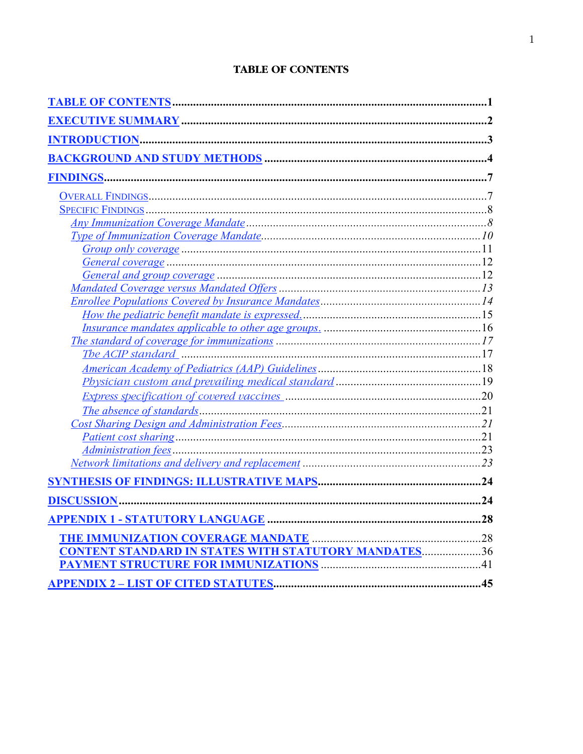# TABLE OF CONTENTS

**TABLE OF CONTENTS** .......... **1**

**EXECUTIVE SUMMARY** .......... **2**

**INTRODUCTION** .......... **3**

**BACKGROUND AND STUDY METHODS** .......... **4**

**FINDINGS** .......... **7**

- OVERALL FINDINGS .......... 7
- SPECIFIC FINDINGS .......... 8
  - *Any Immunization Coverage Mandate* .......... *8*
  - *Type of Immunization Coverage Mandate* .......... *10*
    - *Group only coverage* .......... 11
    - *General coverage* .......... 12
    - *General and group coverage* .......... 12
  - *Mandated Coverage versus Mandated Offers* .......... *13*
  - *Enrollee Populations Covered by Insurance Mandates* .......... *14*
    - *How the pediatric benefit mandate is expressed.* .......... 15
    - *Insurance mandates applicable to other age groups.* .......... 16
  - *The standard of coverage for immunizations* .......... *17*
    - *The ACIP standard* .......... 17
    - *American Academy of Pediatrics (AAP) Guidelines* .......... 18
    - *Physician custom and prevailing medical standard* .......... 19
    - *Express specification of covered vaccines* .......... 20
    - *The absence of standards* .......... 21
  - *Cost Sharing Design and Administration Fees* .......... *21*
    - *Patient cost sharing* .......... 21
    - *Administration fees* .......... 23
  - *Network limitations and delivery and replacement* .......... *23*

**SYNTHESIS OF FINDINGS: ILLUSTRATIVE MAPS** .......... **24**

**DISCUSSION** .......... **24**

**APPENDIX 1 - STATUTORY LANGUAGE** .......... **28**

- **THE IMMUNIZATION COVERAGE MANDATE** .......... 28
- **CONTENT STANDARD IN STATES WITH STATUTORY MANDATES** .......... 36
- **PAYMENT STRUCTURE FOR IMMUNIZATIONS** .......... 41

**APPENDIX 2 – LIST OF CITED STATUTES** .......... **45**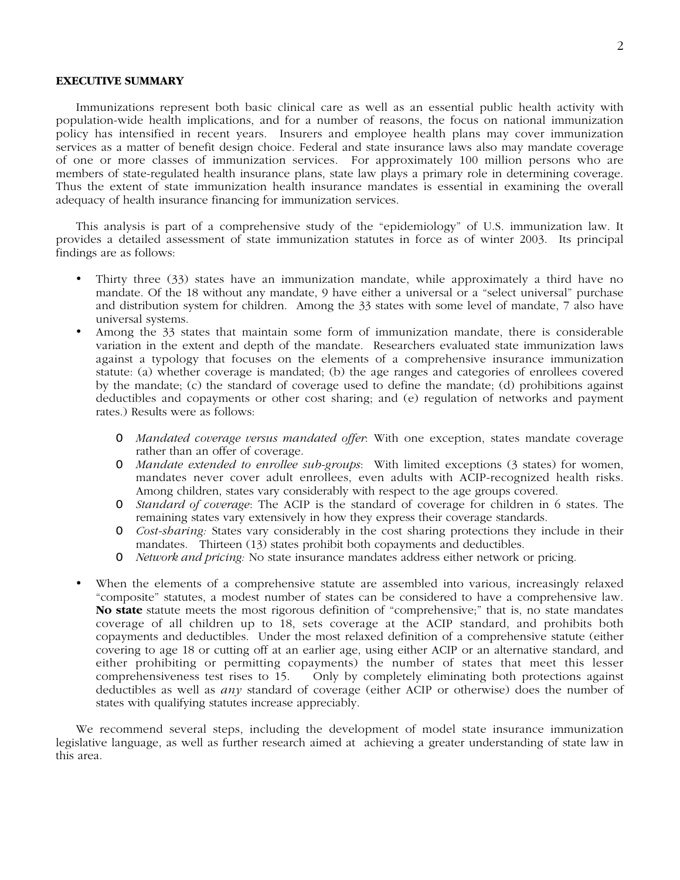**EXECUTIVE SUMMARY**

Immunizations represent both basic clinical care as well as an essential public health activity with population-wide health implications, and for a number of reasons, the focus on national immunization policy has intensified in recent years. Insurers and employee health plans may cover immunization services as a matter of benefit design choice. Federal and state insurance laws also may mandate coverage of one or more classes of immunization services. For approximately 100 million persons who are members of state-regulated health insurance plans, state law plays a primary role in determining coverage. Thus the extent of state immunization health insurance mandates is essential in examining the overall adequacy of health insurance financing for immunization services.

This analysis is part of a comprehensive study of the "epidemiology" of U.S. immunization law. It provides a detailed assessment of state immunization statutes in force as of winter 2003. Its principal findings are as follows:

- Thirty three (33) states have an immunization mandate, while approximately a third have no mandate. Of the 18 without any mandate, 9 have either a universal or a "select universal" purchase and distribution system for children. Among the 33 states with some level of mandate, 7 also have universal systems.
- Among the 33 states that maintain some form of immunization mandate, there is considerable variation in the extent and depth of the mandate. Researchers evaluated state immunization laws against a typology that focuses on the elements of a comprehensive insurance immunization statute: (a) whether coverage is mandated; (b) the age ranges and categories of enrollees covered by the mandate; (c) the standard of coverage used to define the mandate; (d) prohibitions against deductibles and copayments or other cost sharing; and (e) regulation of networks and payment rates.) Results were as follows:
    - *Mandated coverage versus mandated offer*: With one exception, states mandate coverage rather than an offer of coverage.
    - *Mandate extended to enrollee sub-groups*: With limited exceptions (3 states) for women, mandates never cover adult enrollees, even adults with ACIP-recognized health risks. Among children, states vary considerably with respect to the age groups covered.
    - *Standard of coverage*: The ACIP is the standard of coverage for children in 6 states. The remaining states vary extensively in how they express their coverage standards.
    - *Cost-sharing:* States vary considerably in the cost sharing protections they include in their mandates. Thirteen (13) states prohibit both copayments and deductibles.
    - *Network and pricing:* No state insurance mandates address either network or pricing.
- When the elements of a comprehensive statute are assembled into various, increasingly relaxed "composite" statutes, a modest number of states can be considered to have a comprehensive law. **No state** statute meets the most rigorous definition of "comprehensive;" that is, no state mandates coverage of all children up to 18, sets coverage at the ACIP standard, and prohibits both copayments and deductibles. Under the most relaxed definition of a comprehensive statute (either covering to age 18 or cutting off at an earlier age, using either ACIP or an alternative standard, and either prohibiting or permitting copayments) the number of states that meet this lesser comprehensiveness test rises to 15. Only by completely eliminating both protections against deductibles as well as *any* standard of coverage (either ACIP or otherwise) does the number of states with qualifying statutes increase appreciably.

We recommend several steps, including the development of model state insurance immunization legislative language, as well as further research aimed at achieving a greater understanding of state law in this area.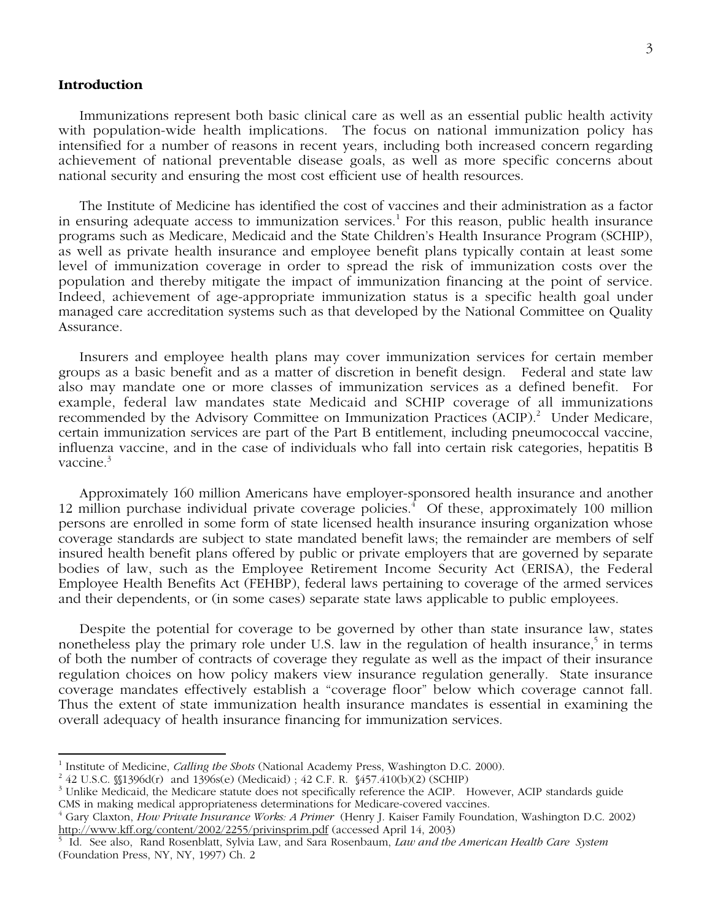### Introduction

Immunizations represent both basic clinical care as well as an essential public health activity with population-wide health implications. The focus on national immunization policy has intensified for a number of reasons in recent years, including both increased concern regarding achievement of national preventable disease goals, as well as more specific concerns about national security and ensuring the most cost efficient use of health resources.

The Institute of Medicine has identified the cost of vaccines and their administration as a factor in ensuring adequate access to immunization services.[1] For this reason, public health insurance programs such as Medicare, Medicaid and the State Children's Health Insurance Program (SCHIP), as well as private health insurance and employee benefit plans typically contain at least some level of immunization coverage in order to spread the risk of immunization costs over the population and thereby mitigate the impact of immunization financing at the point of service. Indeed, achievement of age-appropriate immunization status is a specific health goal under managed care accreditation systems such as that developed by the National Committee on Quality Assurance.

Insurers and employee health plans may cover immunization services for certain member groups as a basic benefit and as a matter of discretion in benefit design. Federal and state law also may mandate one or more classes of immunization services as a defined benefit. For example, federal law mandates state Medicaid and SCHIP coverage of all immunizations recommended by the Advisory Committee on Immunization Practices (ACIP).[2] Under Medicare, certain immunization services are part of the Part B entitlement, including pneumococcal vaccine, influenza vaccine, and in the case of individuals who fall into certain risk categories, hepatitis B vaccine.[3]

Approximately 160 million Americans have employer-sponsored health insurance and another 12 million purchase individual private coverage policies.[4] Of these, approximately 100 million persons are enrolled in some form of state licensed health insurance insuring organization whose coverage standards are subject to state mandated benefit laws; the remainder are members of self insured health benefit plans offered by public or private employers that are governed by separate bodies of law, such as the Employee Retirement Income Security Act (ERISA), the Federal Employee Health Benefits Act (FEHBP), federal laws pertaining to coverage of the armed services and their dependents, or (in some cases) separate state laws applicable to public employees.

Despite the potential for coverage to be governed by other than state insurance law, states nonetheless play the primary role under U.S. law in the regulation of health insurance,[5] in terms of both the number of contracts of coverage they regulate as well as the impact of their insurance regulation choices on how policy makers view insurance regulation generally. State insurance coverage mandates effectively establish a "coverage floor" below which coverage cannot fall. Thus the extent of state immunization health insurance mandates is essential in examining the overall adequacy of health insurance financing for immunization services.

---

[1] Institute of Medicine, *Calling the Shots* (National Academy Press, Washington D.C. 2000).

[2] 42 U.S.C. §§1396d(r) and 1396s(e) (Medicaid) ; 42 C.F. R. §457.410(b)(2) (SCHIP)

[3] Unlike Medicaid, the Medicare statute does not specifically reference the ACIP. However, ACIP standards guide CMS in making medical appropriateness determinations for Medicare-covered vaccines.

[4] Gary Claxton, *How Private Insurance Works: A Primer* (Henry J. Kaiser Family Foundation, Washington D.C. 2002) http://www.kff.org/content/2002/2255/privinsprim.pdf (accessed April 14, 2003)

[5] Id. See also, Rand Rosenblatt, Sylvia Law, and Sara Rosenbaum, *Law and the American Health Care System* (Foundation Press, NY, NY, 1997) Ch. 2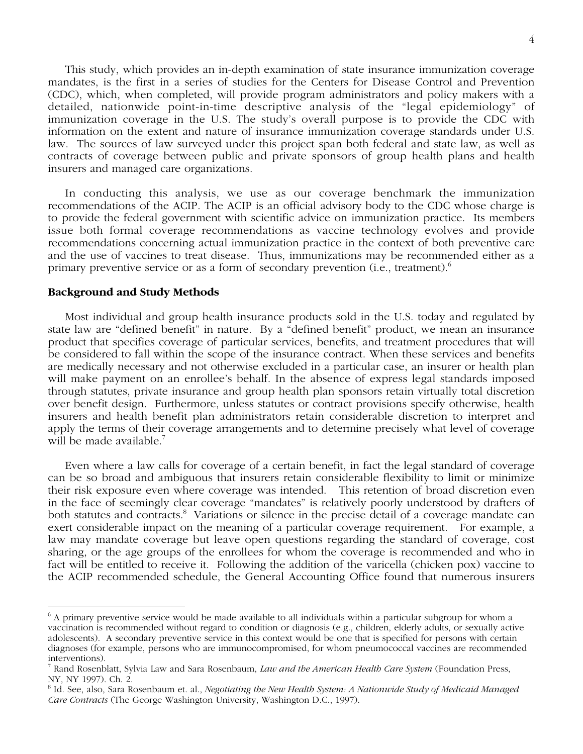This study, which provides an in-depth examination of state insurance immunization coverage mandates, is the first in a series of studies for the Centers for Disease Control and Prevention (CDC), which, when completed, will provide program administrators and policy makers with a detailed, nationwide point-in-time descriptive analysis of the "legal epidemiology" of immunization coverage in the U.S. The study's overall purpose is to provide the CDC with information on the extent and nature of insurance immunization coverage standards under U.S. law. The sources of law surveyed under this project span both federal and state law, as well as contracts of coverage between public and private sponsors of group health plans and health insurers and managed care organizations.

In conducting this analysis, we use as our coverage benchmark the immunization recommendations of the ACIP. The ACIP is an official advisory body to the CDC whose charge is to provide the federal government with scientific advice on immunization practice. Its members issue both formal coverage recommendations as vaccine technology evolves and provide recommendations concerning actual immunization practice in the context of both preventive care and the use of vaccines to treat disease. Thus, immunizations may be recommended either as a primary preventive service or as a form of secondary prevention (i.e., treatment).[6]

### Background and Study Methods

Most individual and group health insurance products sold in the U.S. today and regulated by state law are "defined benefit" in nature. By a "defined benefit" product, we mean an insurance product that specifies coverage of particular services, benefits, and treatment procedures that will be considered to fall within the scope of the insurance contract. When these services and benefits are medically necessary and not otherwise excluded in a particular case, an insurer or health plan will make payment on an enrollee's behalf. In the absence of express legal standards imposed through statutes, private insurance and group health plan sponsors retain virtually total discretion over benefit design. Furthermore, unless statutes or contract provisions specify otherwise, health insurers and health benefit plan administrators retain considerable discretion to interpret and apply the terms of their coverage arrangements and to determine precisely what level of coverage will be made available.[7]

Even where a law calls for coverage of a certain benefit, in fact the legal standard of coverage can be so broad and ambiguous that insurers retain considerable flexibility to limit or minimize their risk exposure even where coverage was intended. This retention of broad discretion even in the face of seemingly clear coverage "mandates" is relatively poorly understood by drafters of both statutes and contracts.[8] Variations or silence in the precise detail of a coverage mandate can exert considerable impact on the meaning of a particular coverage requirement. For example, a law may mandate coverage but leave open questions regarding the standard of coverage, cost sharing, or the age groups of the enrollees for whom the coverage is recommended and who in fact will be entitled to receive it. Following the addition of the varicella (chicken pox) vaccine to the ACIP recommended schedule, the General Accounting Office found that numerous insurers

---

[6] A primary preventive service would be made available to all individuals within a particular subgroup for whom a vaccination is recommended without regard to condition or diagnosis (e.g., children, elderly adults, or sexually active adolescents). A secondary preventive service in this context would be one that is specified for persons with certain diagnoses (for example, persons who are immunocompromised, for whom pneumococcal vaccines are recommended interventions).

[7] Rand Rosenblatt, Sylvia Law and Sara Rosenbaum, *Law and the American Health Care System* (Foundation Press, NY, NY 1997). Ch. 2.

[8] Id. See, also, Sara Rosenbaum et. al., *Negotiating the New Health System: A Nationwide Study of Medicaid Managed Care Contracts* (The George Washington University, Washington D.C., 1997).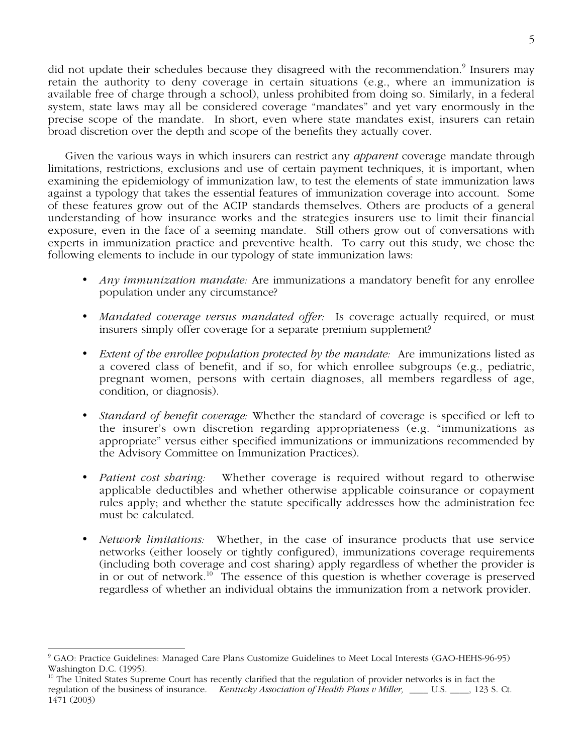did not update their schedules because they disagreed with the recommendation.[9] Insurers may retain the authority to deny coverage in certain situations (e.g., where an immunization is available free of charge through a school), unless prohibited from doing so. Similarly, in a federal system, state laws may all be considered coverage "mandates" and yet vary enormously in the precise scope of the mandate. In short, even where state mandates exist, insurers can retain broad discretion over the depth and scope of the benefits they actually cover.

Given the various ways in which insurers can restrict any *apparent* coverage mandate through limitations, restrictions, exclusions and use of certain payment techniques, it is important, when examining the epidemiology of immunization law, to test the elements of state immunization laws against a typology that takes the essential features of immunization coverage into account. Some of these features grow out of the ACIP standards themselves. Others are products of a general understanding of how insurance works and the strategies insurers use to limit their financial exposure, even in the face of a seeming mandate. Still others grow out of conversations with experts in immunization practice and preventive health. To carry out this study, we chose the following elements to include in our typology of state immunization laws:

- *Any immunization mandate:* Are immunizations a mandatory benefit for any enrollee population under any circumstance?
- *Mandated coverage versus mandated offer:* Is coverage actually required, or must insurers simply offer coverage for a separate premium supplement?
- *Extent of the enrollee population protected by the mandate:* Are immunizations listed as a covered class of benefit, and if so, for which enrollee subgroups (e.g., pediatric, pregnant women, persons with certain diagnoses, all members regardless of age, condition, or diagnosis).
- *Standard of benefit coverage:* Whether the standard of coverage is specified or left to the insurer's own discretion regarding appropriateness (e.g. "immunizations as appropriate" versus either specified immunizations or immunizations recommended by the Advisory Committee on Immunization Practices).
- *Patient cost sharing:* Whether coverage is required without regard to otherwise applicable deductibles and whether otherwise applicable coinsurance or copayment rules apply; and whether the statute specifically addresses how the administration fee must be calculated.
- *Network limitations:* Whether, in the case of insurance products that use service networks (either loosely or tightly configured), immunizations coverage requirements (including both coverage and cost sharing) apply regardless of whether the provider is in or out of network.[10] The essence of this question is whether coverage is preserved regardless of whether an individual obtains the immunization from a network provider.

---

[9] GAO: Practice Guidelines: Managed Care Plans Customize Guidelines to Meet Local Interests (GAO-HEHS-96-95) Washington D.C. (1995).

[10] The United States Supreme Court has recently clarified that the regulation of provider networks is in fact the regulation of the business of insurance. *Kentucky Association of Health Plans v Miller,* ____ U.S. ____, 123 S. Ct. 1471 (2003)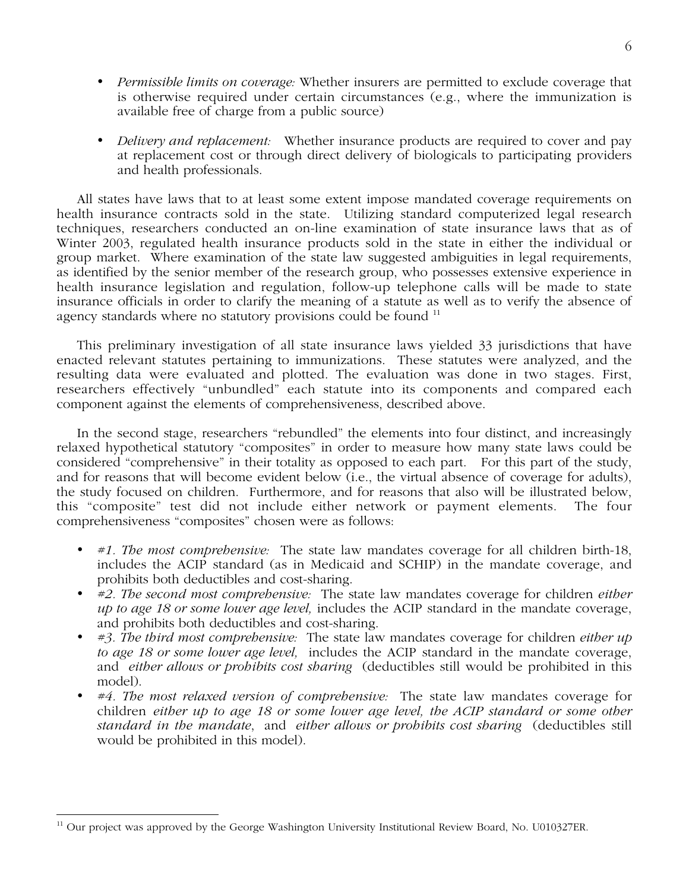- *Permissible limits on coverage:* Whether insurers are permitted to exclude coverage that is otherwise required under certain circumstances (e.g., where the immunization is available free of charge from a public source)

- *Delivery and replacement:* Whether insurance products are required to cover and pay at replacement cost or through direct delivery of biologicals to participating providers and health professionals.

All states have laws that to at least some extent impose mandated coverage requirements on health insurance contracts sold in the state. Utilizing standard computerized legal research techniques, researchers conducted an on-line examination of state insurance laws that as of Winter 2003, regulated health insurance products sold in the state in either the individual or group market. Where examination of the state law suggested ambiguities in legal requirements, as identified by the senior member of the research group, who possesses extensive experience in health insurance legislation and regulation, follow-up telephone calls will be made to state insurance officials in order to clarify the meaning of a statute as well as to verify the absence of agency standards where no statutory provisions could be found [11]

This preliminary investigation of all state insurance laws yielded 33 jurisdictions that have enacted relevant statutes pertaining to immunizations. These statutes were analyzed, and the resulting data were evaluated and plotted. The evaluation was done in two stages. First, researchers effectively "unbundled" each statute into its components and compared each component against the elements of comprehensiveness, described above.

In the second stage, researchers "rebundled" the elements into four distinct, and increasingly relaxed hypothetical statutory "composites" in order to measure how many state laws could be considered "comprehensive" in their totality as opposed to each part. For this part of the study, and for reasons that will become evident below (i.e., the virtual absence of coverage for adults), the study focused on children. Furthermore, and for reasons that also will be illustrated below, this "composite" test did not include either network or payment elements. The four comprehensiveness "composites" chosen were as follows:

- *#1. The most comprehensive:* The state law mandates coverage for all children birth-18, includes the ACIP standard (as in Medicaid and SCHIP) in the mandate coverage, and prohibits both deductibles and cost-sharing.
- *#2. The second most comprehensive:* The state law mandates coverage for children *either up to age 18 or some lower age level,* includes the ACIP standard in the mandate coverage, and prohibits both deductibles and cost-sharing.
- *#3. The third most comprehensive:* The state law mandates coverage for children *either up to age 18 or some lower age level,* includes the ACIP standard in the mandate coverage, and *either allows or prohibits cost sharing* (deductibles still would be prohibited in this model).
- *#4. The most relaxed version of comprehensive:* The state law mandates coverage for children *either up to age 18 or some lower age level, the ACIP standard or some other standard in the mandate*, and *either allows or prohibits cost sharing* (deductibles still would be prohibited in this model).

[11] Our project was approved by the George Washington University Institutional Review Board, No. U010327ER.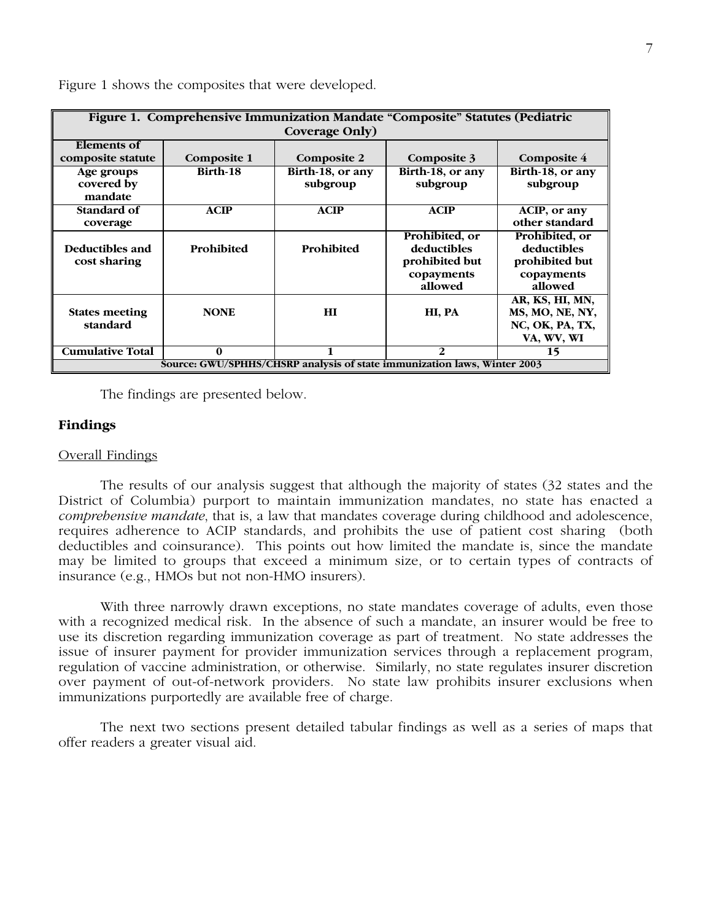Figure 1 shows the composites that were developed.

| Figure 1. Comprehensive Immunization Mandate "Composite" Statutes (Pediatric Coverage Only) | | | | |
|---|---|---|---|---|
| **Elements of composite statute** | **Composite 1** | **Composite 2** | **Composite 3** | **Composite 4** |
| **Age groups covered by mandate** | **Birth-18** | **Birth-18, or any subgroup** | **Birth-18, or any subgroup** | **Birth-18, or any subgroup** |
| **Standard of coverage** | **ACIP** | **ACIP** | **ACIP** | **ACIP, or any other standard** |
| **Deductibles and cost sharing** | **Prohibited** | **Prohibited** | **Prohibited, or deductibles prohibited but copayments allowed** | **Prohibited, or deductibles prohibited but copayments allowed** |
| **States meeting standard** | **NONE** | **HI** | **HI, PA** | **AR, KS, HI, MN, MS, MO, NE, NY, NC, OK, PA, TX, VA, WV, WI** |
| **Cumulative Total** | **0** | **1** | **2** | **15** |
| **Source: GWU/SPHHS/CHSRP analysis of state immunization laws, Winter 2003** | | | | |

The findings are presented below.

## Findings

### Overall Findings

The results of our analysis suggest that although the majority of states (32 states and the District of Columbia) purport to maintain immunization mandates, no state has enacted a *comprehensive mandate*, that is, a law that mandates coverage during childhood and adolescence, requires adherence to ACIP standards, and prohibits the use of patient cost sharing (both deductibles and coinsurance). This points out how limited the mandate is, since the mandate may be limited to groups that exceed a minimum size, or to certain types of contracts of insurance (e.g., HMOs but not non-HMO insurers).

With three narrowly drawn exceptions, no state mandates coverage of adults, even those with a recognized medical risk. In the absence of such a mandate, an insurer would be free to use its discretion regarding immunization coverage as part of treatment. No state addresses the issue of insurer payment for provider immunization services through a replacement program, regulation of vaccine administration, or otherwise. Similarly, no state regulates insurer discretion over payment of out-of-network providers. No state law prohibits insurer exclusions when immunizations purportedly are available free of charge.

The next two sections present detailed tabular findings as well as a series of maps that offer readers a greater visual aid.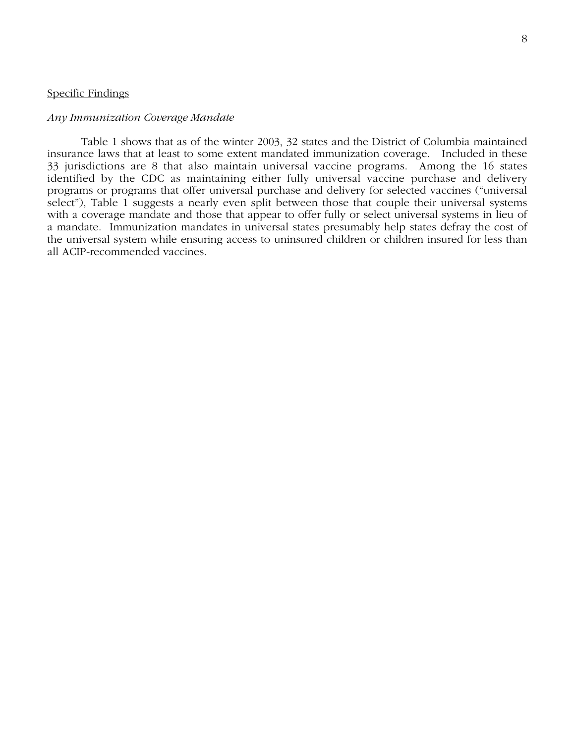<u>Specific Findings</u>

*Any Immunization Coverage Mandate*

Table 1 shows that as of the winter 2003, 32 states and the District of Columbia maintained insurance laws that at least to some extent mandated immunization coverage. Included in these 33 jurisdictions are 8 that also maintain universal vaccine programs. Among the 16 states identified by the CDC as maintaining either fully universal vaccine purchase and delivery programs or programs that offer universal purchase and delivery for selected vaccines ("universal select"), Table 1 suggests a nearly even split between those that couple their universal systems with a coverage mandate and those that appear to offer fully or select universal systems in lieu of a mandate. Immunization mandates in universal states presumably help states defray the cost of the universal system while ensuring access to uninsured children or children insured for less than all ACIP-recommended vaccines.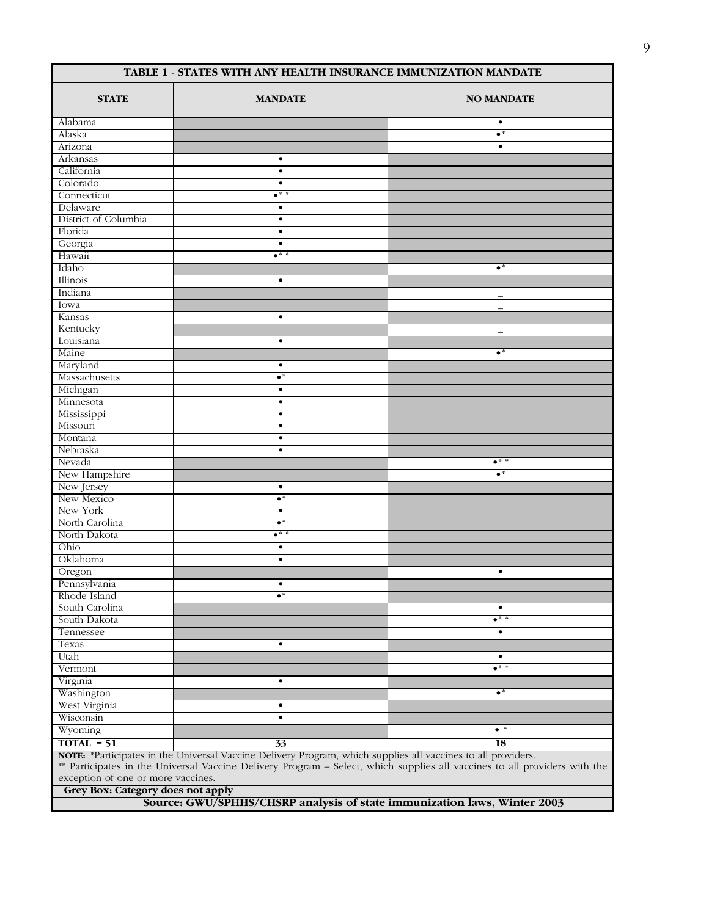| TABLE 1 - STATES WITH ANY HEALTH INSURANCE IMMUNIZATION MANDATE | | |
|---|---|---|
| **STATE** | **MANDATE** | **NO MANDATE** |
| Alabama | | • |
| Alaska | | •* |
| Arizona | | • |
| Arkansas | • | |
| California | • | |
| Colorado | • | |
| Connecticut | •** | |
| Delaware | • | |
| District of Columbia | • | |
| Florida | • | |
| Georgia | • | |
| Hawaii | •** | |
| Idaho | | •* |
| Illinois | • | |
| Indiana | | _ |
| Iowa | | _ |
| Kansas | • | |
| Kentucky | | _ |
| Louisiana | • | |
| Maine | | •* |
| Maryland | • | |
| Massachusetts | •* | |
| Michigan | • | |
| Minnesota | • | |
| Mississippi | • | |
| Missouri | • | |
| Montana | • | |
| Nebraska | • | |
| Nevada | | •** |
| New Hampshire | | •* |
| New Jersey | • | |
| New Mexico | •* | |
| New York | • | |
| North Carolina | •* | |
| North Dakota | •** | |
| Ohio | • | |
| Oklahoma | • | |
| Oregon | | • |
| Pennsylvania | • | |
| Rhode Island | •* | |
| South Carolina | | • |
| South Dakota | | •** |
| Tennessee | | • |
| Texas | • | |
| Utah | | • |
| Vermont | | •** |
| Virginia | • | |
| Washington | | •* |
| West Virginia | • | |
| Wisconsin | • | |
| Wyoming | | •* |
| **TOTAL = 51** | 33 | 18 |

**NOTE:** *Participates in the Universal Vaccine Delivery Program, which supplies all vaccines to all providers.
** Participates in the Universal Vaccine Delivery Program – Select, which supplies all vaccines to all providers with the exception of one or more vaccines.

**Grey Box: Category does not apply**

**Source: GWU/SPHHS/CHSRP analysis of state immunization laws, Winter 2003**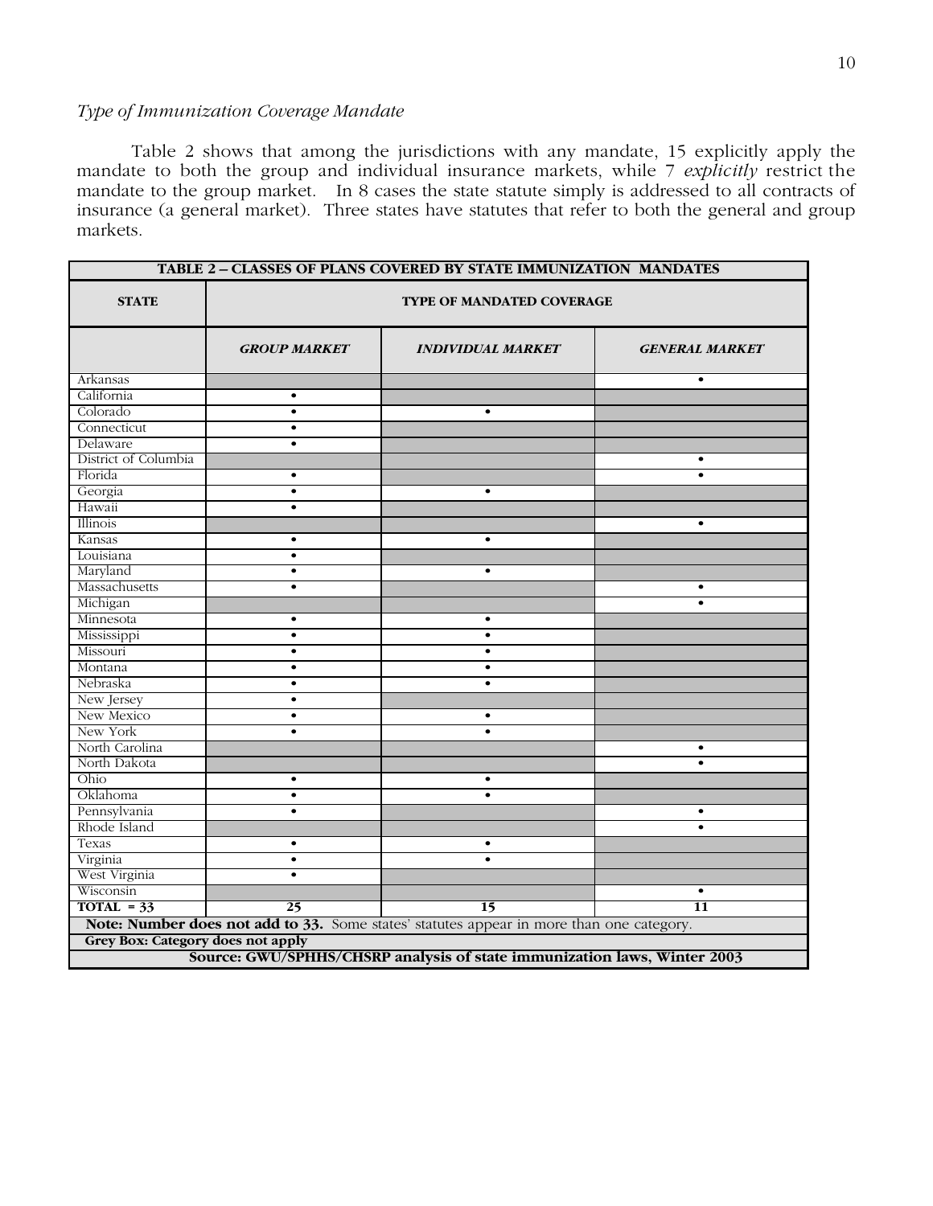*Type of Immunization Coverage Mandate*

Table 2 shows that among the jurisdictions with any mandate, 15 explicitly apply the mandate to both the group and individual insurance markets, while 7 *explicitly* restrict the mandate to the group market. In 8 cases the state statute simply is addressed to all contracts of insurance (a general market). Three states have statutes that refer to both the general and group markets.

| TABLE 2 – CLASSES OF PLANS COVERED BY STATE IMMUNIZATION MANDATES | | | |
|---|---|---|---|
| **STATE** | **TYPE OF MANDATED COVERAGE** | | |
| | ***GROUP MARKET*** | ***INDIVIDUAL MARKET*** | ***GENERAL MARKET*** |
| Arkansas | | | • |
| California | • | | |
| Colorado | • | • | |
| Connecticut | • | | |
| Delaware | • | | |
| District of Columbia | | | • |
| Florida | • | | • |
| Georgia | • | • | |
| Hawaii | • | | |
| Illinois | | | • |
| Kansas | • | • | |
| Louisiana | • | | |
| Maryland | • | • | |
| Massachusetts | • | | • |
| Michigan | | | • |
| Minnesota | • | • | |
| Mississippi | • | • | |
| Missouri | • | • | |
| Montana | • | • | |
| Nebraska | • | • | |
| New Jersey | • | | |
| New Mexico | • | • | |
| New York | • | • | |
| North Carolina | | | • |
| North Dakota | | | • |
| Ohio | • | • | |
| Oklahoma | • | • | |
| Pennsylvania | • | | • |
| Rhode Island | | | • |
| Texas | • | • | |
| Virginia | • | • | |
| West Virginia | • | | |
| Wisconsin | | | • |
| **TOTAL = 33** | **25** | **15** | **11** |
| **Note: Number does not add to 33.** Some states' statutes appear in more than one category. | | | |
| **Grey Box: Category does not apply** | | | |
| **Source: GWU/SPHHS/CHSRP analysis of state immunization laws, Winter 2003** | | | |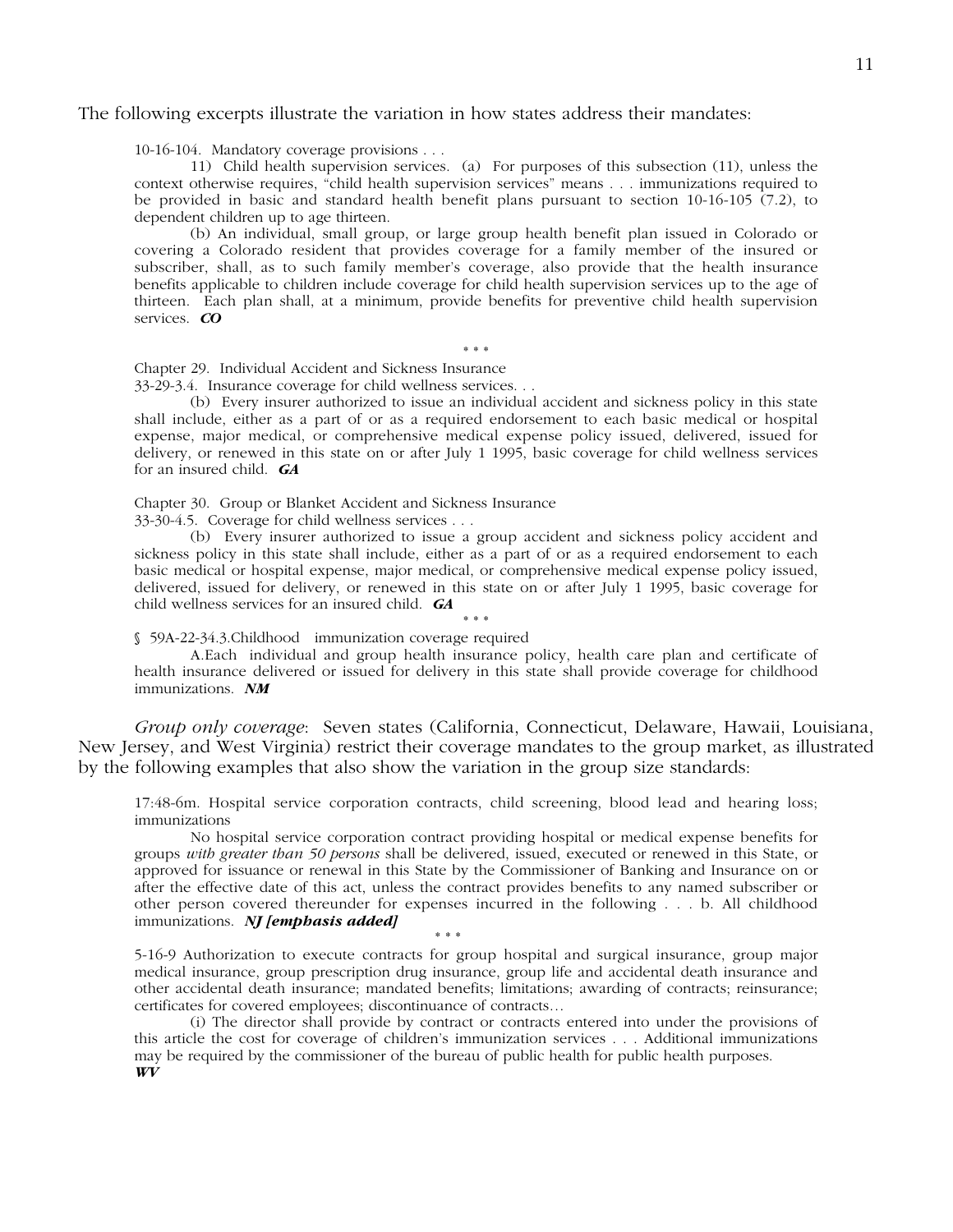The following excerpts illustrate the variation in how states address their mandates:

> 10-16-104. Mandatory coverage provisions . . .
>
> 11) Child health supervision services. (a) For purposes of this subsection (11), unless the context otherwise requires, "child health supervision services" means . . . immunizations required to be provided in basic and standard health benefit plans pursuant to section 10-16-105 (7.2), to dependent children up to age thirteen.
>
> (b) An individual, small group, or large group health benefit plan issued in Colorado or covering a Colorado resident that provides coverage for a family member of the insured or subscriber, shall, as to such family member's coverage, also provide that the health insurance benefits applicable to children include coverage for child health supervision services up to the age of thirteen. Each plan shall, at a minimum, provide benefits for preventive child health supervision services. ***CO***
>
> \* \* \*
>
> Chapter 29. Individual Accident and Sickness Insurance
> 33-29-3.4. Insurance coverage for child wellness services. . .
>
> (b) Every insurer authorized to issue an individual accident and sickness policy in this state shall include, either as a part of or as a required endorsement to each basic medical or hospital expense, major medical, or comprehensive medical expense policy issued, delivered, issued for delivery, or renewed in this state on or after July 1 1995, basic coverage for child wellness services for an insured child. ***GA***
>
> Chapter 30. Group or Blanket Accident and Sickness Insurance
> 33-30-4.5. Coverage for child wellness services . . .
>
> (b) Every insurer authorized to issue a group accident and sickness policy accident and sickness policy in this state shall include, either as a part of or as a required endorsement to each basic medical or hospital expense, major medical, or comprehensive medical expense policy issued, delivered, issued for delivery, or renewed in this state on or after July 1 1995, basic coverage for child wellness services for an insured child. ***GA***
>
> \* \* \*
>
> § 59A-22-34.3.Childhood immunization coverage required
>
> A.Each individual and group health insurance policy, health care plan and certificate of health insurance delivered or issued for delivery in this state shall provide coverage for childhood immunizations. ***NM***

*Group only coverage*: Seven states (California, Connecticut, Delaware, Hawaii, Louisiana, New Jersey, and West Virginia) restrict their coverage mandates to the group market, as illustrated by the following examples that also show the variation in the group size standards:

> 17:48-6m. Hospital service corporation contracts, child screening, blood lead and hearing loss; immunizations
>
> No hospital service corporation contract providing hospital or medical expense benefits for groups *with greater than 50 persons* shall be delivered, issued, executed or renewed in this State, or approved for issuance or renewal in this State by the Commissioner of Banking and Insurance on or after the effective date of this act, unless the contract provides benefits to any named subscriber or other person covered thereunder for expenses incurred in the following . . . b. All childhood immunizations. ***NJ [emphasis added]***
>
> \* \* \*
>
> 5-16-9 Authorization to execute contracts for group hospital and surgical insurance, group major medical insurance, group prescription drug insurance, group life and accidental death insurance and other accidental death insurance; mandated benefits; limitations; awarding of contracts; reinsurance; certificates for covered employees; discontinuance of contracts…
>
> (i) The director shall provide by contract or contracts entered into under the provisions of this article the cost for coverage of children's immunization services . . . Additional immunizations may be required by the commissioner of the bureau of public health for public health purposes.
> ***WV***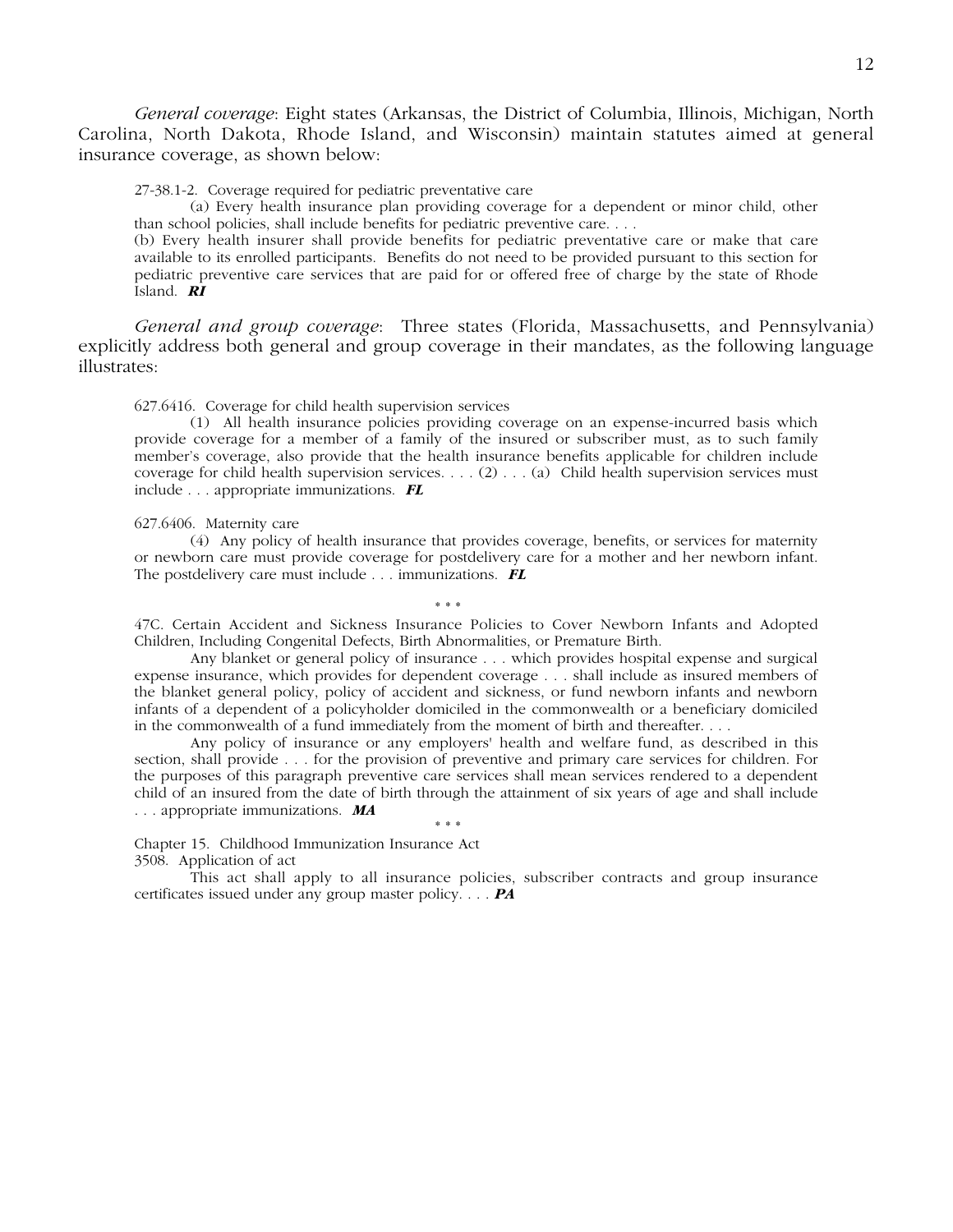*General coverage*: Eight states (Arkansas, the District of Columbia, Illinois, Michigan, North Carolina, North Dakota, Rhode Island, and Wisconsin) maintain statutes aimed at general insurance coverage, as shown below:

> 27-38.1-2. Coverage required for pediatric preventative care
>
> (a) Every health insurance plan providing coverage for a dependent or minor child, other than school policies, shall include benefits for pediatric preventive care. . . .
> (b) Every health insurer shall provide benefits for pediatric preventative care or make that care available to its enrolled participants. Benefits do not need to be provided pursuant to this section for pediatric preventive care services that are paid for or offered free of charge by the state of Rhode Island. ***RI***

*General and group coverage*: Three states (Florida, Massachusetts, and Pennsylvania) explicitly address both general and group coverage in their mandates, as the following language illustrates:

> 627.6416. Coverage for child health supervision services
>
> (1) All health insurance policies providing coverage on an expense-incurred basis which provide coverage for a member of a family of the insured or subscriber must, as to such family member's coverage, also provide that the health insurance benefits applicable for children include coverage for child health supervision services. . . . (2) . . . (a) Child health supervision services must include . . . appropriate immunizations. ***FL***

> 627.6406. Maternity care
>
> (4) Any policy of health insurance that provides coverage, benefits, or services for maternity or newborn care must provide coverage for postdelivery care for a mother and her newborn infant. The postdelivery care must include . . . immunizations. ***FL***

\* \* \*

> 47C. Certain Accident and Sickness Insurance Policies to Cover Newborn Infants and Adopted Children, Including Congenital Defects, Birth Abnormalities, or Premature Birth.
>
> Any blanket or general policy of insurance . . . which provides hospital expense and surgical expense insurance, which provides for dependent coverage . . . shall include as insured members of the blanket general policy, policy of accident and sickness, or fund newborn infants and newborn infants of a dependent of a policyholder domiciled in the commonwealth or a beneficiary domiciled in the commonwealth of a fund immediately from the moment of birth and thereafter. . . .
>
> Any policy of insurance or any employers' health and welfare fund, as described in this section, shall provide . . . for the provision of preventive and primary care services for children. For the purposes of this paragraph preventive care services shall mean services rendered to a dependent child of an insured from the date of birth through the attainment of six years of age and shall include . . . appropriate immunizations. ***MA***

\* \* \*

> Chapter 15. Childhood Immunization Insurance Act
> 3508. Application of act
>
> This act shall apply to all insurance policies, subscriber contracts and group insurance certificates issued under any group master policy. . . . ***PA***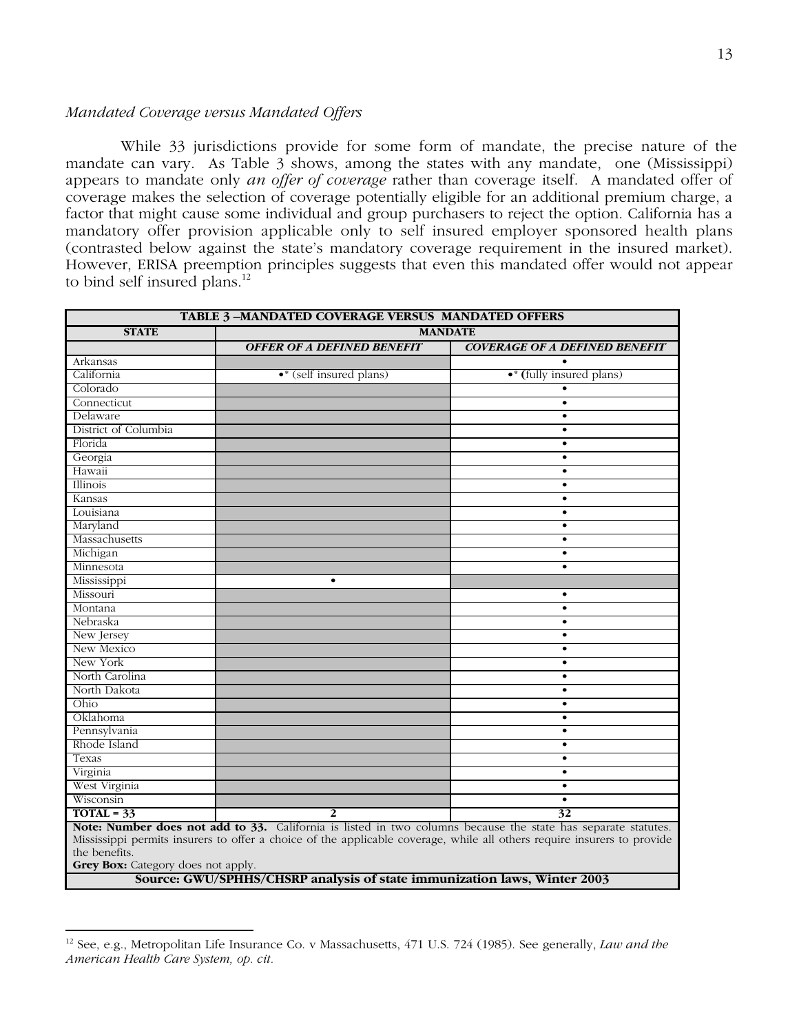*Mandated Coverage versus Mandated Offers*

While 33 jurisdictions provide for some form of mandate, the precise nature of the mandate can vary. As Table 3 shows, among the states with any mandate, one (Mississippi) appears to mandate only *an offer of coverage* rather than coverage itself. A mandated offer of coverage makes the selection of coverage potentially eligible for an additional premium charge, a factor that might cause some individual and group purchasers to reject the option. California has a mandatory offer provision applicable only to self insured employer sponsored health plans (contrasted below against the state's mandatory coverage requirement in the insured market). However, ERISA preemption principles suggests that even this mandated offer would not appear to bind self insured plans.[12]

| TABLE 3 –MANDATED COVERAGE VERSUS MANDATED OFFERS | | |
|---|---|---|
| **STATE** | **MANDATE** | |
| | ***OFFER OF A DEFINED BENEFIT*** | ***COVERAGE OF A DEFINED BENEFIT*** |
| Arkansas | | • |
| California | •* (self insured plans) | •* (fully insured plans) |
| Colorado | | • |
| Connecticut | | • |
| Delaware | | • |
| District of Columbia | | • |
| Florida | | • |
| Georgia | | • |
| Hawaii | | • |
| Illinois | | • |
| Kansas | | • |
| Louisiana | | • |
| Maryland | | • |
| Massachusetts | | • |
| Michigan | | • |
| Minnesota | | • |
| Mississippi | • | |
| Missouri | | • |
| Montana | | • |
| Nebraska | | • |
| New Jersey | | • |
| New Mexico | | • |
| New York | | • |
| North Carolina | | • |
| North Dakota | | • |
| Ohio | | • |
| Oklahoma | | • |
| Pennsylvania | | • |
| Rhode Island | | • |
| Texas | | • |
| Virginia | | • |
| West Virginia | | • |
| Wisconsin | | • |
| **TOTAL = 33** | **2** | **32** |

**Note: Number does not add to 33.** California is listed in two columns because the state has separate statutes. Mississippi permits insurers to offer a choice of the applicable coverage, while all others require insurers to provide the benefits.
**Grey Box:** Category does not apply.

**Source: GWU/SPHHS/CHSRP analysis of state immunization laws, Winter 2003**

[12] See, e.g., Metropolitan Life Insurance Co. v Massachusetts, 471 U.S. 724 (1985). See generally, *Law and the American Health Care System, op. cit.*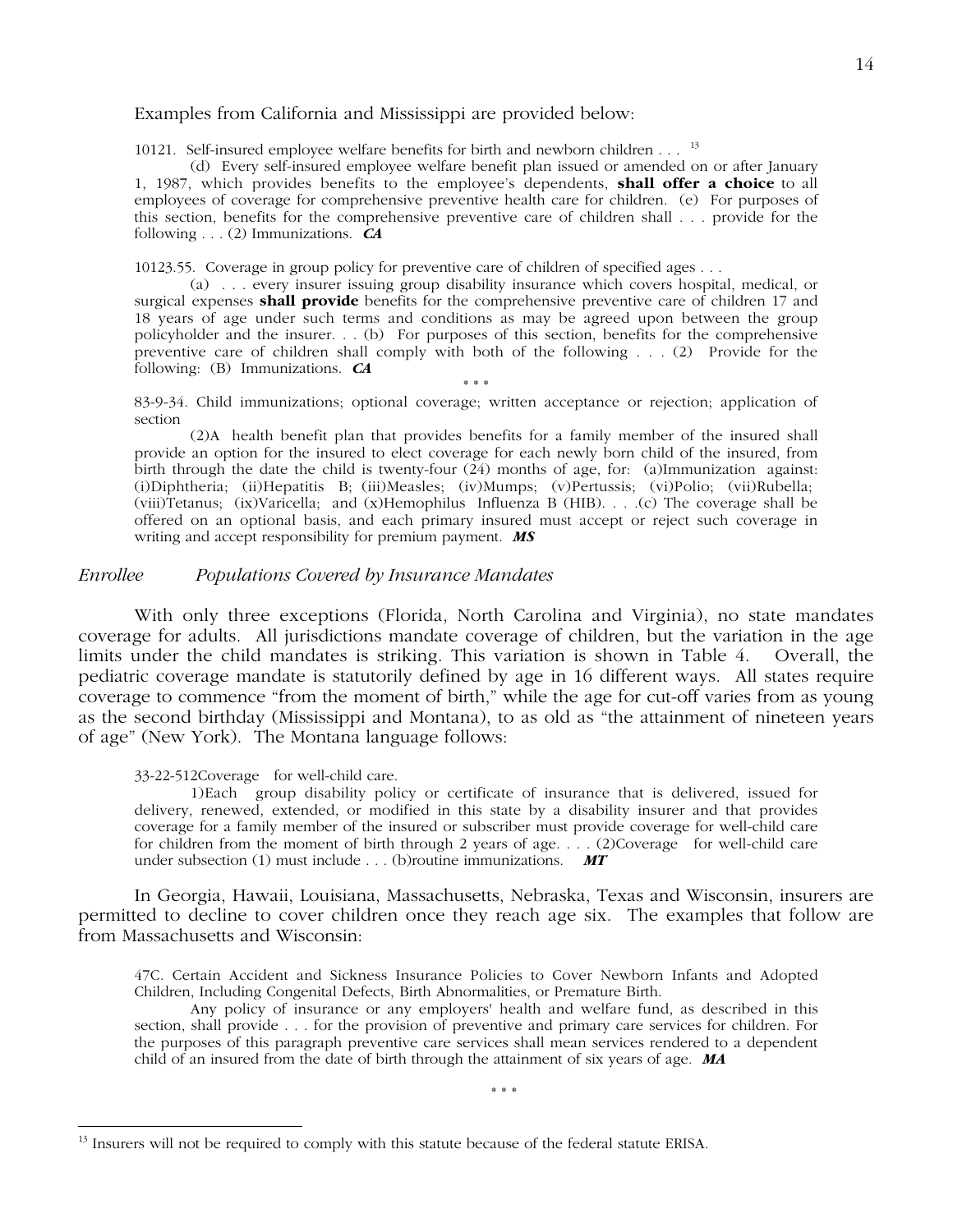Examples from California and Mississippi are provided below:

> 10121. Self-insured employee welfare benefits for birth and newborn children . . . [13]
>
> (d) Every self-insured employee welfare benefit plan issued or amended on or after January 1, 1987, which provides benefits to the employee's dependents, **shall offer a choice** to all employees of coverage for comprehensive preventive health care for children. (e) For purposes of this section, benefits for the comprehensive preventive care of children shall . . . provide for the following . . . (2) Immunizations. ***CA***
>
> 10123.55. Coverage in group policy for preventive care of children of specified ages . . .
>
> (a) . . . every insurer issuing group disability insurance which covers hospital, medical, or surgical expenses **shall provide** benefits for the comprehensive preventive care of children 17 and 18 years of age under such terms and conditions as may be agreed upon between the group policyholder and the insurer. . . (b) For purposes of this section, benefits for the comprehensive preventive care of children shall comply with both of the following . . . (2) Provide for the following: (B) Immunizations. ***CA***
>
> \* \* \*
>
> 83-9-34. Child immunizations; optional coverage; written acceptance or rejection; application of section
>
> (2)A health benefit plan that provides benefits for a family member of the insured shall provide an option for the insured to elect coverage for each newly born child of the insured, from birth through the date the child is twenty-four (24) months of age, for: (a)Immunization against: (i)Diphtheria; (ii)Hepatitis B; (iii)Measles; (iv)Mumps; (v)Pertussis; (vi)Polio; (vii)Rubella; (viii)Tetanus; (ix)Varicella; and (x)Hemophilus Influenza B (HIB). . . .(c) The coverage shall be offered on an optional basis, and each primary insured must accept or reject such coverage in writing and accept responsibility for premium payment. ***MS***

*Enrollee Populations Covered by Insurance Mandates*

With only three exceptions (Florida, North Carolina and Virginia), no state mandates coverage for adults. All jurisdictions mandate coverage of children, but the variation in the age limits under the child mandates is striking. This variation is shown in Table 4. Overall, the pediatric coverage mandate is statutorily defined by age in 16 different ways. All states require coverage to commence "from the moment of birth," while the age for cut-off varies from as young as the second birthday (Mississippi and Montana), to as old as "the attainment of nineteen years of age" (New York). The Montana language follows:

> 33-22-512Coverage for well-child care.
>
> 1)Each group disability policy or certificate of insurance that is delivered, issued for delivery, renewed, extended, or modified in this state by a disability insurer and that provides coverage for a family member of the insured or subscriber must provide coverage for well-child care for children from the moment of birth through 2 years of age. . . . (2)Coverage for well-child care under subsection (1) must include . . . (b)routine immunizations. ***MT***

In Georgia, Hawaii, Louisiana, Massachusetts, Nebraska, Texas and Wisconsin, insurers are permitted to decline to cover children once they reach age six. The examples that follow are from Massachusetts and Wisconsin:

> 47C. Certain Accident and Sickness Insurance Policies to Cover Newborn Infants and Adopted Children, Including Congenital Defects, Birth Abnormalities, or Premature Birth.
>
> Any policy of insurance or any employers' health and welfare fund, as described in this section, shall provide . . . for the provision of preventive and primary care services for children. For the purposes of this paragraph preventive care services shall mean services rendered to a dependent child of an insured from the date of birth through the attainment of six years of age. ***MA***
>
> \* \* \*

[13] Insurers will not be required to comply with this statute because of the federal statute ERISA.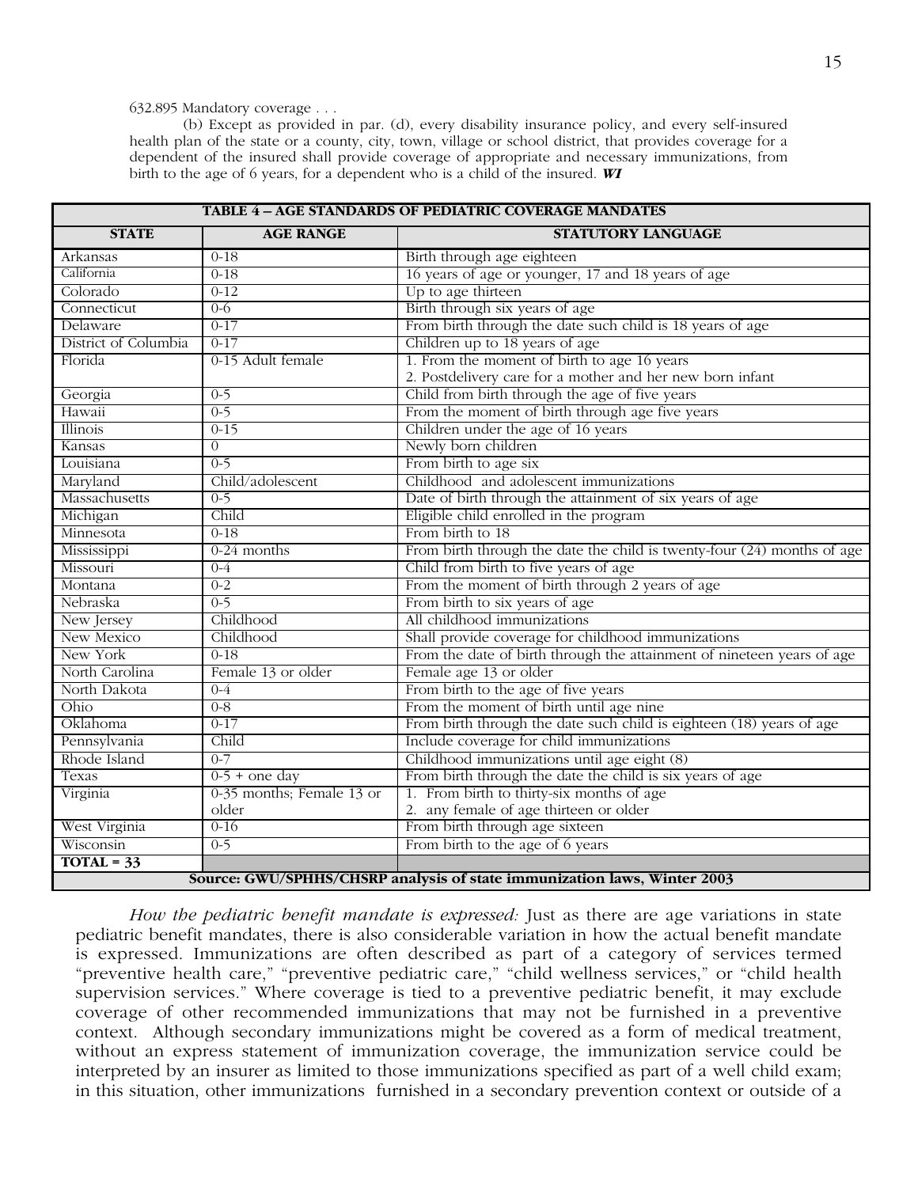632.895 Mandatory coverage . . .

(b) Except as provided in par. (d), every disability insurance policy, and every self-insured health plan of the state or a county, city, town, village or school district, that provides coverage for a dependent of the insured shall provide coverage of appropriate and necessary immunizations, from birth to the age of 6 years, for a dependent who is a child of the insured. ***WI***

| TABLE 4 – AGE STANDARDS OF PEDIATRIC COVERAGE MANDATES | | |
|---|---|---|
| **STATE** | **AGE RANGE** | **STATUTORY LANGUAGE** |
| Arkansas | 0-18 | Birth through age eighteen |
| California | 0-18 | 16 years of age or younger, 17 and 18 years of age |
| Colorado | 0-12 | Up to age thirteen |
| Connecticut | 0-6 | Birth through six years of age |
| Delaware | 0-17 | From birth through the date such child is 18 years of age |
| District of Columbia | 0-17 | Children up to 18 years of age |
| Florida | 0-15 Adult female | 1. From the moment of birth to age 16 years<br>2. Postdelivery care for a mother and her new born infant |
| Georgia | 0-5 | Child from birth through the age of five years |
| Hawaii | 0-5 | From the moment of birth through age five years |
| Illinois | 0-15 | Children under the age of 16 years |
| Kansas | 0 | Newly born children |
| Louisiana | 0-5 | From birth to age six |
| Maryland | Child/adolescent | Childhood and adolescent immunizations |
| Massachusetts | 0-5 | Date of birth through the attainment of six years of age |
| Michigan | Child | Eligible child enrolled in the program |
| Minnesota | 0-18 | From birth to 18 |
| Mississippi | 0-24 months | From birth through the date the child is twenty-four (24) months of age |
| Missouri | 0-4 | Child from birth to five years of age |
| Montana | 0-2 | From the moment of birth through 2 years of age |
| Nebraska | 0-5 | From birth to six years of age |
| New Jersey | Childhood | All childhood immunizations |
| New Mexico | Childhood | Shall provide coverage for childhood immunizations |
| New York | 0-18 | From the date of birth through the attainment of nineteen years of age |
| North Carolina | Female 13 or older | Female age 13 or older |
| North Dakota | 0-4 | From birth to the age of five years |
| Ohio | 0-8 | From the moment of birth until age nine |
| Oklahoma | 0-17 | From birth through the date such child is eighteen (18) years of age |
| Pennsylvania | Child | Include coverage for child immunizations |
| Rhode Island | 0-7 | Childhood immunizations until age eight (8) |
| Texas | 0-5 + one day | From birth through the date the child is six years of age |
| Virginia | 0-35 months; Female 13 or older | 1. From birth to thirty-six months of age<br>2. any female of age thirteen or older |
| West Virginia | 0-16 | From birth through age sixteen |
| Wisconsin | 0-5 | From birth to the age of 6 years |
| **TOTAL = 33** | | |
| **Source: GWU/SPHHS/CHSRP analysis of state immunization laws, Winter 2003** | | |

*How the pediatric benefit mandate is expressed:* Just as there are age variations in state pediatric benefit mandates, there is also considerable variation in how the actual benefit mandate is expressed. Immunizations are often described as part of a category of services termed "preventive health care," "preventive pediatric care," "child wellness services," or "child health supervision services." Where coverage is tied to a preventive pediatric benefit, it may exclude coverage of other recommended immunizations that may not be furnished in a preventive context. Although secondary immunizations might be covered as a form of medical treatment, without an express statement of immunization coverage, the immunization service could be interpreted by an insurer as limited to those immunizations specified as part of a well child exam; in this situation, other immunizations furnished in a secondary prevention context or outside of a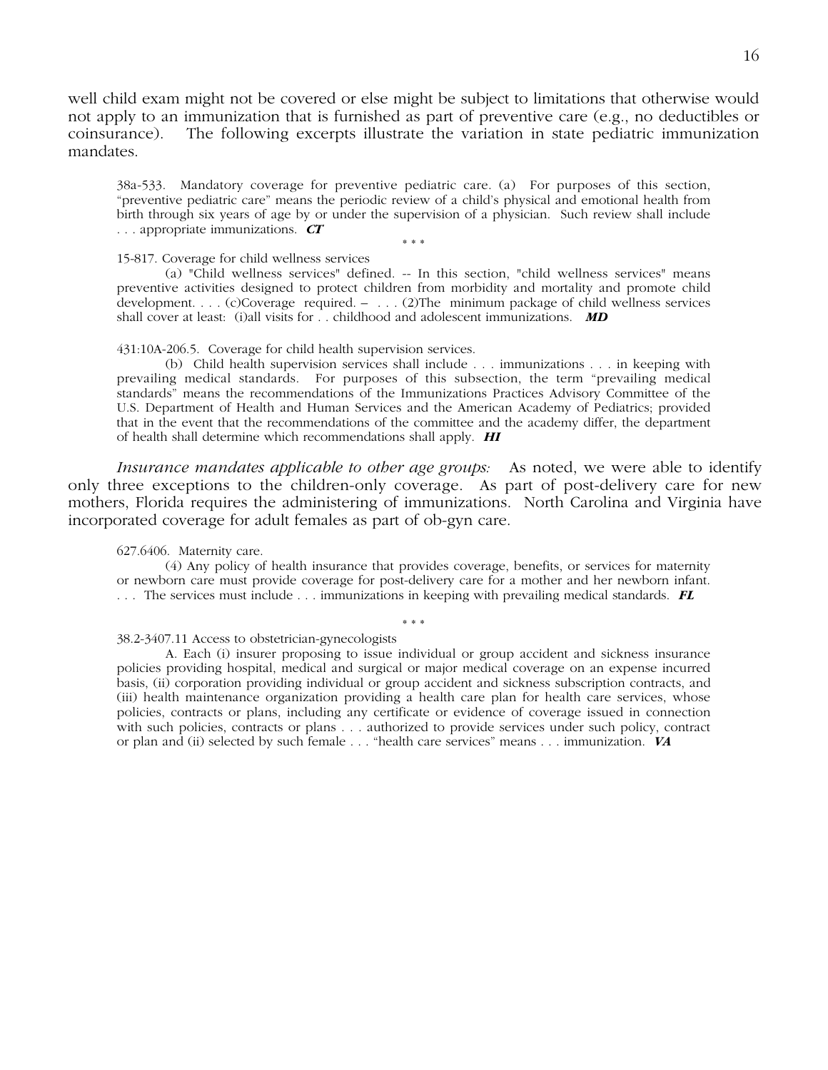well child exam might not be covered or else might be subject to limitations that otherwise would not apply to an immunization that is furnished as part of preventive care (e.g., no deductibles or coinsurance). The following excerpts illustrate the variation in state pediatric immunization mandates.

> 38a-533. Mandatory coverage for preventive pediatric care. (a) For purposes of this section, "preventive pediatric care" means the periodic review of a child's physical and emotional health from birth through six years of age by or under the supervision of a physician. Such review shall include . . . appropriate immunizations. ***CT***
>
> \* \* \*
>
> 15-817. Coverage for child wellness services
>
> (a) "Child wellness services" defined. -- In this section, "child wellness services" means preventive activities designed to protect children from morbidity and mortality and promote child development. . . . (c)Coverage required. – . . . (2)The minimum package of child wellness services shall cover at least: (i)all visits for . . childhood and adolescent immunizations. ***MD***
>
> 431:10A-206.5. Coverage for child health supervision services.
>
> (b) Child health supervision services shall include . . . immunizations . . . in keeping with prevailing medical standards. For purposes of this subsection, the term "prevailing medical standards" means the recommendations of the Immunizations Practices Advisory Committee of the U.S. Department of Health and Human Services and the American Academy of Pediatrics; provided that in the event that the recommendations of the committee and the academy differ, the department of health shall determine which recommendations shall apply. ***HI***

*Insurance mandates applicable to other age groups:* As noted, we were able to identify only three exceptions to the children-only coverage. As part of post-delivery care for new mothers, Florida requires the administering of immunizations. North Carolina and Virginia have incorporated coverage for adult females as part of ob-gyn care.

> 627.6406. Maternity care.
>
> (4) Any policy of health insurance that provides coverage, benefits, or services for maternity or newborn care must provide coverage for post-delivery care for a mother and her newborn infant. . . . The services must include . . . immunizations in keeping with prevailing medical standards. ***FL***
>
> \* \* \*
>
> 38.2-3407.11 Access to obstetrician-gynecologists
>
> A. Each (i) insurer proposing to issue individual or group accident and sickness insurance policies providing hospital, medical and surgical or major medical coverage on an expense incurred basis, (ii) corporation providing individual or group accident and sickness subscription contracts, and (iii) health maintenance organization providing a health care plan for health care services, whose policies, contracts or plans, including any certificate or evidence of coverage issued in connection with such policies, contracts or plans . . . authorized to provide services under such policy, contract or plan and (ii) selected by such female . . . "health care services" means . . . immunization. ***VA***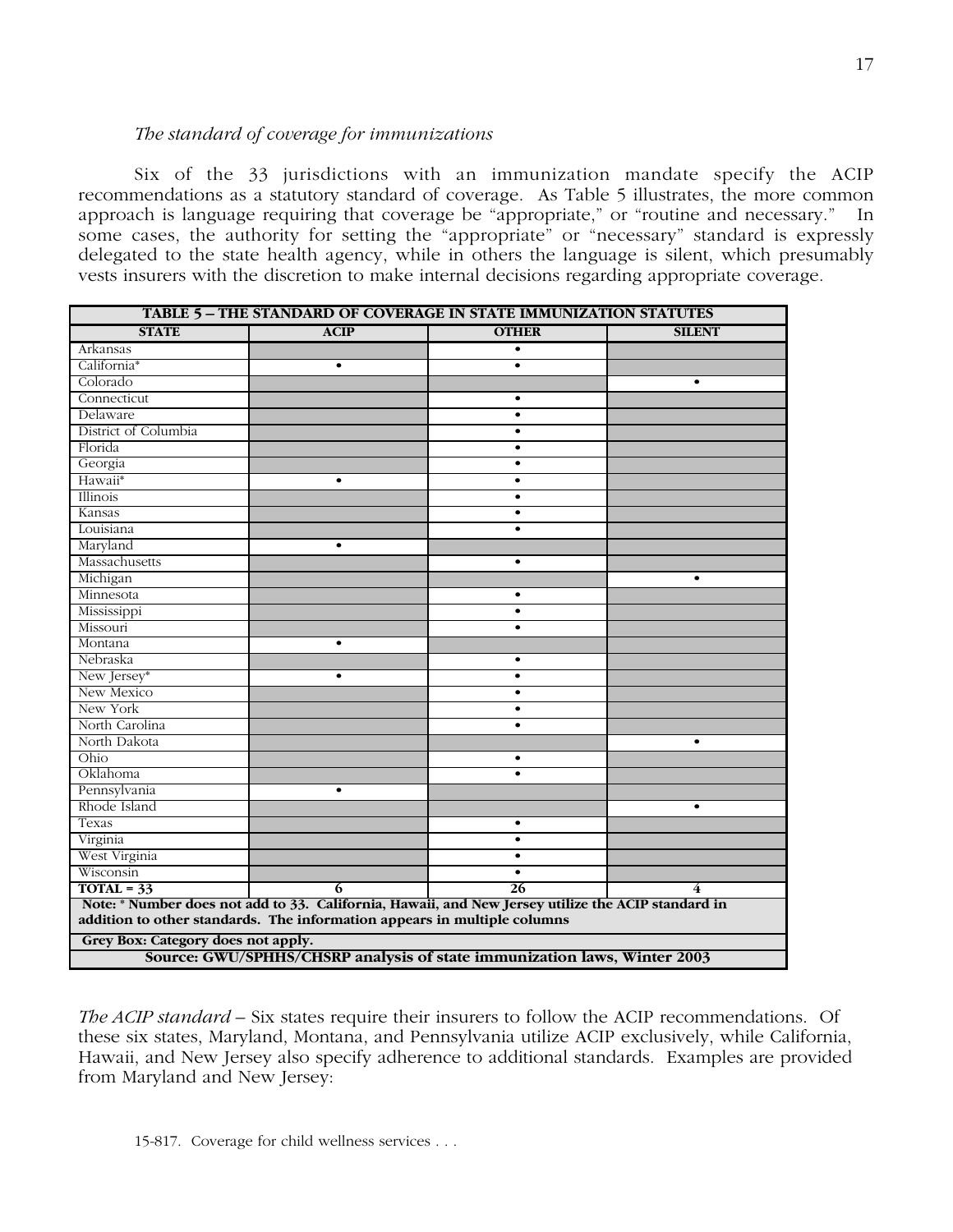*The standard of coverage for immunizations*

Six of the 33 jurisdictions with an immunization mandate specify the ACIP recommendations as a statutory standard of coverage. As Table 5 illustrates, the more common approach is language requiring that coverage be "appropriate," or "routine and necessary." In some cases, the authority for setting the "appropriate" or "necessary" standard is expressly delegated to the state health agency, while in others the language is silent, which presumably vests insurers with the discretion to make internal decisions regarding appropriate coverage.

**TABLE 5 – THE STANDARD OF COVERAGE IN STATE IMMUNIZATION STATUTES**

| STATE | ACIP | OTHER | SILENT |
|---|---|---|---|
| Arkansas | | • | |
| California* | • | • | |
| Colorado | | | • |
| Connecticut | | • | |
| Delaware | | • | |
| District of Columbia | | • | |
| Florida | | • | |
| Georgia | | • | |
| Hawaii* | • | • | |
| Illinois | | • | |
| Kansas | | • | |
| Louisiana | | • | |
| Maryland | • | | |
| Massachusetts | | • | |
| Michigan | | | • |
| Minnesota | | • | |
| Mississippi | | • | |
| Missouri | | • | |
| Montana | • | | |
| Nebraska | | • | |
| New Jersey* | • | • | |
| New Mexico | | • | |
| New York | | • | |
| North Carolina | | • | |
| North Dakota | | | • |
| Ohio | | • | |
| Oklahoma | | • | |
| Pennsylvania | • | | |
| Rhode Island | | | • |
| Texas | | • | |
| Virginia | | • | |
| West Virginia | | • | |
| Wisconsin | | • | |
| **TOTAL = 33** | 6 | 26 | 4 |

**Note: * Number does not add to 33. California, Hawaii, and New Jersey utilize the ACIP standard in addition to other standards. The information appears in multiple columns**

**Grey Box: Category does not apply.**

**Source: GWU/SPHHS/CHSRP analysis of state immunization laws, Winter 2003**

*The ACIP standard* – Six states require their insurers to follow the ACIP recommendations. Of these six states, Maryland, Montana, and Pennsylvania utilize ACIP exclusively, while California, Hawaii, and New Jersey also specify adherence to additional standards. Examples are provided from Maryland and New Jersey:

15-817. Coverage for child wellness services . . .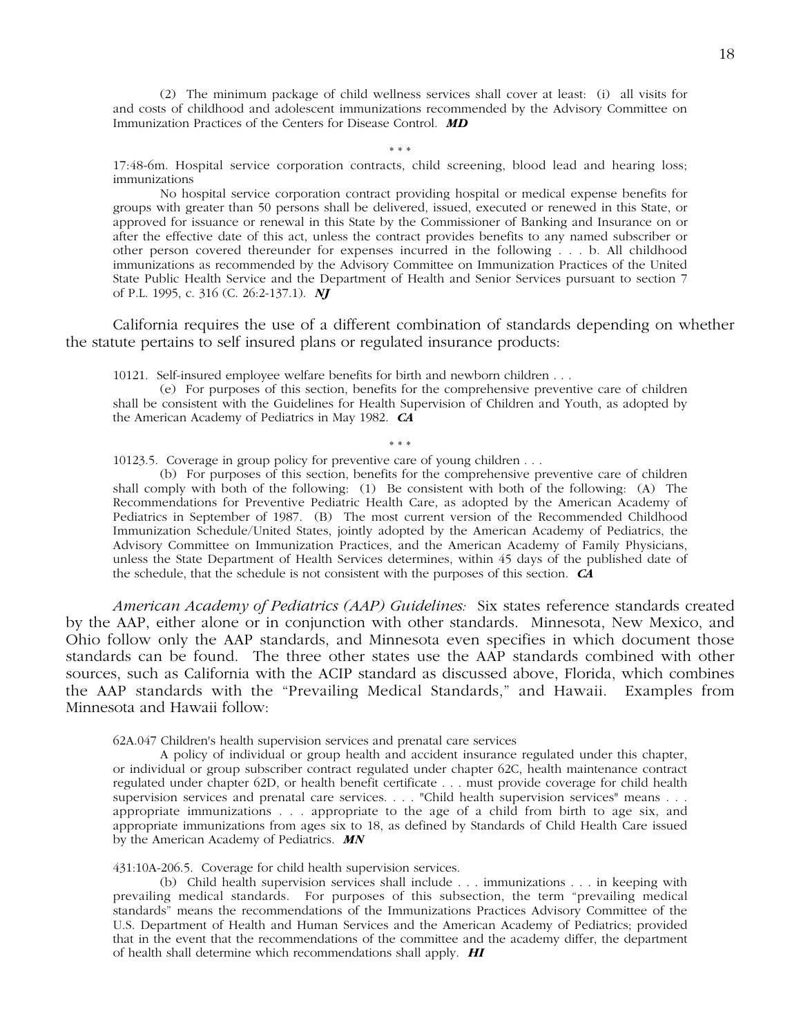(2) The minimum package of child wellness services shall cover at least: (i) all visits for and costs of childhood and adolescent immunizations recommended by the Advisory Committee on Immunization Practices of the Centers for Disease Control. ***MD***

\* \* \*

17:48-6m. Hospital service corporation contracts, child screening, blood lead and hearing loss; immunizations

No hospital service corporation contract providing hospital or medical expense benefits for groups with greater than 50 persons shall be delivered, issued, executed or renewed in this State, or approved for issuance or renewal in this State by the Commissioner of Banking and Insurance on or after the effective date of this act, unless the contract provides benefits to any named subscriber or other person covered thereunder for expenses incurred in the following . . . b. All childhood immunizations as recommended by the Advisory Committee on Immunization Practices of the United State Public Health Service and the Department of Health and Senior Services pursuant to section 7 of P.L. 1995, c. 316 (C. 26:2-137.1). ***NJ***

California requires the use of a different combination of standards depending on whether the statute pertains to self insured plans or regulated insurance products:

10121. Self-insured employee welfare benefits for birth and newborn children . . .

(e) For purposes of this section, benefits for the comprehensive preventive care of children shall be consistent with the Guidelines for Health Supervision of Children and Youth, as adopted by the American Academy of Pediatrics in May 1982. ***CA***

\* \* \*

10123.5. Coverage in group policy for preventive care of young children . . .

(b) For purposes of this section, benefits for the comprehensive preventive care of children shall comply with both of the following: (1) Be consistent with both of the following: (A) The Recommendations for Preventive Pediatric Health Care, as adopted by the American Academy of Pediatrics in September of 1987. (B) The most current version of the Recommended Childhood Immunization Schedule/United States, jointly adopted by the American Academy of Pediatrics, the Advisory Committee on Immunization Practices, and the American Academy of Family Physicians, unless the State Department of Health Services determines, within 45 days of the published date of the schedule, that the schedule is not consistent with the purposes of this section. ***CA***

*American Academy of Pediatrics (AAP) Guidelines:* Six states reference standards created by the AAP, either alone or in conjunction with other standards. Minnesota, New Mexico, and Ohio follow only the AAP standards, and Minnesota even specifies in which document those standards can be found. The three other states use the AAP standards combined with other sources, such as California with the ACIP standard as discussed above, Florida, which combines the AAP standards with the "Prevailing Medical Standards," and Hawaii. Examples from Minnesota and Hawaii follow:

62A.047 Children's health supervision services and prenatal care services

A policy of individual or group health and accident insurance regulated under this chapter, or individual or group subscriber contract regulated under chapter 62C, health maintenance contract regulated under chapter 62D, or health benefit certificate . . . must provide coverage for child health supervision services and prenatal care services. . . . "Child health supervision services" means . . . appropriate immunizations . . . appropriate to the age of a child from birth to age six, and appropriate immunizations from ages six to 18, as defined by Standards of Child Health Care issued by the American Academy of Pediatrics. ***MN***

431:10A-206.5. Coverage for child health supervision services.

(b) Child health supervision services shall include . . . immunizations . . . in keeping with prevailing medical standards. For purposes of this subsection, the term "prevailing medical standards" means the recommendations of the Immunizations Practices Advisory Committee of the U.S. Department of Health and Human Services and the American Academy of Pediatrics; provided that in the event that the recommendations of the committee and the academy differ, the department of health shall determine which recommendations shall apply. ***HI***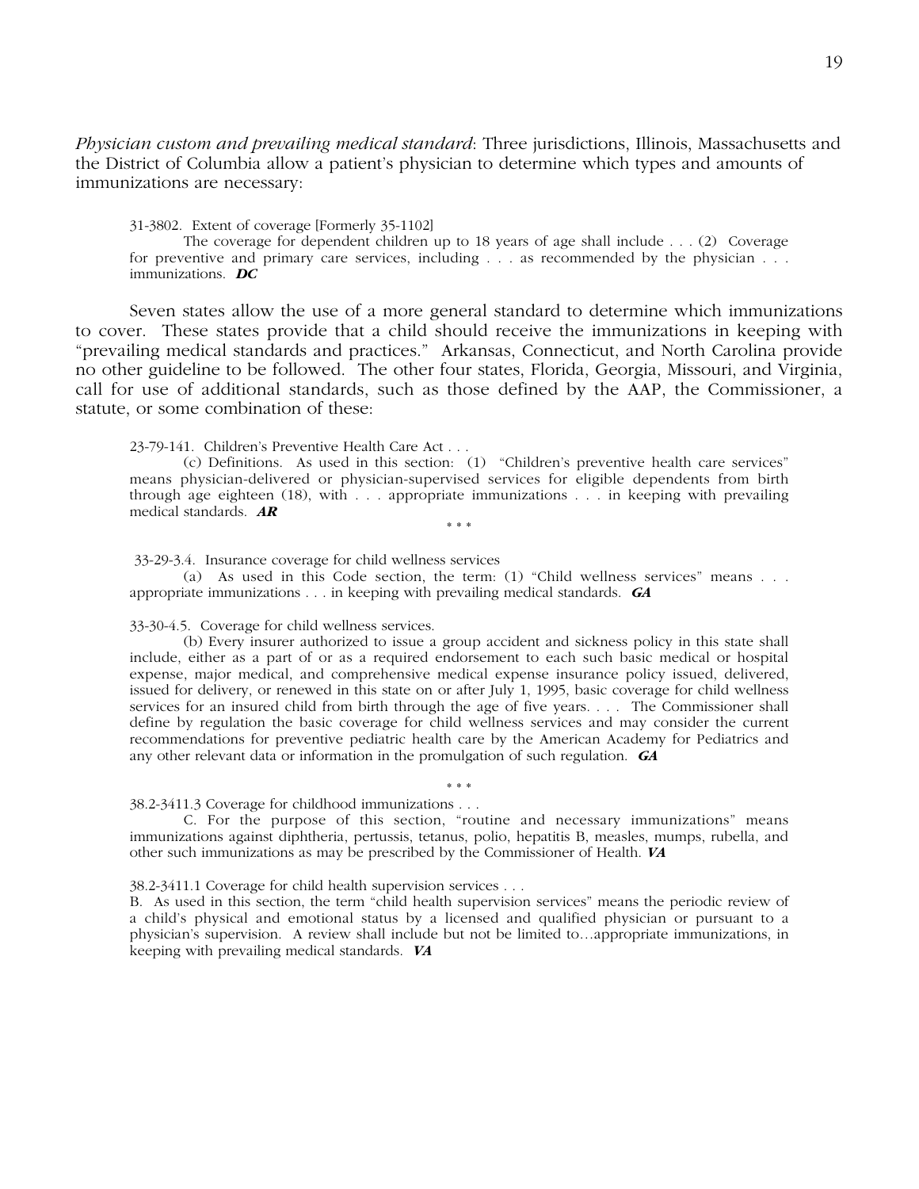*Physician custom and prevailing medical standard*: Three jurisdictions, Illinois, Massachusetts and the District of Columbia allow a patient's physician to determine which types and amounts of immunizations are necessary:

> 31-3802. Extent of coverage [Formerly 35-1102]
>
> The coverage for dependent children up to 18 years of age shall include . . . (2) Coverage for preventive and primary care services, including . . . as recommended by the physician . . . immunizations. ***DC***

Seven states allow the use of a more general standard to determine which immunizations to cover. These states provide that a child should receive the immunizations in keeping with "prevailing medical standards and practices." Arkansas, Connecticut, and North Carolina provide no other guideline to be followed. The other four states, Florida, Georgia, Missouri, and Virginia, call for use of additional standards, such as those defined by the AAP, the Commissioner, a statute, or some combination of these:

> 23-79-141. Children's Preventive Health Care Act . . .
>
> (c) Definitions. As used in this section: (1) "Children's preventive health care services" means physician-delivered or physician-supervised services for eligible dependents from birth through age eighteen (18), with . . . appropriate immunizations . . . in keeping with prevailing medical standards. ***AR***

\* \* \*

> 33-29-3.4. Insurance coverage for child wellness services
>
> (a) As used in this Code section, the term: (1) "Child wellness services" means . . . appropriate immunizations . . . in keeping with prevailing medical standards. ***GA***

> 33-30-4.5. Coverage for child wellness services.
>
> (b) Every insurer authorized to issue a group accident and sickness policy in this state shall include, either as a part of or as a required endorsement to each such basic medical or hospital expense, major medical, and comprehensive medical expense insurance policy issued, delivered, issued for delivery, or renewed in this state on or after July 1, 1995, basic coverage for child wellness services for an insured child from birth through the age of five years. . . . The Commissioner shall define by regulation the basic coverage for child wellness services and may consider the current recommendations for preventive pediatric health care by the American Academy for Pediatrics and any other relevant data or information in the promulgation of such regulation. ***GA***

\* \* \*

> 38.2-3411.3 Coverage for childhood immunizations . . .
>
> C. For the purpose of this section, "routine and necessary immunizations" means immunizations against diphtheria, pertussis, tetanus, polio, hepatitis B, measles, mumps, rubella, and other such immunizations as may be prescribed by the Commissioner of Health. ***VA***

> 38.2-3411.1 Coverage for child health supervision services . . .
>
> B. As used in this section, the term "child health supervision services" means the periodic review of a child's physical and emotional status by a licensed and qualified physician or pursuant to a physician's supervision. A review shall include but not be limited to…appropriate immunizations, in keeping with prevailing medical standards. ***VA***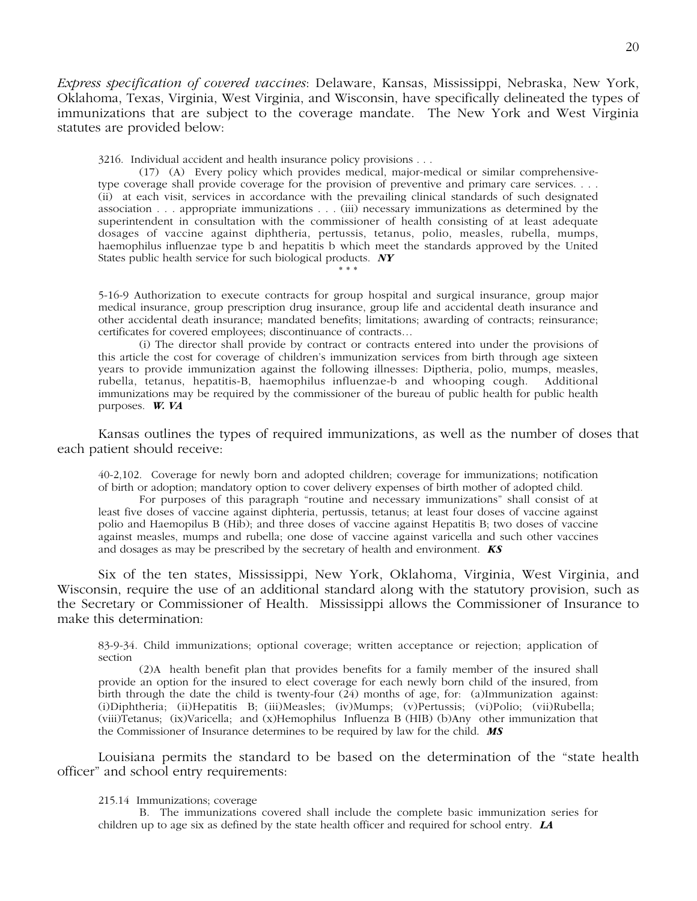*Express specification of covered vaccines*: Delaware, Kansas, Mississippi, Nebraska, New York, Oklahoma, Texas, Virginia, West Virginia, and Wisconsin, have specifically delineated the types of immunizations that are subject to the coverage mandate. The New York and West Virginia statutes are provided below:

> 3216. Individual accident and health insurance policy provisions . . .
>
> (17) (A) Every policy which provides medical, major-medical or similar comprehensive-type coverage shall provide coverage for the provision of preventive and primary care services. . . . (ii) at each visit, services in accordance with the prevailing clinical standards of such designated association . . . appropriate immunizations . . . (iii) necessary immunizations as determined by the superintendent in consultation with the commissioner of health consisting of at least adequate dosages of vaccine against diphtheria, pertussis, tetanus, polio, measles, rubella, mumps, haemophilus influenzae type b and hepatitis b which meet the standards approved by the United States public health service for such biological products. ***NY***
>
> \* \* \*

> 5-16-9 Authorization to execute contracts for group hospital and surgical insurance, group major medical insurance, group prescription drug insurance, group life and accidental death insurance and other accidental death insurance; mandated benefits; limitations; awarding of contracts; reinsurance; certificates for covered employees; discontinuance of contracts…
>
> (i) The director shall provide by contract or contracts entered into under the provisions of this article the cost for coverage of children's immunization services from birth through age sixteen years to provide immunization against the following illnesses: Diptheria, polio, mumps, measles, rubella, tetanus, hepatitis-B, haemophilus influenzae-b and whooping cough. Additional immunizations may be required by the commissioner of the bureau of public health for public health purposes. ***W. VA***

Kansas outlines the types of required immunizations, as well as the number of doses that each patient should receive:

> 40-2,102. Coverage for newly born and adopted children; coverage for immunizations; notification of birth or adoption; mandatory option to cover delivery expenses of birth mother of adopted child.
>
> For purposes of this paragraph "routine and necessary immunizations" shall consist of at least five doses of vaccine against diphteria, pertussis, tetanus; at least four doses of vaccine against polio and Haemopilus B (Hib); and three doses of vaccine against Hepatitis B; two doses of vaccine against measles, mumps and rubella; one dose of vaccine against varicella and such other vaccines and dosages as may be prescribed by the secretary of health and environment. ***KS***

Six of the ten states, Mississippi, New York, Oklahoma, Virginia, West Virginia, and Wisconsin, require the use of an additional standard along with the statutory provision, such as the Secretary or Commissioner of Health. Mississippi allows the Commissioner of Insurance to make this determination:

> 83-9-34. Child immunizations; optional coverage; written acceptance or rejection; application of section
>
> (2)A health benefit plan that provides benefits for a family member of the insured shall provide an option for the insured to elect coverage for each newly born child of the insured, from birth through the date the child is twenty-four (24) months of age, for: (a)Immunization against: (i)Diphtheria; (ii)Hepatitis B; (iii)Measles; (iv)Mumps; (v)Pertussis; (vi)Polio; (vii)Rubella; (viii)Tetanus; (ix)Varicella; and (x)Hemophilus Influenza B (HIB) (b)Any other immunization that the Commissioner of Insurance determines to be required by law for the child. ***MS***

Louisiana permits the standard to be based on the determination of the "state health officer" and school entry requirements:

> 215.14 Immunizations; coverage
>
> B. The immunizations covered shall include the complete basic immunization series for children up to age six as defined by the state health officer and required for school entry. ***LA***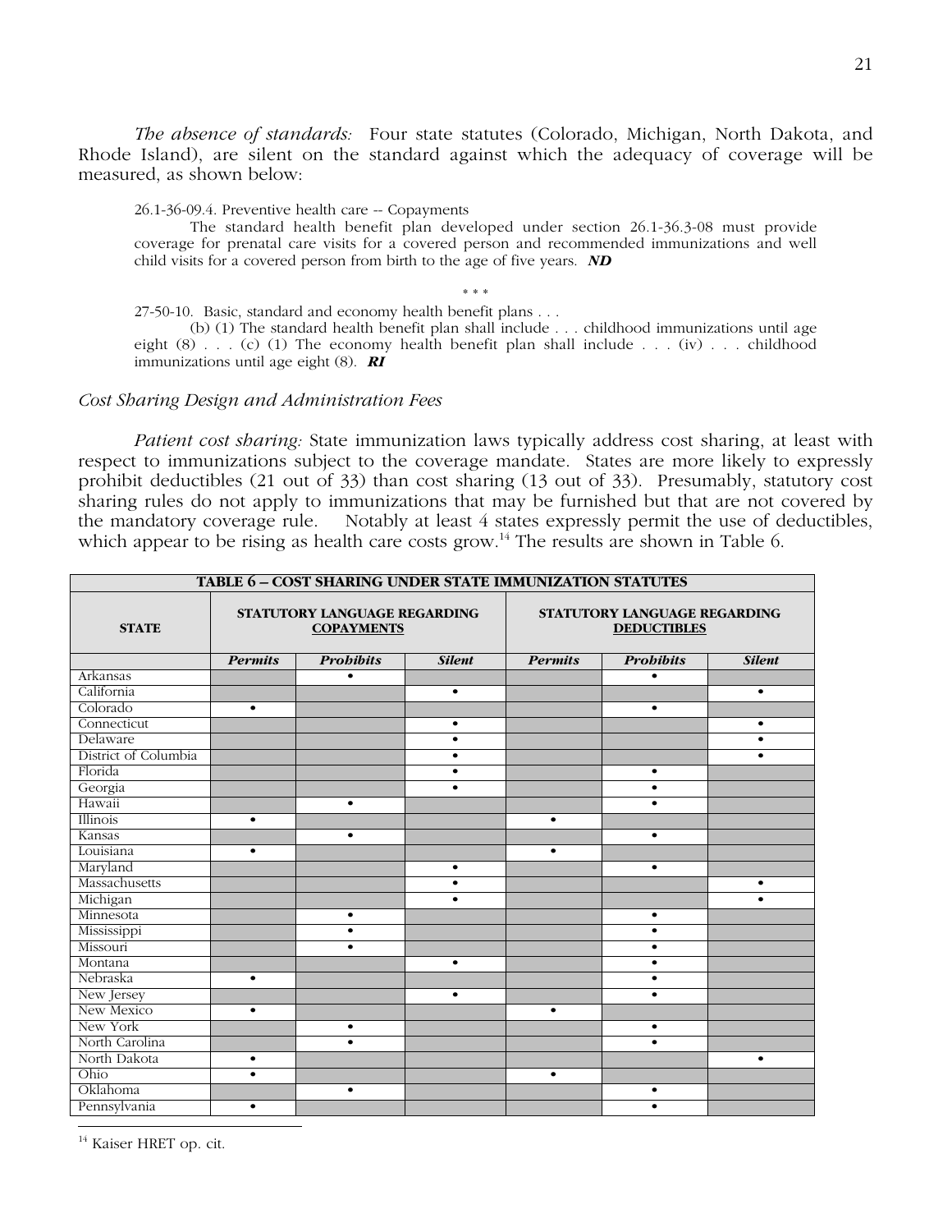*The absence of standards:* Four state statutes (Colorado, Michigan, North Dakota, and Rhode Island), are silent on the standard against which the adequacy of coverage will be measured, as shown below:

> 26.1-36-09.4. Preventive health care -- Copayments
>
> The standard health benefit plan developed under section 26.1-36.3-08 must provide coverage for prenatal care visits for a covered person and recommended immunizations and well child visits for a covered person from birth to the age of five years. ***ND***
>
> \* \* \*
>
> 27-50-10. Basic, standard and economy health benefit plans . . .
>
> (b) (1) The standard health benefit plan shall include . . . childhood immunizations until age eight (8) . . . (c) (1) The economy health benefit plan shall include . . . (iv) . . . childhood immunizations until age eight (8). ***RI***

### *Cost Sharing Design and Administration Fees*

*Patient cost sharing:* State immunization laws typically address cost sharing, at least with respect to immunizations subject to the coverage mandate. States are more likely to expressly prohibit deductibles (21 out of 33) than cost sharing (13 out of 33). Presumably, statutory cost sharing rules do not apply to immunizations that may be furnished but that are not covered by the mandatory coverage rule. Notably at least 4 states expressly permit the use of deductibles, which appear to be rising as health care costs grow.[14] The results are shown in Table 6.

| TABLE 6 – COST SHARING UNDER STATE IMMUNIZATION STATUTES | | | | | | |
|---|---|---|---|---|---|---|
| **STATE** | **STATUTORY LANGUAGE REGARDING COPAYMENTS** | | | **STATUTORY LANGUAGE REGARDING DEDUCTIBLES** | | |
| | ***Permits*** | ***Prohibits*** | ***Silent*** | ***Permits*** | ***Prohibits*** | ***Silent*** |
| Arkansas | | • | | | • | |
| California | | | • | | | • |
| Colorado | • | | | | • | |
| Connecticut | | | • | | | • |
| Delaware | | | • | | | • |
| District of Columbia | | | • | | | • |
| Florida | | | • | | • | |
| Georgia | | | • | | • | |
| Hawaii | | • | | | • | |
| Illinois | • | | | • | | |
| Kansas | | • | | | • | |
| Louisiana | • | | | • | | |
| Maryland | | | • | | • | |
| Massachusetts | | | • | | | • |
| Michigan | | | • | | | • |
| Minnesota | | • | | | • | |
| Mississippi | | • | | | • | |
| Missouri | | • | | | • | |
| Montana | | | • | | • | |
| Nebraska | • | | | | • | |
| New Jersey | | | • | | • | |
| New Mexico | • | | | • | | |
| New York | | • | | | • | |
| North Carolina | | • | | | • | |
| North Dakota | • | | | | | • |
| Ohio | • | | | • | | |
| Oklahoma | | • | | | • | |
| Pennsylvania | • | | | | • | |

[14] Kaiser HRET op. cit.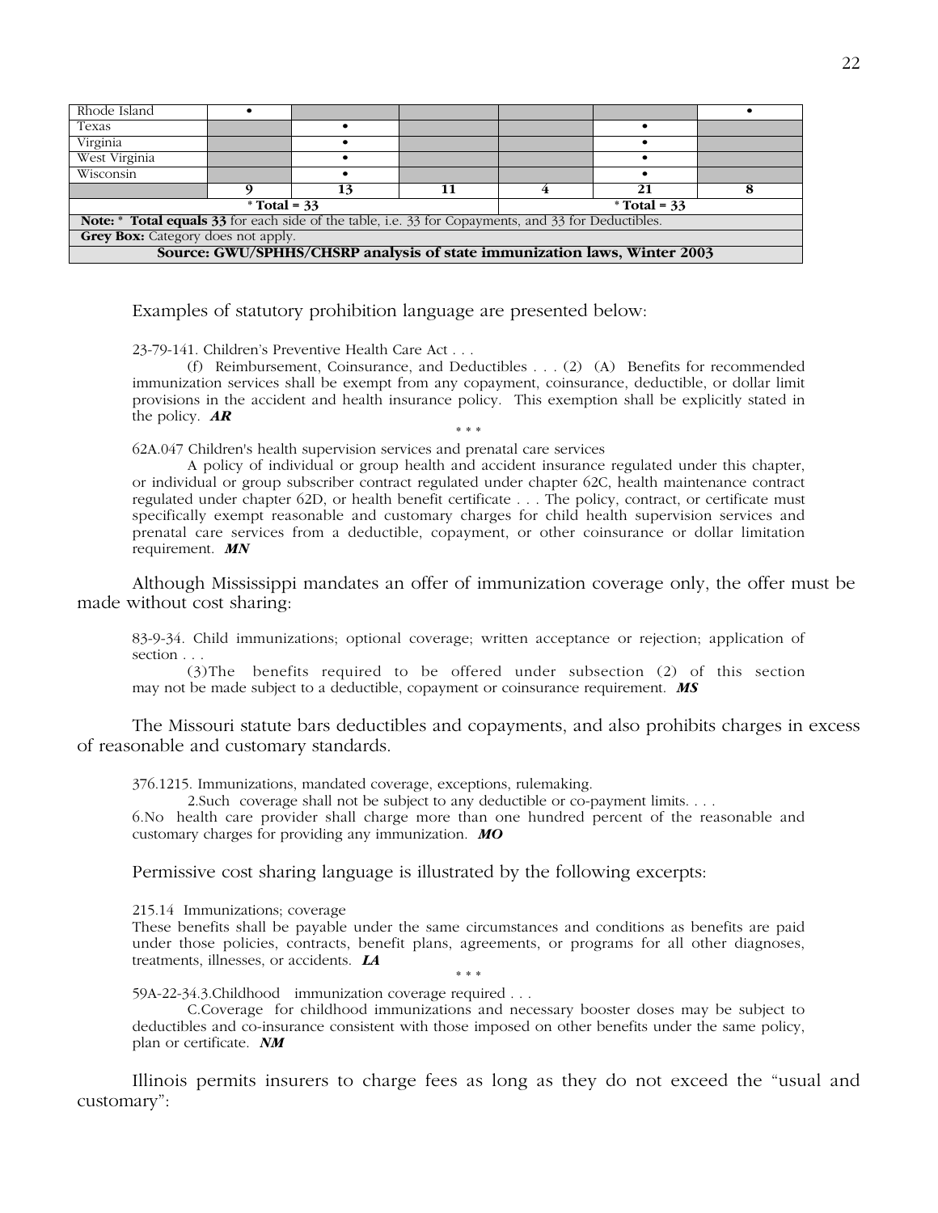| Rhode Island | • | | | | | • |
|---|---|---|---|---|---|---|
| Texas | | • | | | • | |
| Virginia | | • | | | • | |
| West Virginia | | • | | | • | |
| Wisconsin | | • | | | • | |
| | 9 | 13 | 11 | 4 | 21 | 8 |
| * Total = 33 | | | | * Total = 33 | | |
| **Note: * Total equals 33** for each side of the table, i.e. 33 for Copayments, and 33 for Deductibles. | | | | | | |
| **Grey Box:** Category does not apply. | | | | | | |
| **Source: GWU/SPHHS/CHSRP analysis of state immunization laws, Winter 2003** | | | | | | |

Examples of statutory prohibition language are presented below:

> 23-79-141. Children's Preventive Health Care Act . . .
>
> (f) Reimbursement, Coinsurance, and Deductibles . . . (2) (A) Benefits for recommended immunization services shall be exempt from any copayment, coinsurance, deductible, or dollar limit provisions in the accident and health insurance policy. This exemption shall be explicitly stated in the policy. ***AR***
>
> \* \* \*
>
> 62A.047 Children's health supervision services and prenatal care services
>
> A policy of individual or group health and accident insurance regulated under this chapter, or individual or group subscriber contract regulated under chapter 62C, health maintenance contract regulated under chapter 62D, or health benefit certificate . . . The policy, contract, or certificate must specifically exempt reasonable and customary charges for child health supervision services and prenatal care services from a deductible, copayment, or other coinsurance or dollar limitation requirement. ***MN***

Although Mississippi mandates an offer of immunization coverage only, the offer must be made without cost sharing:

> 83-9-34. Child immunizations; optional coverage; written acceptance or rejection; application of section . . .
>
> (3)The benefits required to be offered under subsection (2) of this section may not be made subject to a deductible, copayment or coinsurance requirement. ***MS***

The Missouri statute bars deductibles and copayments, and also prohibits charges in excess of reasonable and customary standards.

> 376.1215. Immunizations, mandated coverage, exceptions, rulemaking.
>
> 2.Such coverage shall not be subject to any deductible or co-payment limits. . . .
>
> 6.No health care provider shall charge more than one hundred percent of the reasonable and customary charges for providing any immunization. ***MO***

Permissive cost sharing language is illustrated by the following excerpts:

> 215.14 Immunizations; coverage
>
> These benefits shall be payable under the same circumstances and conditions as benefits are paid under those policies, contracts, benefit plans, agreements, or programs for all other diagnoses, treatments, illnesses, or accidents. ***LA***
>
> \* \* \*
>
> 59A-22-34.3.Childhood immunization coverage required . . .
>
> C.Coverage for childhood immunizations and necessary booster doses may be subject to deductibles and co-insurance consistent with those imposed on other benefits under the same policy, plan or certificate. ***NM***

Illinois permits insurers to charge fees as long as they do not exceed the "usual and customary":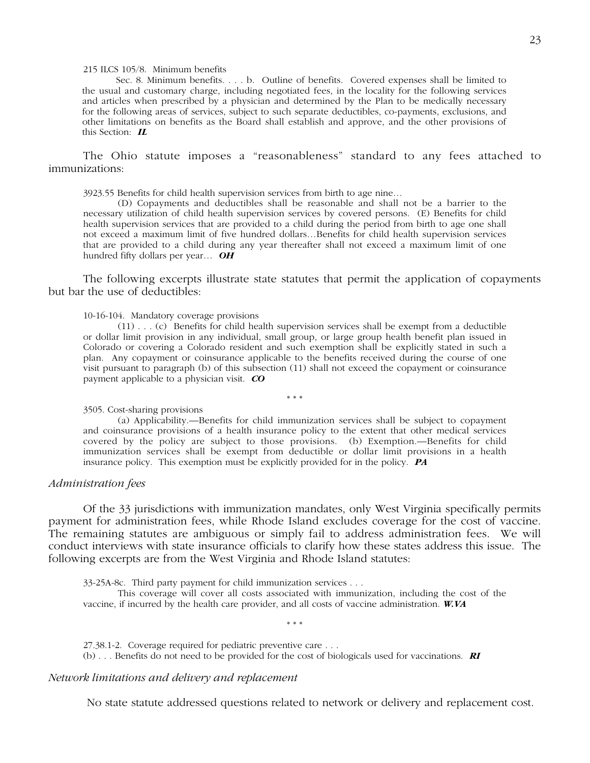215 ILCS 105/8. Minimum benefits

Sec. 8. Minimum benefits. . . . b. Outline of benefits. Covered expenses shall be limited to the usual and customary charge, including negotiated fees, in the locality for the following services and articles when prescribed by a physician and determined by the Plan to be medically necessary for the following areas of services, subject to such separate deductibles, co-payments, exclusions, and other limitations on benefits as the Board shall establish and approve, and the other provisions of this Section: ***IL***

The Ohio statute imposes a "reasonableness" standard to any fees attached to immunizations:

3923.55 Benefits for child health supervision services from birth to age nine…

(D) Copayments and deductibles shall be reasonable and shall not be a barrier to the necessary utilization of child health supervision services by covered persons. (E) Benefits for child health supervision services that are provided to a child during the period from birth to age one shall not exceed a maximum limit of five hundred dollars…Benefits for child health supervision services that are provided to a child during any year thereafter shall not exceed a maximum limit of one hundred fifty dollars per year… ***OH***

The following excerpts illustrate state statutes that permit the application of copayments but bar the use of deductibles:

10-16-104. Mandatory coverage provisions

(11) . . . (c) Benefits for child health supervision services shall be exempt from a deductible or dollar limit provision in any individual, small group, or large group health benefit plan issued in Colorado or covering a Colorado resident and such exemption shall be explicitly stated in such a plan. Any copayment or coinsurance applicable to the benefits received during the course of one visit pursuant to paragraph (b) of this subsection (11) shall not exceed the copayment or coinsurance payment applicable to a physician visit. ***CO***

\* \* \*

3505. Cost-sharing provisions

(a) Applicability.—Benefits for child immunization services shall be subject to copayment and coinsurance provisions of a health insurance policy to the extent that other medical services covered by the policy are subject to those provisions. (b) Exemption.—Benefits for child immunization services shall be exempt from deductible or dollar limit provisions in a health insurance policy. This exemption must be explicitly provided for in the policy. ***PA***

*Administration fees*

Of the 33 jurisdictions with immunization mandates, only West Virginia specifically permits payment for administration fees, while Rhode Island excludes coverage for the cost of vaccine. The remaining statutes are ambiguous or simply fail to address administration fees. We will conduct interviews with state insurance officials to clarify how these states address this issue. The following excerpts are from the West Virginia and Rhode Island statutes:

33-25A-8c. Third party payment for child immunization services . . .

This coverage will cover all costs associated with immunization, including the cost of the vaccine, if incurred by the health care provider, and all costs of vaccine administration. ***W.VA***

\* \* \*

27.38.1-2. Coverage required for pediatric preventive care . . .

(b) . . . Benefits do not need to be provided for the cost of biologicals used for vaccinations. ***RI***

*Network limitations and delivery and replacement*

No state statute addressed questions related to network or delivery and replacement cost.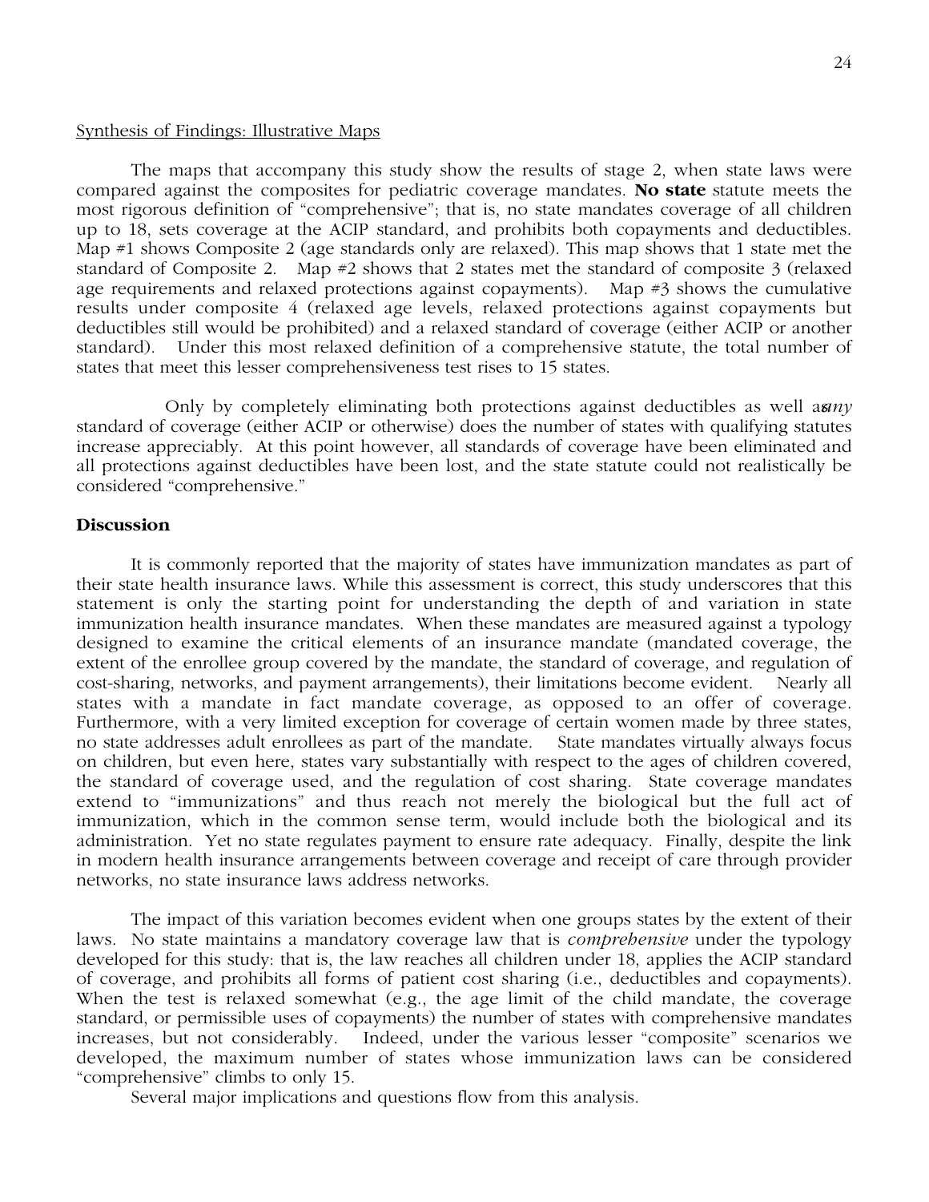Synthesis of Findings: Illustrative Maps

The maps that accompany this study show the results of stage 2, when state laws were compared against the composites for pediatric coverage mandates. **No state** statute meets the most rigorous definition of "comprehensive"; that is, no state mandates coverage of all children up to 18, sets coverage at the ACIP standard, and prohibits both copayments and deductibles. Map #1 shows Composite 2 (age standards only are relaxed). This map shows that 1 state met the standard of Composite 2. Map #2 shows that 2 states met the standard of composite 3 (relaxed age requirements and relaxed protections against copayments). Map #3 shows the cumulative results under composite 4 (relaxed age levels, relaxed protections against copayments but deductibles still would be prohibited) and a relaxed standard of coverage (either ACIP or another standard). Under this most relaxed definition of a comprehensive statute, the total number of states that meet this lesser comprehensiveness test rises to 15 states.

Only by completely eliminating both protections against deductibles as well as *any* standard of coverage (either ACIP or otherwise) does the number of states with qualifying statutes increase appreciably. At this point however, all standards of coverage have been eliminated and all protections against deductibles have been lost, and the state statute could not realistically be considered "comprehensive."

**Discussion**

It is commonly reported that the majority of states have immunization mandates as part of their state health insurance laws. While this assessment is correct, this study underscores that this statement is only the starting point for understanding the depth of and variation in state immunization health insurance mandates. When these mandates are measured against a typology designed to examine the critical elements of an insurance mandate (mandated coverage, the extent of the enrollee group covered by the mandate, the standard of coverage, and regulation of cost-sharing, networks, and payment arrangements), their limitations become evident. Nearly all states with a mandate in fact mandate coverage, as opposed to an offer of coverage. Furthermore, with a very limited exception for coverage of certain women made by three states, no state addresses adult enrollees as part of the mandate. State mandates virtually always focus on children, but even here, states vary substantially with respect to the ages of children covered, the standard of coverage used, and the regulation of cost sharing. State coverage mandates extend to "immunizations" and thus reach not merely the biological but the full act of immunization, which in the common sense term, would include both the biological and its administration. Yet no state regulates payment to ensure rate adequacy. Finally, despite the link in modern health insurance arrangements between coverage and receipt of care through provider networks, no state insurance laws address networks.

The impact of this variation becomes evident when one groups states by the extent of their laws. No state maintains a mandatory coverage law that is *comprehensive* under the typology developed for this study: that is, the law reaches all children under 18, applies the ACIP standard of coverage, and prohibits all forms of patient cost sharing (i.e., deductibles and copayments). When the test is relaxed somewhat (e.g., the age limit of the child mandate, the coverage standard, or permissible uses of copayments) the number of states with comprehensive mandates increases, but not considerably. Indeed, under the various lesser "composite" scenarios we developed, the maximum number of states whose immunization laws can be considered "comprehensive" climbs to only 15.

Several major implications and questions flow from this analysis.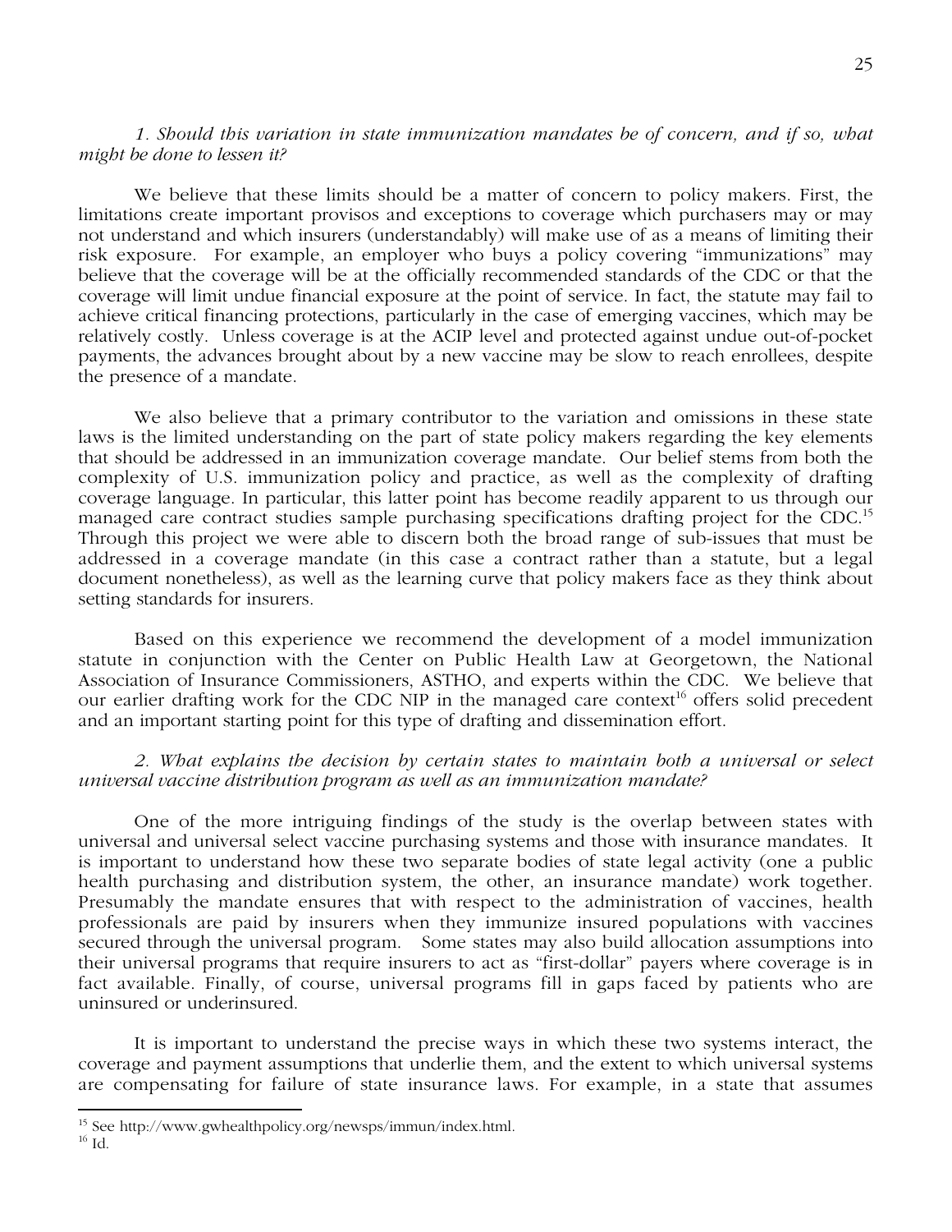*1. Should this variation in state immunization mandates be of concern, and if so, what might be done to lessen it?*

We believe that these limits should be a matter of concern to policy makers. First, the limitations create important provisos and exceptions to coverage which purchasers may or may not understand and which insurers (understandably) will make use of as a means of limiting their risk exposure. For example, an employer who buys a policy covering "immunizations" may believe that the coverage will be at the officially recommended standards of the CDC or that the coverage will limit undue financial exposure at the point of service. In fact, the statute may fail to achieve critical financing protections, particularly in the case of emerging vaccines, which may be relatively costly. Unless coverage is at the ACIP level and protected against undue out-of-pocket payments, the advances brought about by a new vaccine may be slow to reach enrollees, despite the presence of a mandate.

We also believe that a primary contributor to the variation and omissions in these state laws is the limited understanding on the part of state policy makers regarding the key elements that should be addressed in an immunization coverage mandate. Our belief stems from both the complexity of U.S. immunization policy and practice, as well as the complexity of drafting coverage language. In particular, this latter point has become readily apparent to us through our managed care contract studies sample purchasing specifications drafting project for the CDC.[15] Through this project we were able to discern both the broad range of sub-issues that must be addressed in a coverage mandate (in this case a contract rather than a statute, but a legal document nonetheless), as well as the learning curve that policy makers face as they think about setting standards for insurers.

Based on this experience we recommend the development of a model immunization statute in conjunction with the Center on Public Health Law at Georgetown, the National Association of Insurance Commissioners, ASTHO, and experts within the CDC. We believe that our earlier drafting work for the CDC NIP in the managed care context[16] offers solid precedent and an important starting point for this type of drafting and dissemination effort.

*2. What explains the decision by certain states to maintain both a universal or select universal vaccine distribution program as well as an immunization mandate?*

One of the more intriguing findings of the study is the overlap between states with universal and universal select vaccine purchasing systems and those with insurance mandates. It is important to understand how these two separate bodies of state legal activity (one a public health purchasing and distribution system, the other, an insurance mandate) work together. Presumably the mandate ensures that with respect to the administration of vaccines, health professionals are paid by insurers when they immunize insured populations with vaccines secured through the universal program. Some states may also build allocation assumptions into their universal programs that require insurers to act as "first-dollar" payers where coverage is in fact available. Finally, of course, universal programs fill in gaps faced by patients who are uninsured or underinsured.

It is important to understand the precise ways in which these two systems interact, the coverage and payment assumptions that underlie them, and the extent to which universal systems are compensating for failure of state insurance laws. For example, in a state that assumes

---

[15] See http://www.gwhealthpolicy.org/newsps/immun/index.html.

[16] Id.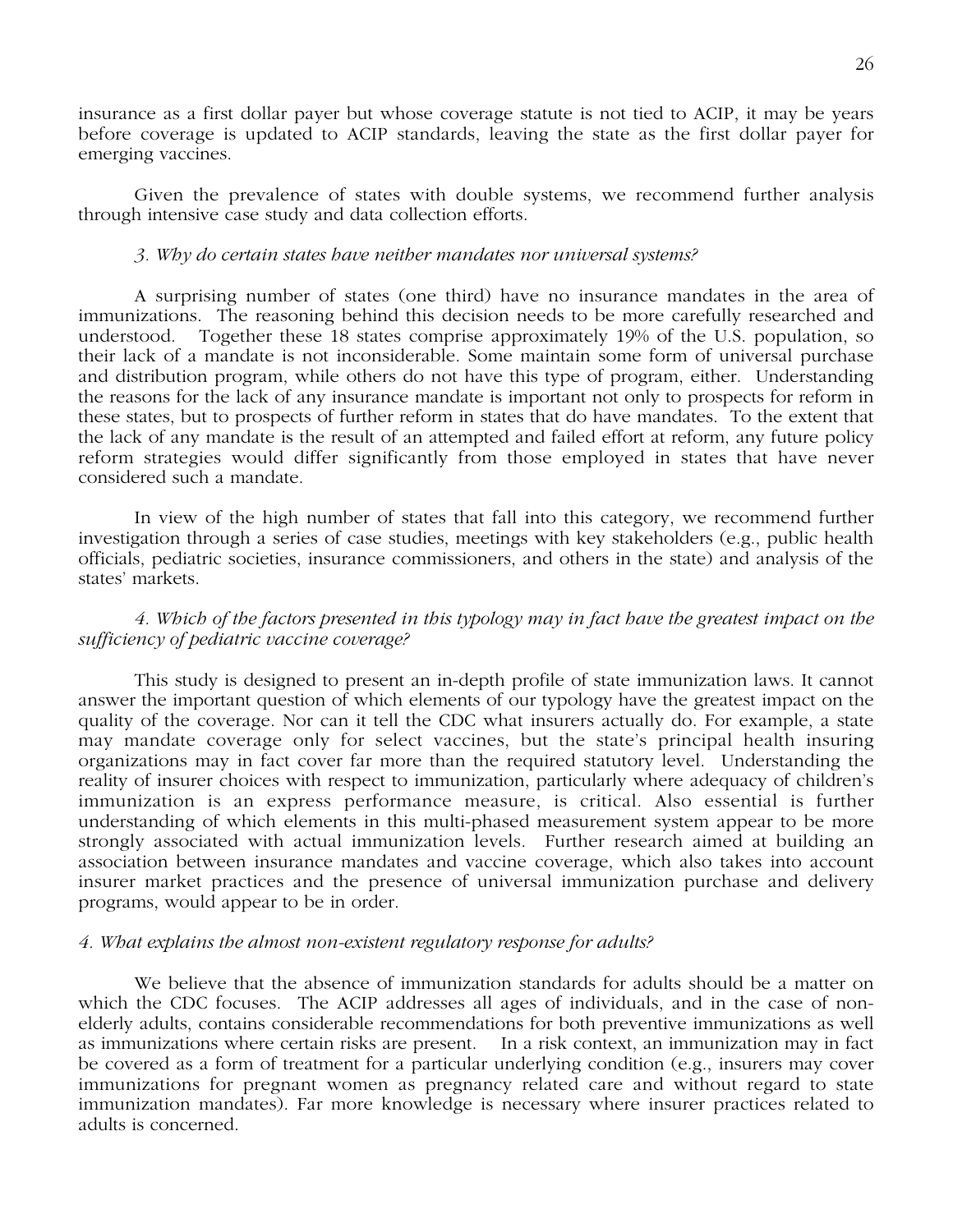insurance as a first dollar payer but whose coverage statute is not tied to ACIP, it may be years before coverage is updated to ACIP standards, leaving the state as the first dollar payer for emerging vaccines.

Given the prevalence of states with double systems, we recommend further analysis through intensive case study and data collection efforts.

*3. Why do certain states have neither mandates nor universal systems?*

A surprising number of states (one third) have no insurance mandates in the area of immunizations. The reasoning behind this decision needs to be more carefully researched and understood. Together these 18 states comprise approximately 19% of the U.S. population, so their lack of a mandate is not inconsiderable. Some maintain some form of universal purchase and distribution program, while others do not have this type of program, either. Understanding the reasons for the lack of any insurance mandate is important not only to prospects for reform in these states, but to prospects of further reform in states that do have mandates. To the extent that the lack of any mandate is the result of an attempted and failed effort at reform, any future policy reform strategies would differ significantly from those employed in states that have never considered such a mandate.

In view of the high number of states that fall into this category, we recommend further investigation through a series of case studies, meetings with key stakeholders (e.g., public health officials, pediatric societies, insurance commissioners, and others in the state) and analysis of the states' markets.

*4. Which of the factors presented in this typology may in fact have the greatest impact on the sufficiency of pediatric vaccine coverage?*

This study is designed to present an in-depth profile of state immunization laws. It cannot answer the important question of which elements of our typology have the greatest impact on the quality of the coverage. Nor can it tell the CDC what insurers actually do. For example, a state may mandate coverage only for select vaccines, but the state's principal health insuring organizations may in fact cover far more than the required statutory level. Understanding the reality of insurer choices with respect to immunization, particularly where adequacy of children's immunization is an express performance measure, is critical. Also essential is further understanding of which elements in this multi-phased measurement system appear to be more strongly associated with actual immunization levels. Further research aimed at building an association between insurance mandates and vaccine coverage, which also takes into account insurer market practices and the presence of universal immunization purchase and delivery programs, would appear to be in order.

*4. What explains the almost non-existent regulatory response for adults?*

We believe that the absence of immunization standards for adults should be a matter on which the CDC focuses. The ACIP addresses all ages of individuals, and in the case of non-elderly adults, contains considerable recommendations for both preventive immunizations as well as immunizations where certain risks are present. In a risk context, an immunization may in fact be covered as a form of treatment for a particular underlying condition (e.g., insurers may cover immunizations for pregnant women as pregnancy related care and without regard to state immunization mandates). Far more knowledge is necessary where insurer practices related to adults is concerned.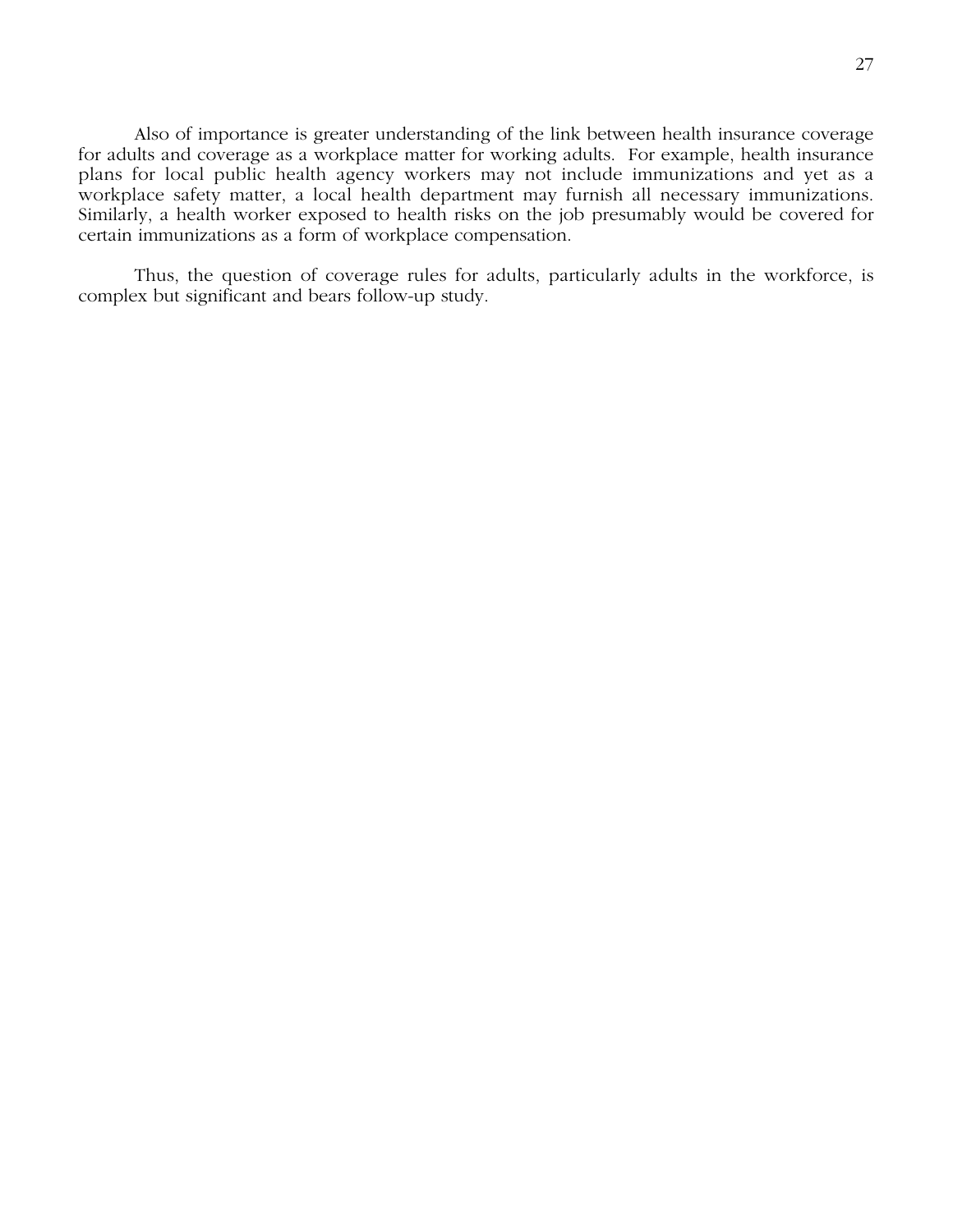Also of importance is greater understanding of the link between health insurance coverage for adults and coverage as a workplace matter for working adults. For example, health insurance plans for local public health agency workers may not include immunizations and yet as a workplace safety matter, a local health department may furnish all necessary immunizations. Similarly, a health worker exposed to health risks on the job presumably would be covered for certain immunizations as a form of workplace compensation.

Thus, the question of coverage rules for adults, particularly adults in the workforce, is complex but significant and bears follow-up study.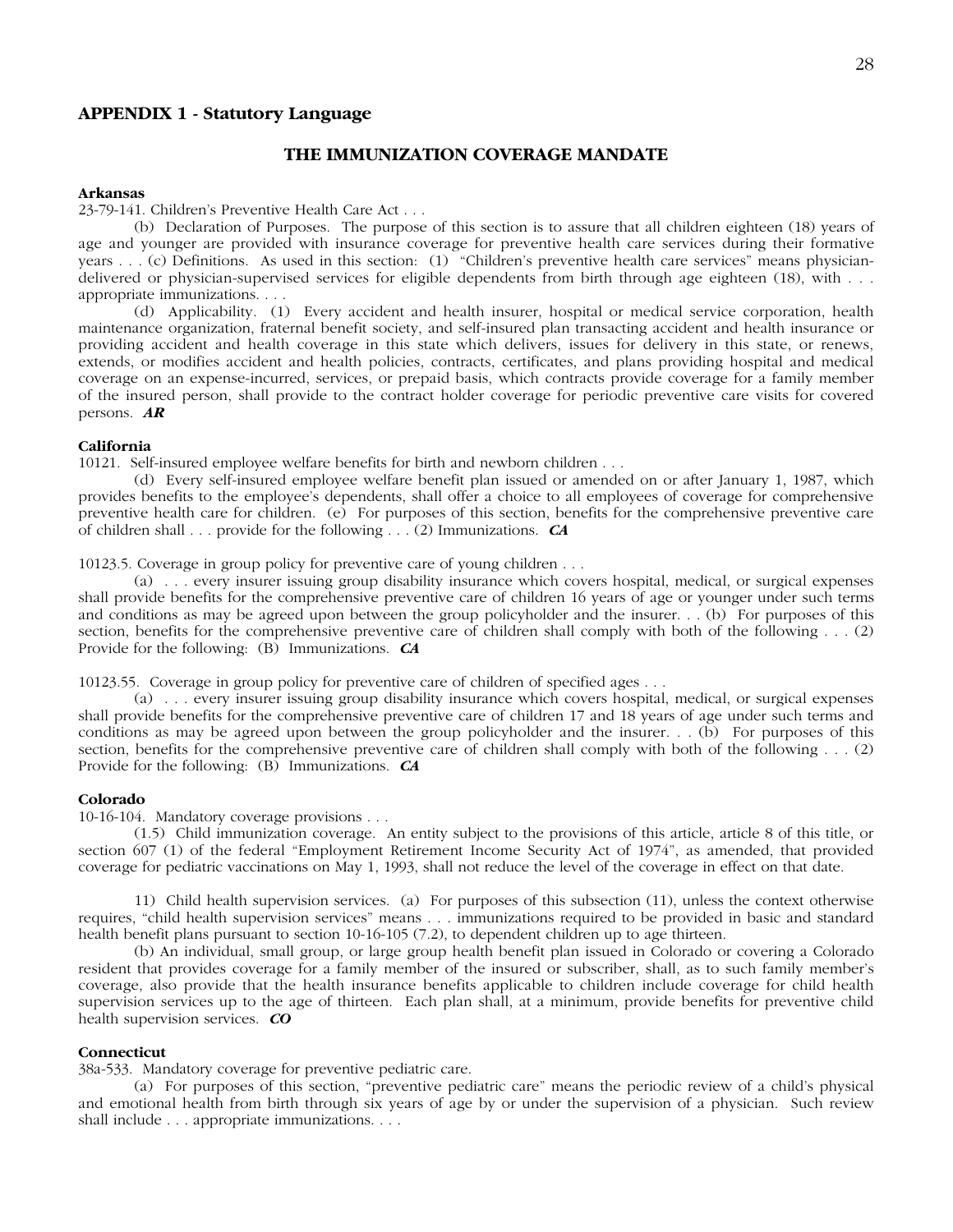## APPENDIX 1 - Statutory Language

### THE IMMUNIZATION COVERAGE MANDATE

**Arkansas**
23-79-141. Children's Preventive Health Care Act . . .

(b) Declaration of Purposes. The purpose of this section is to assure that all children eighteen (18) years of age and younger are provided with insurance coverage for preventive health care services during their formative years . . . (c) Definitions. As used in this section: (1) "Children's preventive health care services" means physician-delivered or physician-supervised services for eligible dependents from birth through age eighteen (18), with . . . appropriate immunizations. . . .

(d) Applicability. (1) Every accident and health insurer, hospital or medical service corporation, health maintenance organization, fraternal benefit society, and self-insured plan transacting accident and health insurance or providing accident and health coverage in this state which delivers, issues for delivery in this state, or renews, extends, or modifies accident and health policies, contracts, certificates, and plans providing hospital and medical coverage on an expense-incurred, services, or prepaid basis, which contracts provide coverage for a family member of the insured person, shall provide to the contract holder coverage for periodic preventive care visits for covered persons. ***AR***

**California**
10121. Self-insured employee welfare benefits for birth and newborn children . . .

(d) Every self-insured employee welfare benefit plan issued or amended on or after January 1, 1987, which provides benefits to the employee's dependents, shall offer a choice to all employees of coverage for comprehensive preventive health care for children. (e) For purposes of this section, benefits for the comprehensive preventive care of children shall . . . provide for the following . . . (2) Immunizations. ***CA***

10123.5. Coverage in group policy for preventive care of young children . . .

(a) . . . every insurer issuing group disability insurance which covers hospital, medical, or surgical expenses shall provide benefits for the comprehensive preventive care of children 16 years of age or younger under such terms and conditions as may be agreed upon between the group policyholder and the insurer. . . (b) For purposes of this section, benefits for the comprehensive preventive care of children shall comply with both of the following . . . (2) Provide for the following: (B) Immunizations. ***CA***

10123.55. Coverage in group policy for preventive care of children of specified ages . . .

(a) . . . every insurer issuing group disability insurance which covers hospital, medical, or surgical expenses shall provide benefits for the comprehensive preventive care of children 17 and 18 years of age under such terms and conditions as may be agreed upon between the group policyholder and the insurer. . . (b) For purposes of this section, benefits for the comprehensive preventive care of children shall comply with both of the following . . . (2) Provide for the following: (B) Immunizations. ***CA***

**Colorado**
10-16-104. Mandatory coverage provisions . . .

(1.5) Child immunization coverage. An entity subject to the provisions of this article, article 8 of this title, or section 607 (1) of the federal "Employment Retirement Income Security Act of 1974", as amended, that provided coverage for pediatric vaccinations on May 1, 1993, shall not reduce the level of the coverage in effect on that date.

11) Child health supervision services. (a) For purposes of this subsection (11), unless the context otherwise requires, "child health supervision services" means . . . immunizations required to be provided in basic and standard health benefit plans pursuant to section 10-16-105 (7.2), to dependent children up to age thirteen.

(b) An individual, small group, or large group health benefit plan issued in Colorado or covering a Colorado resident that provides coverage for a family member of the insured or subscriber, shall, as to such family member's coverage, also provide that the health insurance benefits applicable to children include coverage for child health supervision services up to the age of thirteen. Each plan shall, at a minimum, provide benefits for preventive child health supervision services. ***CO***

**Connecticut**
38a-533. Mandatory coverage for preventive pediatric care.

(a) For purposes of this section, "preventive pediatric care" means the periodic review of a child's physical and emotional health from birth through six years of age by or under the supervision of a physician. Such review shall include . . . appropriate immunizations. . . .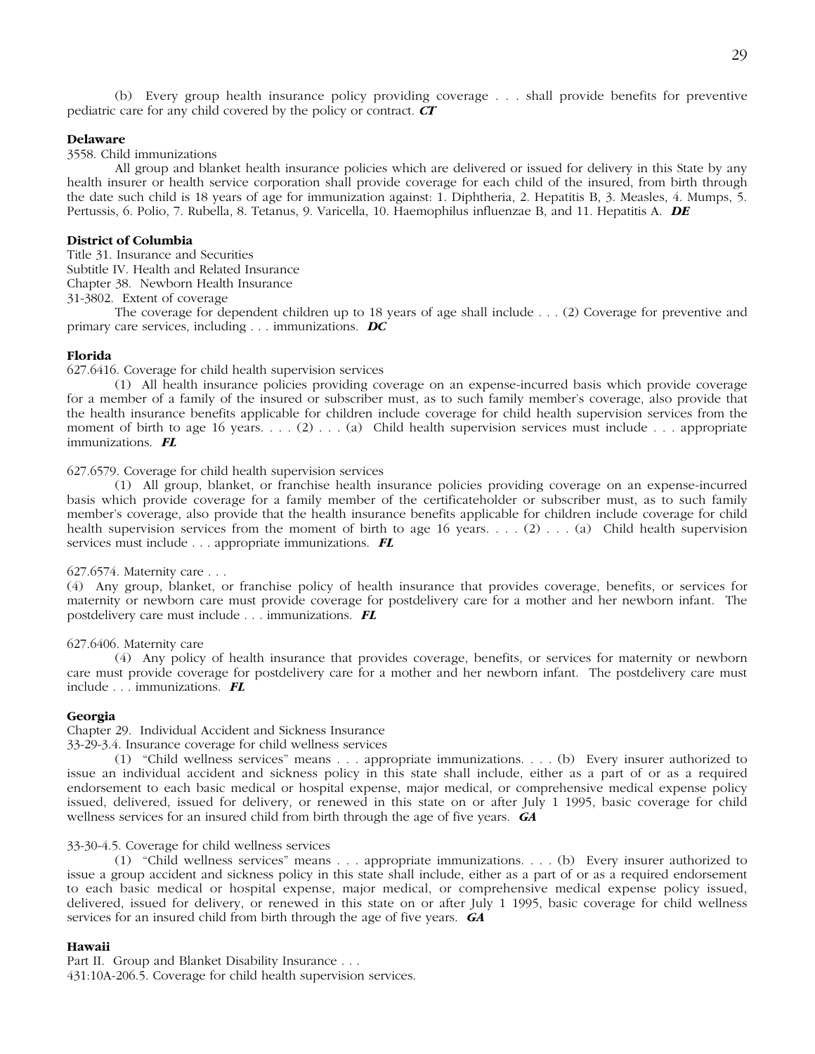(b) Every group health insurance policy providing coverage . . . shall provide benefits for preventive pediatric care for any child covered by the policy or contract. ***CT***

**Delaware**

3558. Child immunizations

All group and blanket health insurance policies which are delivered or issued for delivery in this State by any health insurer or health service corporation shall provide coverage for each child of the insured, from birth through the date such child is 18 years of age for immunization against: 1. Diphtheria, 2. Hepatitis B, 3. Measles, 4. Mumps, 5. Pertussis, 6. Polio, 7. Rubella, 8. Tetanus, 9. Varicella, 10. Haemophilus influenzae B, and 11. Hepatitis A. ***DE***

**District of Columbia**

Title 31. Insurance and Securities
Subtitle IV. Health and Related Insurance
Chapter 38. Newborn Health Insurance
31-3802. Extent of coverage

The coverage for dependent children up to 18 years of age shall include . . . (2) Coverage for preventive and primary care services, including . . . immunizations. ***DC***

**Florida**

627.6416. Coverage for child health supervision services

(1) All health insurance policies providing coverage on an expense-incurred basis which provide coverage for a member of a family of the insured or subscriber must, as to such family member's coverage, also provide that the health insurance benefits applicable for children include coverage for child health supervision services from the moment of birth to age 16 years. . . . (2) . . . (a) Child health supervision services must include . . . appropriate immunizations. ***FL***

627.6579. Coverage for child health supervision services

(1) All group, blanket, or franchise health insurance policies providing coverage on an expense-incurred basis which provide coverage for a family member of the certificateholder or subscriber must, as to such family member's coverage, also provide that the health insurance benefits applicable for children include coverage for child health supervision services from the moment of birth to age 16 years. . . . (2) . . . (a) Child health supervision services must include . . . appropriate immunizations. ***FL***

627.6574. Maternity care . . .

(4) Any group, blanket, or franchise policy of health insurance that provides coverage, benefits, or services for maternity or newborn care must provide coverage for postdelivery care for a mother and her newborn infant. The postdelivery care must include . . . immunizations. ***FL***

627.6406. Maternity care

(4) Any policy of health insurance that provides coverage, benefits, or services for maternity or newborn care must provide coverage for postdelivery care for a mother and her newborn infant. The postdelivery care must include . . . immunizations. ***FL***

**Georgia**

Chapter 29. Individual Accident and Sickness Insurance
33-29-3.4. Insurance coverage for child wellness services

(1) "Child wellness services" means . . . appropriate immunizations. . . . (b) Every insurer authorized to issue an individual accident and sickness policy in this state shall include, either as a part of or as a required endorsement to each basic medical or hospital expense, major medical, or comprehensive medical expense policy issued, delivered, issued for delivery, or renewed in this state on or after July 1 1995, basic coverage for child wellness services for an insured child from birth through the age of five years. ***GA***

33-30-4.5. Coverage for child wellness services

(1) "Child wellness services" means . . . appropriate immunizations. . . . (b) Every insurer authorized to issue a group accident and sickness policy in this state shall include, either as a part of or as a required endorsement to each basic medical or hospital expense, major medical, or comprehensive medical expense policy issued, delivered, issued for delivery, or renewed in this state on or after July 1 1995, basic coverage for child wellness services for an insured child from birth through the age of five years. ***GA***

**Hawaii**

Part II. Group and Blanket Disability Insurance . . .
431:10A-206.5. Coverage for child health supervision services.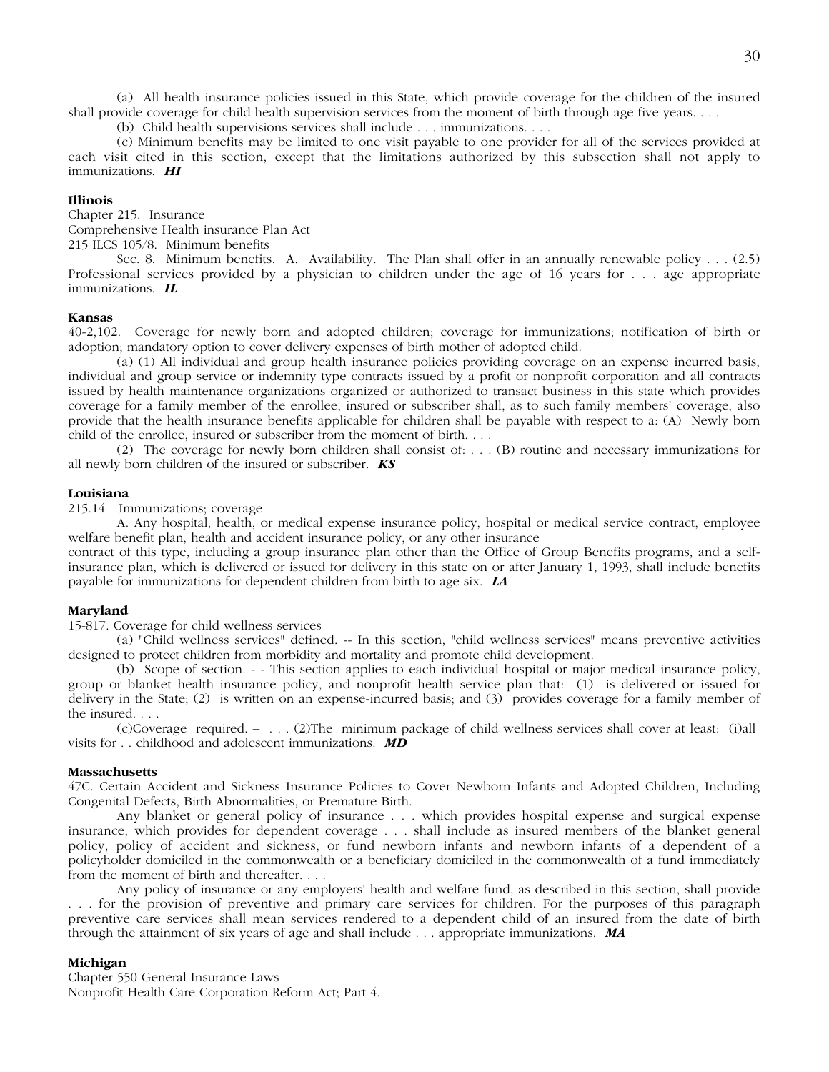(a) All health insurance policies issued in this State, which provide coverage for the children of the insured shall provide coverage for child health supervision services from the moment of birth through age five years. . . .

(b) Child health supervisions services shall include . . . immunizations. . . .

(c) Minimum benefits may be limited to one visit payable to one provider for all of the services provided at each visit cited in this section, except that the limitations authorized by this subsection shall not apply to immunizations. ***HI***

**Illinois**

Chapter 215. Insurance

Comprehensive Health insurance Plan Act

215 ILCS 105/8. Minimum benefits

Sec. 8. Minimum benefits. A. Availability. The Plan shall offer in an annually renewable policy . . . (2.5) Professional services provided by a physician to children under the age of 16 years for . . . age appropriate immunizations. ***IL***

**Kansas**

40-2,102. Coverage for newly born and adopted children; coverage for immunizations; notification of birth or adoption; mandatory option to cover delivery expenses of birth mother of adopted child.

(a) (1) All individual and group health insurance policies providing coverage on an expense incurred basis, individual and group service or indemnity type contracts issued by a profit or nonprofit corporation and all contracts issued by health maintenance organizations organized or authorized to transact business in this state which provides coverage for a family member of the enrollee, insured or subscriber shall, as to such family members' coverage, also provide that the health insurance benefits applicable for children shall be payable with respect to a: (A) Newly born child of the enrollee, insured or subscriber from the moment of birth. . . .

(2) The coverage for newly born children shall consist of: . . . (B) routine and necessary immunizations for all newly born children of the insured or subscriber. ***KS***

**Louisiana**

215.14 Immunizations; coverage

A. Any hospital, health, or medical expense insurance policy, hospital or medical service contract, employee welfare benefit plan, health and accident insurance policy, or any other insurance contract of this type, including a group insurance plan other than the Office of Group Benefits programs, and a self-insurance plan, which is delivered or issued for delivery in this state on or after January 1, 1993, shall include benefits payable for immunizations for dependent children from birth to age six. ***LA***

**Maryland**

15-817. Coverage for child wellness services

(a) "Child wellness services" defined. -- In this section, "child wellness services" means preventive activities designed to protect children from morbidity and mortality and promote child development.

(b) Scope of section. - - This section applies to each individual hospital or major medical insurance policy, group or blanket health insurance policy, and nonprofit health service plan that: (1) is delivered or issued for delivery in the State; (2) is written on an expense-incurred basis; and (3) provides coverage for a family member of the insured. . . .

(c)Coverage required. – . . . (2)The minimum package of child wellness services shall cover at least: (i)all visits for . . childhood and adolescent immunizations. ***MD***

**Massachusetts**

47C. Certain Accident and Sickness Insurance Policies to Cover Newborn Infants and Adopted Children, Including Congenital Defects, Birth Abnormalities, or Premature Birth.

Any blanket or general policy of insurance . . . which provides hospital expense and surgical expense insurance, which provides for dependent coverage . . . shall include as insured members of the blanket general policy, policy of accident and sickness, or fund newborn infants and newborn infants of a dependent of a policyholder domiciled in the commonwealth or a beneficiary domiciled in the commonwealth of a fund immediately from the moment of birth and thereafter. . . .

Any policy of insurance or any employers' health and welfare fund, as described in this section, shall provide . . . for the provision of preventive and primary care services for children. For the purposes of this paragraph preventive care services shall mean services rendered to a dependent child of an insured from the date of birth through the attainment of six years of age and shall include . . . appropriate immunizations. ***MA***

**Michigan**

Chapter 550 General Insurance Laws

Nonprofit Health Care Corporation Reform Act; Part 4.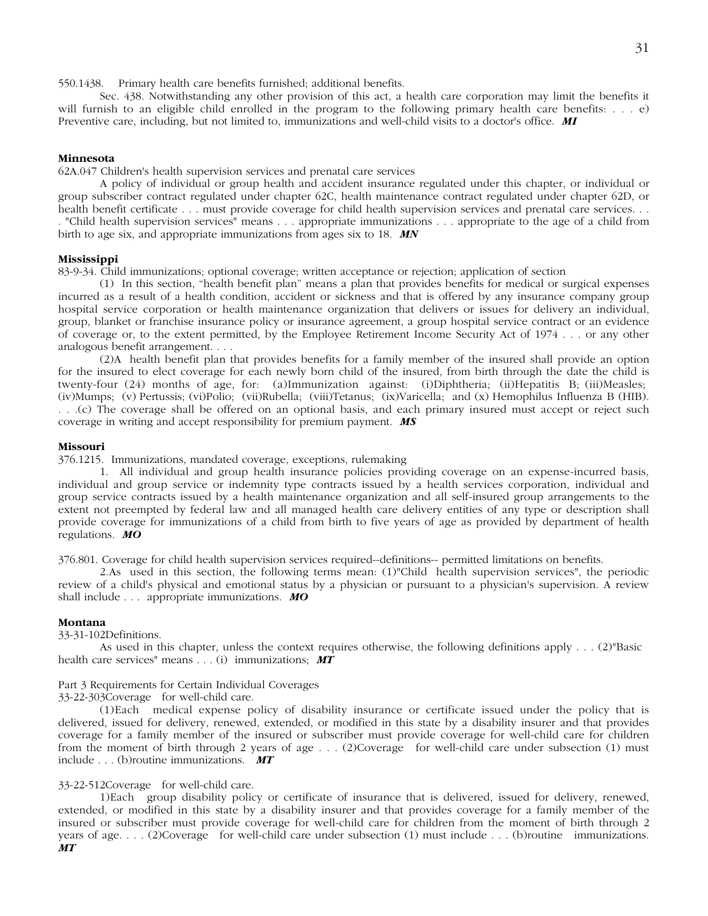550.1438. Primary health care benefits furnished; additional benefits.

Sec. 438. Notwithstanding any other provision of this act, a health care corporation may limit the benefits it will furnish to an eligible child enrolled in the program to the following primary health care benefits: . . . e) Preventive care, including, but not limited to, immunizations and well-child visits to a doctor's office. ***MI***

**Minnesota**

62A.047 Children's health supervision services and prenatal care services

A policy of individual or group health and accident insurance regulated under this chapter, or individual or group subscriber contract regulated under chapter 62C, health maintenance contract regulated under chapter 62D, or health benefit certificate . . . must provide coverage for child health supervision services and prenatal care services. . . . "Child health supervision services" means . . . appropriate immunizations . . . appropriate to the age of a child from birth to age six, and appropriate immunizations from ages six to 18. ***MN***

**Mississippi**

83-9-34. Child immunizations; optional coverage; written acceptance or rejection; application of section

(1) In this section, "health benefit plan" means a plan that provides benefits for medical or surgical expenses incurred as a result of a health condition, accident or sickness and that is offered by any insurance company group hospital service corporation or health maintenance organization that delivers or issues for delivery an individual, group, blanket or franchise insurance policy or insurance agreement, a group hospital service contract or an evidence of coverage or, to the extent permitted, by the Employee Retirement Income Security Act of 1974 . . . or any other analogous benefit arrangement. . . .

(2)A health benefit plan that provides benefits for a family member of the insured shall provide an option for the insured to elect coverage for each newly born child of the insured, from birth through the date the child is twenty-four (24) months of age, for: (a)Immunization against: (i)Diphtheria; (ii)Hepatitis B; (iii)Measles; (iv)Mumps; (v) Pertussis; (vi)Polio; (vii)Rubella; (viii)Tetanus; (ix)Varicella; and (x) Hemophilus Influenza B (HIB). . . .(c) The coverage shall be offered on an optional basis, and each primary insured must accept or reject such coverage in writing and accept responsibility for premium payment. ***MS***

**Missouri**

376.1215. Immunizations, mandated coverage, exceptions, rulemaking

1. All individual and group health insurance policies providing coverage on an expense-incurred basis, individual and group service or indemnity type contracts issued by a health services corporation, individual and group service contracts issued by a health maintenance organization and all self-insured group arrangements to the extent not preempted by federal law and all managed health care delivery entities of any type or description shall provide coverage for immunizations of a child from birth to five years of age as provided by department of health regulations. ***MO***

376.801. Coverage for child health supervision services required--definitions-- permitted limitations on benefits.

2.As used in this section, the following terms mean: (1)"Child health supervision services", the periodic review of a child's physical and emotional status by a physician or pursuant to a physician's supervision. A review shall include . . . appropriate immunizations. ***MO***

**Montana**

33-31-102Definitions.

As used in this chapter, unless the context requires otherwise, the following definitions apply . . . (2)"Basic health care services" means . . . (i) immunizations; ***MT***

Part 3 Requirements for Certain Individual Coverages

33-22-303Coverage for well-child care.

(1)Each medical expense policy of disability insurance or certificate issued under the policy that is delivered, issued for delivery, renewed, extended, or modified in this state by a disability insurer and that provides coverage for a family member of the insured or subscriber must provide coverage for well-child care for children from the moment of birth through 2 years of age . . . (2)Coverage for well-child care under subsection (1) must include . . . (b)routine immunizations. ***MT***

33-22-512Coverage for well-child care.

1)Each group disability policy or certificate of insurance that is delivered, issued for delivery, renewed, extended, or modified in this state by a disability insurer and that provides coverage for a family member of the insured or subscriber must provide coverage for well-child care for children from the moment of birth through 2 years of age. . . . (2)Coverage for well-child care under subsection (1) must include . . . (b)routine immunizations. ***MT***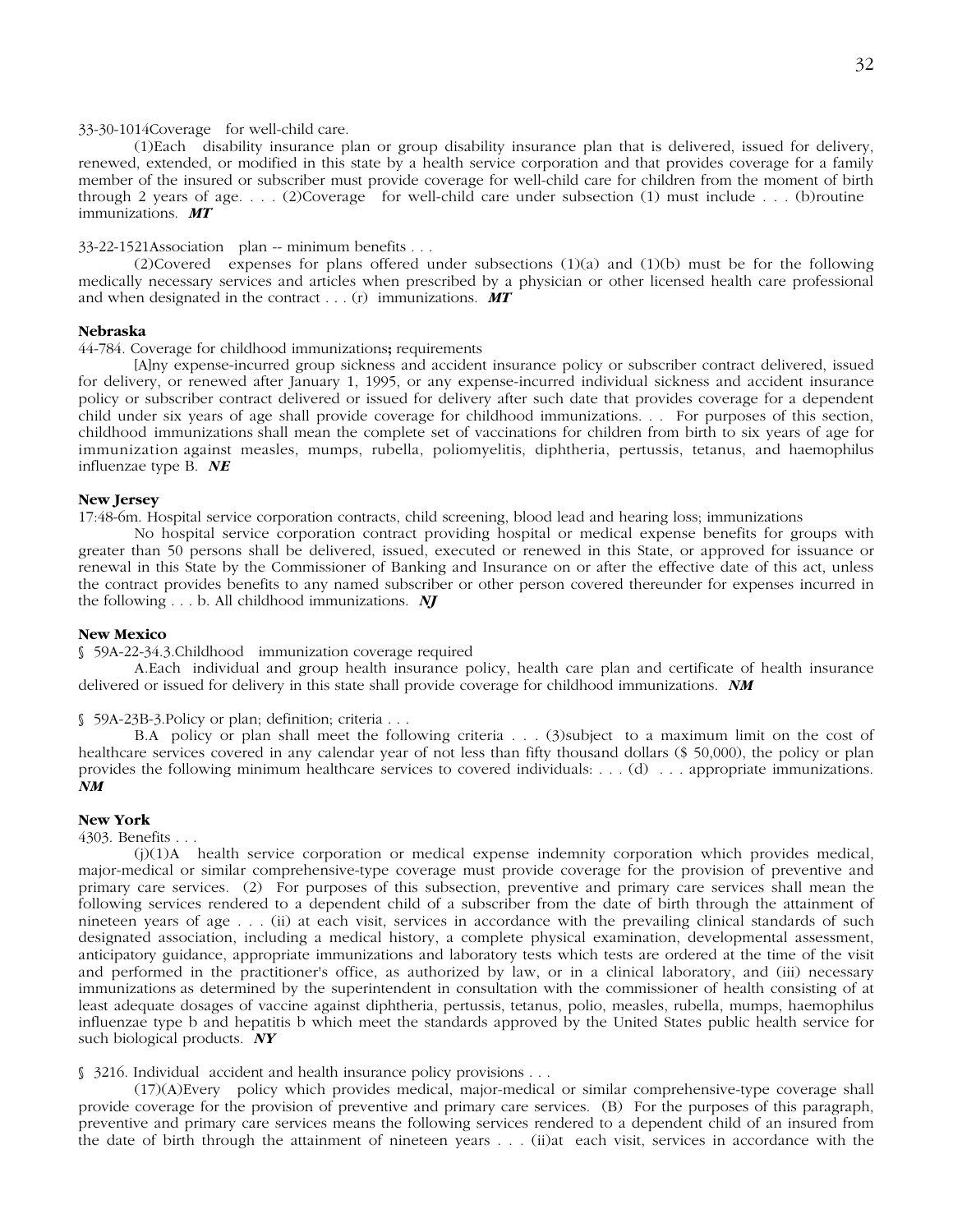33-30-1014Coverage for well-child care.

(1)Each disability insurance plan or group disability insurance plan that is delivered, issued for delivery, renewed, extended, or modified in this state by a health service corporation and that provides coverage for a family member of the insured or subscriber must provide coverage for well-child care for children from the moment of birth through 2 years of age. . . . (2)Coverage for well-child care under subsection (1) must include . . . (b)routine immunizations. ***MT***

33-22-1521Association plan -- minimum benefits . . .

(2)Covered expenses for plans offered under subsections (1)(a) and (1)(b) must be for the following medically necessary services and articles when prescribed by a physician or other licensed health care professional and when designated in the contract . . . (r) immunizations. ***MT***

**Nebraska**

44-784. Coverage for childhood immunizations**;** requirements

[A]ny expense-incurred group sickness and accident insurance policy or subscriber contract delivered, issued for delivery, or renewed after January 1, 1995, or any expense-incurred individual sickness and accident insurance policy or subscriber contract delivered or issued for delivery after such date that provides coverage for a dependent child under six years of age shall provide coverage for childhood immunizations. . . For purposes of this section, childhood immunizations shall mean the complete set of vaccinations for children from birth to six years of age for immunization against measles, mumps, rubella, poliomyelitis, diphtheria, pertussis, tetanus, and haemophilus influenzae type B. ***NE***

**New Jersey**

17:48-6m. Hospital service corporation contracts, child screening, blood lead and hearing loss; immunizations

No hospital service corporation contract providing hospital or medical expense benefits for groups with greater than 50 persons shall be delivered, issued, executed or renewed in this State, or approved for issuance or renewal in this State by the Commissioner of Banking and Insurance on or after the effective date of this act, unless the contract provides benefits to any named subscriber or other person covered thereunder for expenses incurred in the following . . . b. All childhood immunizations. ***NJ***

**New Mexico**

§ 59A-22-34.3.Childhood immunization coverage required

A.Each individual and group health insurance policy, health care plan and certificate of health insurance delivered or issued for delivery in this state shall provide coverage for childhood immunizations. ***NM***

§ 59A-23B-3.Policy or plan; definition; criteria . . .

B.A policy or plan shall meet the following criteria . . . (3)subject to a maximum limit on the cost of healthcare services covered in any calendar year of not less than fifty thousand dollars ($ 50,000), the policy or plan provides the following minimum healthcare services to covered individuals: . . . (d) . . . appropriate immunizations. ***NM***

**New York**

4303. Benefits . . .

(j)(1)A health service corporation or medical expense indemnity corporation which provides medical, major-medical or similar comprehensive-type coverage must provide coverage for the provision of preventive and primary care services. (2) For purposes of this subsection, preventive and primary care services shall mean the following services rendered to a dependent child of a subscriber from the date of birth through the attainment of nineteen years of age . . . (ii) at each visit, services in accordance with the prevailing clinical standards of such designated association, including a medical history, a complete physical examination, developmental assessment, anticipatory guidance, appropriate immunizations and laboratory tests which tests are ordered at the time of the visit and performed in the practitioner's office, as authorized by law, or in a clinical laboratory, and (iii) necessary immunizations as determined by the superintendent in consultation with the commissioner of health consisting of at least adequate dosages of vaccine against diphtheria, pertussis, tetanus, polio, measles, rubella, mumps, haemophilus influenzae type b and hepatitis b which meet the standards approved by the United States public health service for such biological products. ***NY***

§ 3216. Individual accident and health insurance policy provisions . . .

(17)(A)Every policy which provides medical, major-medical or similar comprehensive-type coverage shall provide coverage for the provision of preventive and primary care services. (B) For the purposes of this paragraph, preventive and primary care services means the following services rendered to a dependent child of an insured from the date of birth through the attainment of nineteen years . . . (ii)at each visit, services in accordance with the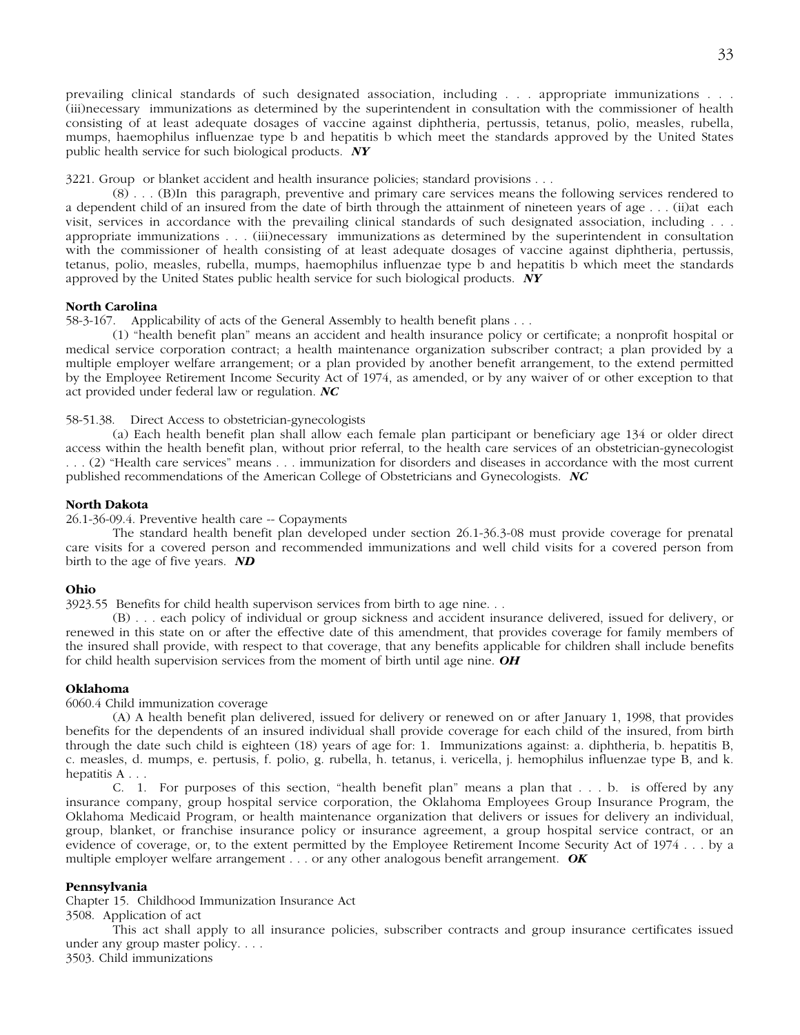prevailing clinical standards of such designated association, including . . . appropriate immunizations . . . (iii)necessary immunizations as determined by the superintendent in consultation with the commissioner of health consisting of at least adequate dosages of vaccine against diphtheria, pertussis, tetanus, polio, measles, rubella, mumps, haemophilus influenzae type b and hepatitis b which meet the standards approved by the United States public health service for such biological products. ***NY***

3221. Group or blanket accident and health insurance policies; standard provisions . . .

(8) . . . (B)In this paragraph, preventive and primary care services means the following services rendered to a dependent child of an insured from the date of birth through the attainment of nineteen years of age . . . (ii)at each visit, services in accordance with the prevailing clinical standards of such designated association, including . . . appropriate immunizations . . . (iii)necessary immunizations as determined by the superintendent in consultation with the commissioner of health consisting of at least adequate dosages of vaccine against diphtheria, pertussis, tetanus, polio, measles, rubella, mumps, haemophilus influenzae type b and hepatitis b which meet the standards approved by the United States public health service for such biological products. ***NY***

**North Carolina**

58-3-167. Applicability of acts of the General Assembly to health benefit plans . . .

(1) "health benefit plan" means an accident and health insurance policy or certificate; a nonprofit hospital or medical service corporation contract; a health maintenance organization subscriber contract; a plan provided by a multiple employer welfare arrangement; or a plan provided by another benefit arrangement, to the extend permitted by the Employee Retirement Income Security Act of 1974, as amended, or by any waiver of or other exception to that act provided under federal law or regulation. ***NC***

58-51.38. Direct Access to obstetrician-gynecologists

(a) Each health benefit plan shall allow each female plan participant or beneficiary age 134 or older direct access within the health benefit plan, without prior referral, to the health care services of an obstetrician-gynecologist . . . (2) "Health care services" means . . . immunization for disorders and diseases in accordance with the most current published recommendations of the American College of Obstetricians and Gynecologists. ***NC***

**North Dakota**

26.1-36-09.4. Preventive health care -- Copayments

The standard health benefit plan developed under section 26.1-36.3-08 must provide coverage for prenatal care visits for a covered person and recommended immunizations and well child visits for a covered person from birth to the age of five years. ***ND***

**Ohio**

3923.55 Benefits for child health supervison services from birth to age nine. . .

(B) . . . each policy of individual or group sickness and accident insurance delivered, issued for delivery, or renewed in this state on or after the effective date of this amendment, that provides coverage for family members of the insured shall provide, with respect to that coverage, that any benefits applicable for children shall include benefits for child health supervision services from the moment of birth until age nine. ***OH***

**Oklahoma**

6060.4 Child immunization coverage

(A) A health benefit plan delivered, issued for delivery or renewed on or after January 1, 1998, that provides benefits for the dependents of an insured individual shall provide coverage for each child of the insured, from birth through the date such child is eighteen (18) years of age for: 1. Immunizations against: a. diphtheria, b. hepatitis B, c. measles, d. mumps, e. pertusis, f. polio, g. rubella, h. tetanus, i. vericella, j. hemophilus influenzae type B, and k. hepatitis A . . .

C. 1. For purposes of this section, "health benefit plan" means a plan that . . . b. is offered by any insurance company, group hospital service corporation, the Oklahoma Employees Group Insurance Program, the Oklahoma Medicaid Program, or health maintenance organization that delivers or issues for delivery an individual, group, blanket, or franchise insurance policy or insurance agreement, a group hospital service contract, or an evidence of coverage, or, to the extent permitted by the Employee Retirement Income Security Act of 1974 . . . by a multiple employer welfare arrangement . . . or any other analogous benefit arrangement. ***OK***

**Pennsylvania**

Chapter 15. Childhood Immunization Insurance Act

3508. Application of act

This act shall apply to all insurance policies, subscriber contracts and group insurance certificates issued under any group master policy. . . .

3503. Child immunizations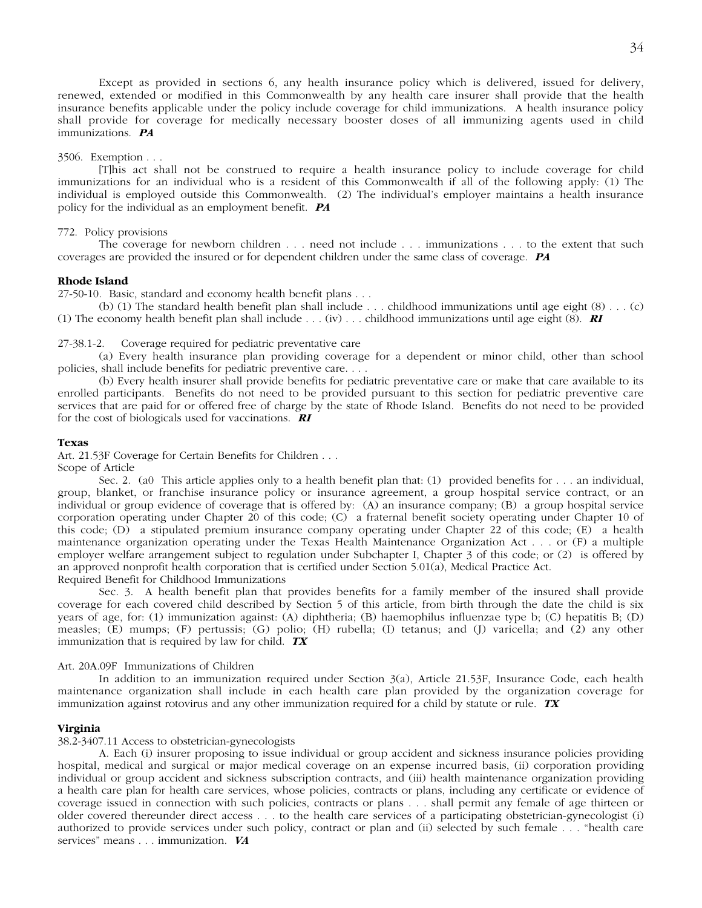Except as provided in sections 6, any health insurance policy which is delivered, issued for delivery, renewed, extended or modified in this Commonwealth by any health care insurer shall provide that the health insurance benefits applicable under the policy include coverage for child immunizations. A health insurance policy shall provide for coverage for medically necessary booster doses of all immunizing agents used in child immunizations. ***PA***

3506. Exemption . . .

[T]his act shall not be construed to require a health insurance policy to include coverage for child immunizations for an individual who is a resident of this Commonwealth if all of the following apply: (1) The individual is employed outside this Commonwealth. (2) The individual's employer maintains a health insurance policy for the individual as an employment benefit. ***PA***

772. Policy provisions

The coverage for newborn children . . . need not include . . . immunizations . . . to the extent that such coverages are provided the insured or for dependent children under the same class of coverage. ***PA***

**Rhode Island**

27-50-10. Basic, standard and economy health benefit plans . . .

(b) (1) The standard health benefit plan shall include . . . childhood immunizations until age eight (8) . . . (c) (1) The economy health benefit plan shall include . . . (iv) . . . childhood immunizations until age eight (8). ***RI***

27-38.1-2. Coverage required for pediatric preventative care

(a) Every health insurance plan providing coverage for a dependent or minor child, other than school policies, shall include benefits for pediatric preventive care. . . .

(b) Every health insurer shall provide benefits for pediatric preventative care or make that care available to its enrolled participants. Benefits do not need to be provided pursuant to this section for pediatric preventive care services that are paid for or offered free of charge by the state of Rhode Island. Benefits do not need to be provided for the cost of biologicals used for vaccinations. ***RI***

**Texas**

Art. 21.53F Coverage for Certain Benefits for Children . . .

Scope of Article

Sec. 2. (a0 This article applies only to a health benefit plan that: (1) provided benefits for . . . an individual, group, blanket, or franchise insurance policy or insurance agreement, a group hospital service contract, or an individual or group evidence of coverage that is offered by: (A) an insurance company; (B) a group hospital service corporation operating under Chapter 20 of this code; (C) a fraternal benefit society operating under Chapter 10 of this code; (D) a stipulated premium insurance company operating under Chapter 22 of this code; (E) a health maintenance organization operating under the Texas Health Maintenance Organization Act . . . or (F) a multiple employer welfare arrangement subject to regulation under Subchapter I, Chapter 3 of this code; or (2) is offered by an approved nonprofit health corporation that is certified under Section 5.01(a), Medical Practice Act.

Required Benefit for Childhood Immunizations

Sec. 3. A health benefit plan that provides benefits for a family member of the insured shall provide coverage for each covered child described by Section 5 of this article, from birth through the date the child is six years of age, for: (1) immunization against: (A) diphtheria; (B) haemophilus influenzae type b; (C) hepatitis B; (D) measles; (E) mumps; (F) pertussis; (G) polio; (H) rubella; (I) tetanus; and (J) varicella; and (2) any other immunization that is required by law for child. ***TX***

Art. 20A.09F Immunizations of Children

In addition to an immunization required under Section 3(a), Article 21.53F, Insurance Code, each health maintenance organization shall include in each health care plan provided by the organization coverage for immunization against rotovirus and any other immunization required for a child by statute or rule. ***TX***

**Virginia**

38.2-3407.11 Access to obstetrician-gynecologists

A. Each (i) insurer proposing to issue individual or group accident and sickness insurance policies providing hospital, medical and surgical or major medical coverage on an expense incurred basis, (ii) corporation providing individual or group accident and sickness subscription contracts, and (iii) health maintenance organization providing a health care plan for health care services, whose policies, contracts or plans, including any certificate or evidence of coverage issued in connection with such policies, contracts or plans . . . shall permit any female of age thirteen or older covered thereunder direct access . . . to the health care services of a participating obstetrician-gynecologist (i) authorized to provide services under such policy, contract or plan and (ii) selected by such female . . . "health care services" means . . . immunization. ***VA***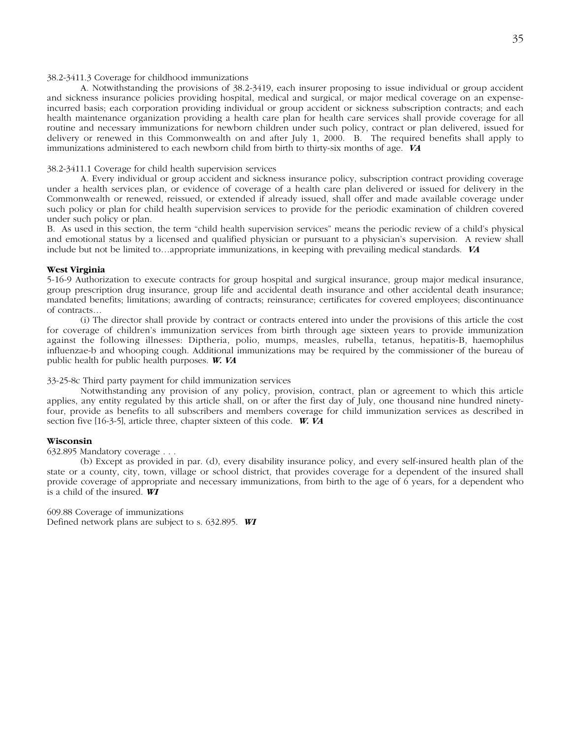38.2-3411.3 Coverage for childhood immunizations

A. Notwithstanding the provisions of 38.2-3419, each insurer proposing to issue individual or group accident and sickness insurance policies providing hospital, medical and surgical, or major medical coverage on an expense-incurred basis; each corporation providing individual or group accident or sickness subscription contracts; and each health maintenance organization providing a health care plan for health care services shall provide coverage for all routine and necessary immunizations for newborn children under such policy, contract or plan delivered, issued for delivery or renewed in this Commonwealth on and after July 1, 2000. B. The required benefits shall apply to immunizations administered to each newborn child from birth to thirty-six months of age. ***VA***

38.2-3411.1 Coverage for child health supervision services

A. Every individual or group accident and sickness insurance policy, subscription contract providing coverage under a health services plan, or evidence of coverage of a health care plan delivered or issued for delivery in the Commonwealth or renewed, reissued, or extended if already issued, shall offer and made available coverage under such policy or plan for child health supervision services to provide for the periodic examination of children covered under such policy or plan.

B. As used in this section, the term "child health supervision services" means the periodic review of a child's physical and emotional status by a licensed and qualified physician or pursuant to a physician's supervision. A review shall include but not be limited to…appropriate immunizations, in keeping with prevailing medical standards. ***VA***

**West Virginia**

5-16-9 Authorization to execute contracts for group hospital and surgical insurance, group major medical insurance, group prescription drug insurance, group life and accidental death insurance and other accidental death insurance; mandated benefits; limitations; awarding of contracts; reinsurance; certificates for covered employees; discontinuance of contracts…

(i) The director shall provide by contract or contracts entered into under the provisions of this article the cost for coverage of children's immunization services from birth through age sixteen years to provide immunization against the following illnesses: Diptheria, polio, mumps, measles, rubella, tetanus, hepatitis-B, haemophilus influenzae-b and whooping cough. Additional immunizations may be required by the commissioner of the bureau of public health for public health purposes. ***W. VA***

33-25-8c Third party payment for child immunization services

Notwithstanding any provision of any policy, provision, contract, plan or agreement to which this article applies, any entity regulated by this article shall, on or after the first day of July, one thousand nine hundred ninety-four, provide as benefits to all subscribers and members coverage for child immunization services as described in section five [16-3-5], article three, chapter sixteen of this code. ***W. VA***

**Wisconsin**

632.895 Mandatory coverage . . .

(b) Except as provided in par. (d), every disability insurance policy, and every self-insured health plan of the state or a county, city, town, village or school district, that provides coverage for a dependent of the insured shall provide coverage of appropriate and necessary immunizations, from birth to the age of 6 years, for a dependent who is a child of the insured. ***WI***

609.88 Coverage of immunizations

Defined network plans are subject to s. 632.895. ***WI***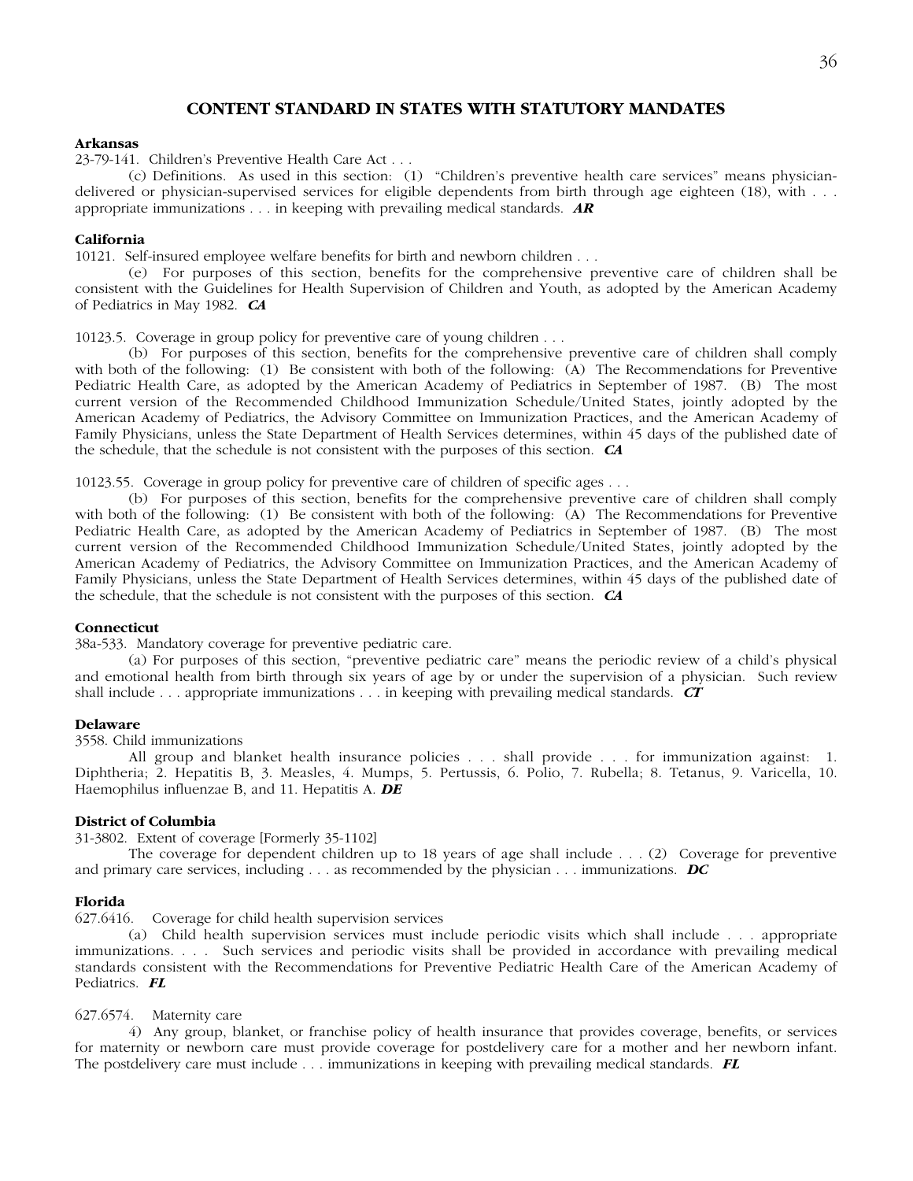## CONTENT STANDARD IN STATES WITH STATUTORY MANDATES

**Arkansas**

23-79-141. Children's Preventive Health Care Act . . .

(c) Definitions. As used in this section: (1) "Children's preventive health care services" means physician-delivered or physician-supervised services for eligible dependents from birth through age eighteen (18), with . . . appropriate immunizations . . . in keeping with prevailing medical standards. ***AR***

**California**

10121. Self-insured employee welfare benefits for birth and newborn children . . .

(e) For purposes of this section, benefits for the comprehensive preventive care of children shall be consistent with the Guidelines for Health Supervision of Children and Youth, as adopted by the American Academy of Pediatrics in May 1982. ***CA***

10123.5. Coverage in group policy for preventive care of young children . . .

(b) For purposes of this section, benefits for the comprehensive preventive care of children shall comply with both of the following: (1) Be consistent with both of the following: (A) The Recommendations for Preventive Pediatric Health Care, as adopted by the American Academy of Pediatrics in September of 1987. (B) The most current version of the Recommended Childhood Immunization Schedule/United States, jointly adopted by the American Academy of Pediatrics, the Advisory Committee on Immunization Practices, and the American Academy of Family Physicians, unless the State Department of Health Services determines, within 45 days of the published date of the schedule, that the schedule is not consistent with the purposes of this section. ***CA***

10123.55. Coverage in group policy for preventive care of children of specific ages . . .

(b) For purposes of this section, benefits for the comprehensive preventive care of children shall comply with both of the following: (1) Be consistent with both of the following: (A) The Recommendations for Preventive Pediatric Health Care, as adopted by the American Academy of Pediatrics in September of 1987. (B) The most current version of the Recommended Childhood Immunization Schedule/United States, jointly adopted by the American Academy of Pediatrics, the Advisory Committee on Immunization Practices, and the American Academy of Family Physicians, unless the State Department of Health Services determines, within 45 days of the published date of the schedule, that the schedule is not consistent with the purposes of this section. ***CA***

**Connecticut**

38a-533. Mandatory coverage for preventive pediatric care.

(a) For purposes of this section, "preventive pediatric care" means the periodic review of a child's physical and emotional health from birth through six years of age by or under the supervision of a physician. Such review shall include . . . appropriate immunizations . . . in keeping with prevailing medical standards. ***CT***

**Delaware**

3558. Child immunizations

All group and blanket health insurance policies . . . shall provide . . . for immunization against: 1. Diphtheria; 2. Hepatitis B, 3. Measles, 4. Mumps, 5. Pertussis, 6. Polio, 7. Rubella; 8. Tetanus, 9. Varicella, 10. Haemophilus influenzae B, and 11. Hepatitis A. ***DE***

**District of Columbia**

31-3802. Extent of coverage [Formerly 35-1102]

The coverage for dependent children up to 18 years of age shall include . . . (2) Coverage for preventive and primary care services, including . . . as recommended by the physician . . . immunizations. ***DC***

**Florida**

627.6416. Coverage for child health supervision services

(a) Child health supervision services must include periodic visits which shall include . . . appropriate immunizations. . . . Such services and periodic visits shall be provided in accordance with prevailing medical standards consistent with the Recommendations for Preventive Pediatric Health Care of the American Academy of Pediatrics. ***FL***

627.6574. Maternity care

4) Any group, blanket, or franchise policy of health insurance that provides coverage, benefits, or services for maternity or newborn care must provide coverage for postdelivery care for a mother and her newborn infant. The postdelivery care must include . . . immunizations in keeping with prevailing medical standards. ***FL***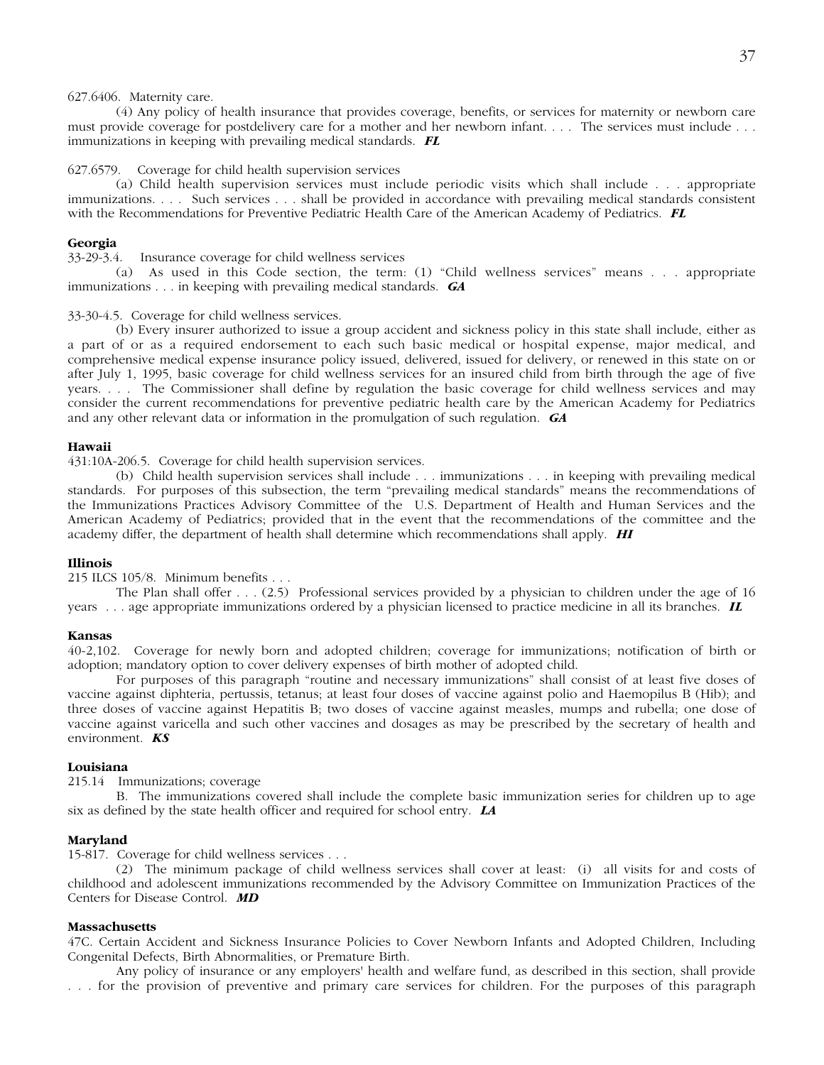627.6406. Maternity care.

(4) Any policy of health insurance that provides coverage, benefits, or services for maternity or newborn care must provide coverage for postdelivery care for a mother and her newborn infant. . . . The services must include . . . immunizations in keeping with prevailing medical standards. ***FL***

627.6579. Coverage for child health supervision services

(a) Child health supervision services must include periodic visits which shall include . . . appropriate immunizations. . . . Such services . . . shall be provided in accordance with prevailing medical standards consistent with the Recommendations for Preventive Pediatric Health Care of the American Academy of Pediatrics. ***FL***

**Georgia**

33-29-3.4. Insurance coverage for child wellness services

(a) As used in this Code section, the term: (1) "Child wellness services" means . . . appropriate immunizations . . . in keeping with prevailing medical standards. ***GA***

33-30-4.5. Coverage for child wellness services.

(b) Every insurer authorized to issue a group accident and sickness policy in this state shall include, either as a part of or as a required endorsement to each such basic medical or hospital expense, major medical, and comprehensive medical expense insurance policy issued, delivered, issued for delivery, or renewed in this state on or after July 1, 1995, basic coverage for child wellness services for an insured child from birth through the age of five years. . . . The Commissioner shall define by regulation the basic coverage for child wellness services and may consider the current recommendations for preventive pediatric health care by the American Academy for Pediatrics and any other relevant data or information in the promulgation of such regulation. ***GA***

**Hawaii**

431:10A-206.5. Coverage for child health supervision services.

(b) Child health supervision services shall include . . . immunizations . . . in keeping with prevailing medical standards. For purposes of this subsection, the term "prevailing medical standards" means the recommendations of the Immunizations Practices Advisory Committee of the U.S. Department of Health and Human Services and the American Academy of Pediatrics; provided that in the event that the recommendations of the committee and the academy differ, the department of health shall determine which recommendations shall apply. ***HI***

**Illinois**

215 ILCS 105/8. Minimum benefits . . .

The Plan shall offer . . . (2.5) Professional services provided by a physician to children under the age of 16 years . . . age appropriate immunizations ordered by a physician licensed to practice medicine in all its branches. ***IL***

**Kansas**

40-2,102. Coverage for newly born and adopted children; coverage for immunizations; notification of birth or adoption; mandatory option to cover delivery expenses of birth mother of adopted child.

For purposes of this paragraph "routine and necessary immunizations" shall consist of at least five doses of vaccine against diphteria, pertussis, tetanus; at least four doses of vaccine against polio and Haemopilus B (Hib); and three doses of vaccine against Hepatitis B; two doses of vaccine against measles, mumps and rubella; one dose of vaccine against varicella and such other vaccines and dosages as may be prescribed by the secretary of health and environment. ***KS***

**Louisiana**

215.14 Immunizations; coverage

B. The immunizations covered shall include the complete basic immunization series for children up to age six as defined by the state health officer and required for school entry. ***LA***

**Maryland**

15-817. Coverage for child wellness services . . .

(2) The minimum package of child wellness services shall cover at least: (i) all visits for and costs of childhood and adolescent immunizations recommended by the Advisory Committee on Immunization Practices of the Centers for Disease Control. ***MD***

**Massachusetts**

47C. Certain Accident and Sickness Insurance Policies to Cover Newborn Infants and Adopted Children, Including Congenital Defects, Birth Abnormalities, or Premature Birth.

Any policy of insurance or any employers' health and welfare fund, as described in this section, shall provide . . . for the provision of preventive and primary care services for children. For the purposes of this paragraph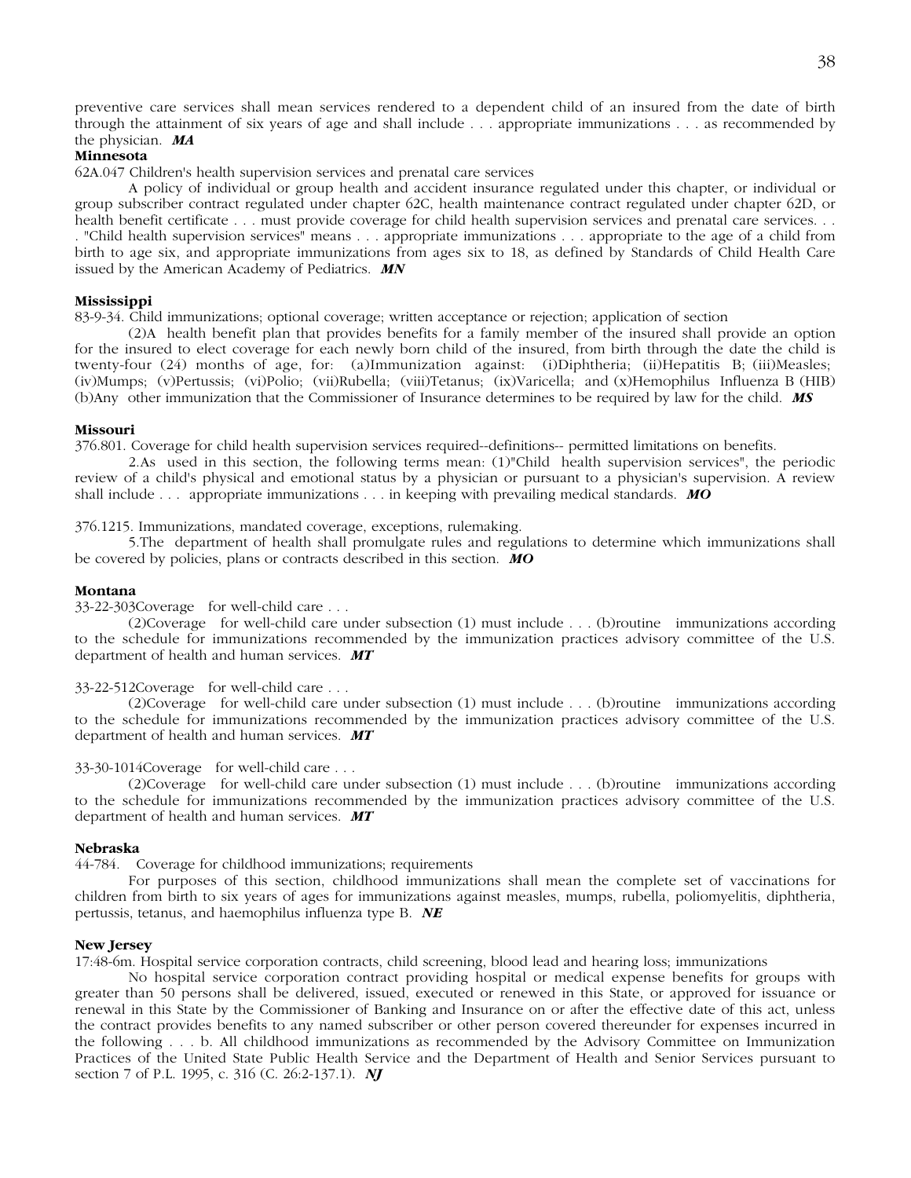preventive care services shall mean services rendered to a dependent child of an insured from the date of birth through the attainment of six years of age and shall include . . . appropriate immunizations . . . as recommended by the physician. ***MA***

**Minnesota**

62A.047 Children's health supervision services and prenatal care services

A policy of individual or group health and accident insurance regulated under this chapter, or individual or group subscriber contract regulated under chapter 62C, health maintenance contract regulated under chapter 62D, or health benefit certificate . . . must provide coverage for child health supervision services and prenatal care services. . . . "Child health supervision services" means . . . appropriate immunizations . . . appropriate to the age of a child from birth to age six, and appropriate immunizations from ages six to 18, as defined by Standards of Child Health Care issued by the American Academy of Pediatrics. ***MN***

**Mississippi**

83-9-34. Child immunizations; optional coverage; written acceptance or rejection; application of section

(2)A health benefit plan that provides benefits for a family member of the insured shall provide an option for the insured to elect coverage for each newly born child of the insured, from birth through the date the child is twenty-four (24) months of age, for: (a)Immunization against: (i)Diphtheria; (ii)Hepatitis B; (iii)Measles; (iv)Mumps; (v)Pertussis; (vi)Polio; (vii)Rubella; (viii)Tetanus; (ix)Varicella; and (x)Hemophilus Influenza B (HIB) (b)Any other immunization that the Commissioner of Insurance determines to be required by law for the child. ***MS***

**Missouri**

376.801. Coverage for child health supervision services required--definitions-- permitted limitations on benefits.

2.As used in this section, the following terms mean: (1)"Child health supervision services", the periodic review of a child's physical and emotional status by a physician or pursuant to a physician's supervision. A review shall include . . . appropriate immunizations . . . in keeping with prevailing medical standards. ***MO***

376.1215. Immunizations, mandated coverage, exceptions, rulemaking.

5.The department of health shall promulgate rules and regulations to determine which immunizations shall be covered by policies, plans or contracts described in this section. ***MO***

**Montana**

33-22-303Coverage for well-child care . . .

(2)Coverage for well-child care under subsection (1) must include . . . (b)routine immunizations according to the schedule for immunizations recommended by the immunization practices advisory committee of the U.S. department of health and human services. ***MT***

33-22-512Coverage for well-child care . . .

(2)Coverage for well-child care under subsection (1) must include . . . (b)routine immunizations according to the schedule for immunizations recommended by the immunization practices advisory committee of the U.S. department of health and human services. ***MT***

33-30-1014Coverage for well-child care . . .

(2)Coverage for well-child care under subsection (1) must include . . . (b)routine immunizations according to the schedule for immunizations recommended by the immunization practices advisory committee of the U.S. department of health and human services. ***MT***

**Nebraska**

44-784. Coverage for childhood immunizations; requirements

For purposes of this section, childhood immunizations shall mean the complete set of vaccinations for children from birth to six years of ages for immunizations against measles, mumps, rubella, poliomyelitis, diphtheria, pertussis, tetanus, and haemophilus influenza type B. ***NE***

**New Jersey**

17:48-6m. Hospital service corporation contracts, child screening, blood lead and hearing loss; immunizations

No hospital service corporation contract providing hospital or medical expense benefits for groups with greater than 50 persons shall be delivered, issued, executed or renewed in this State, or approved for issuance or renewal in this State by the Commissioner of Banking and Insurance on or after the effective date of this act, unless the contract provides benefits to any named subscriber or other person covered thereunder for expenses incurred in the following . . . b. All childhood immunizations as recommended by the Advisory Committee on Immunization Practices of the United State Public Health Service and the Department of Health and Senior Services pursuant to section 7 of P.L. 1995, c. 316 (C. 26:2-137.1). ***NJ***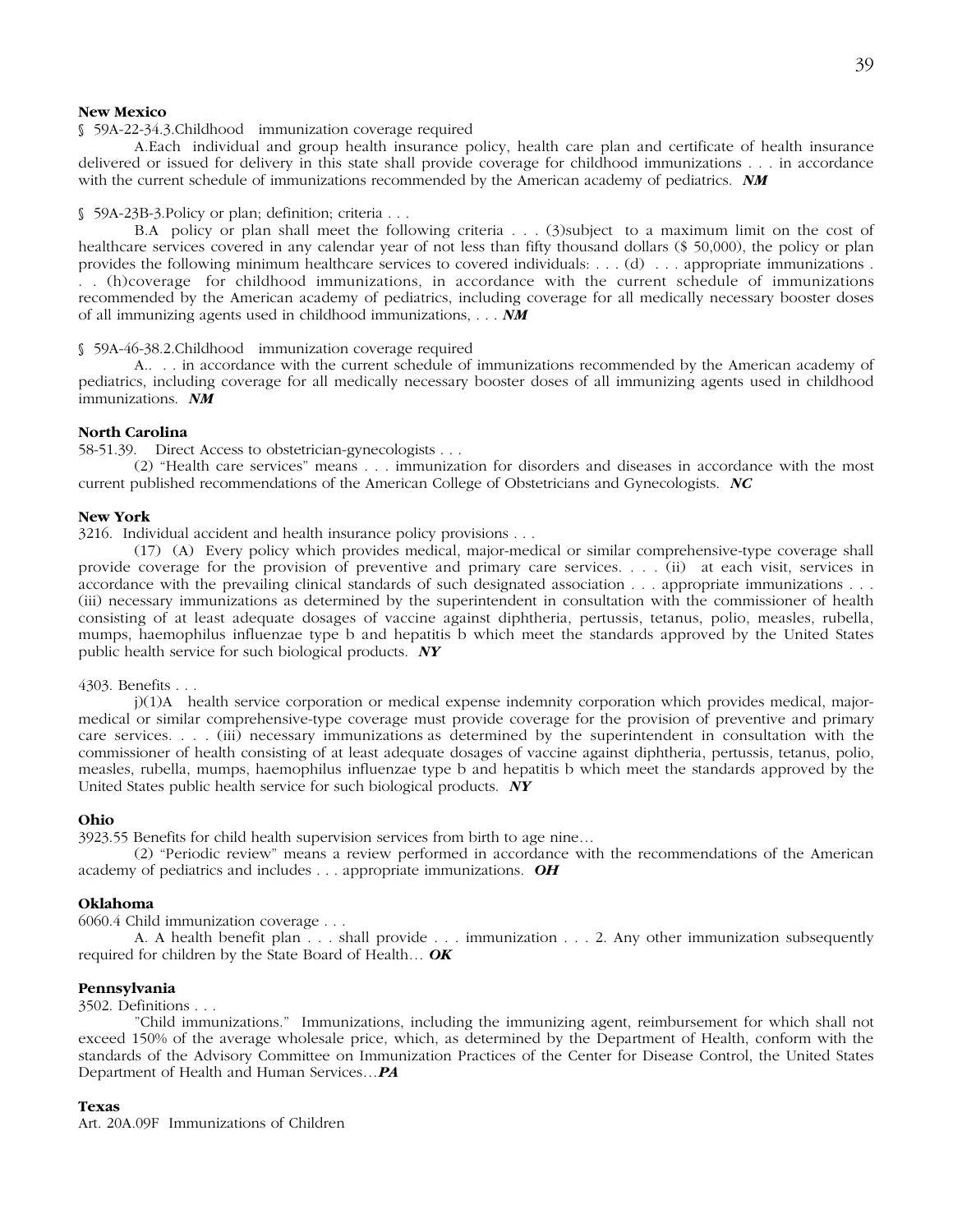**New Mexico**

§ 59A-22-34.3.Childhood immunization coverage required

A.Each individual and group health insurance policy, health care plan and certificate of health insurance delivered or issued for delivery in this state shall provide coverage for childhood immunizations . . . in accordance with the current schedule of immunizations recommended by the American academy of pediatrics. ***NM***

§ 59A-23B-3.Policy or plan; definition; criteria . . .

B.A policy or plan shall meet the following criteria . . . (3)subject to a maximum limit on the cost of healthcare services covered in any calendar year of not less than fifty thousand dollars ($ 50,000), the policy or plan provides the following minimum healthcare services to covered individuals: . . . (d) . . . appropriate immunizations . . . (h)coverage for childhood immunizations, in accordance with the current schedule of immunizations recommended by the American academy of pediatrics, including coverage for all medically necessary booster doses of all immunizing agents used in childhood immunizations, . . . ***NM***

§ 59A-46-38.2.Childhood immunization coverage required

A.. . . in accordance with the current schedule of immunizations recommended by the American academy of pediatrics, including coverage for all medically necessary booster doses of all immunizing agents used in childhood immunizations. ***NM***

**North Carolina**

58-51.39. Direct Access to obstetrician-gynecologists . . .

(2) "Health care services" means . . . immunization for disorders and diseases in accordance with the most current published recommendations of the American College of Obstetricians and Gynecologists. ***NC***

**New York**

3216. Individual accident and health insurance policy provisions . . .

(17) (A) Every policy which provides medical, major-medical or similar comprehensive-type coverage shall provide coverage for the provision of preventive and primary care services. . . . (ii) at each visit, services in accordance with the prevailing clinical standards of such designated association . . . appropriate immunizations . . . (iii) necessary immunizations as determined by the superintendent in consultation with the commissioner of health consisting of at least adequate dosages of vaccine against diphtheria, pertussis, tetanus, polio, measles, rubella, mumps, haemophilus influenzae type b and hepatitis b which meet the standards approved by the United States public health service for such biological products. ***NY***

4303. Benefits . . .

j)(1)A health service corporation or medical expense indemnity corporation which provides medical, major-medical or similar comprehensive-type coverage must provide coverage for the provision of preventive and primary care services. . . . (iii) necessary immunizations as determined by the superintendent in consultation with the commissioner of health consisting of at least adequate dosages of vaccine against diphtheria, pertussis, tetanus, polio, measles, rubella, mumps, haemophilus influenzae type b and hepatitis b which meet the standards approved by the United States public health service for such biological products. ***NY***

**Ohio**

3923.55 Benefits for child health supervision services from birth to age nine…

(2) "Periodic review" means a review performed in accordance with the recommendations of the American academy of pediatrics and includes . . . appropriate immunizations. ***OH***

**Oklahoma**

6060.4 Child immunization coverage . . .

A. A health benefit plan . . . shall provide . . . immunization . . . 2. Any other immunization subsequently required for children by the State Board of Health… ***OK***

**Pennsylvania**

3502. Definitions . . .

"Child immunizations." Immunizations, including the immunizing agent, reimbursement for which shall not exceed 150% of the average wholesale price, which, as determined by the Department of Health, conform with the standards of the Advisory Committee on Immunization Practices of the Center for Disease Control, the United States Department of Health and Human Services…***PA***

**Texas**

Art. 20A.09F Immunizations of Children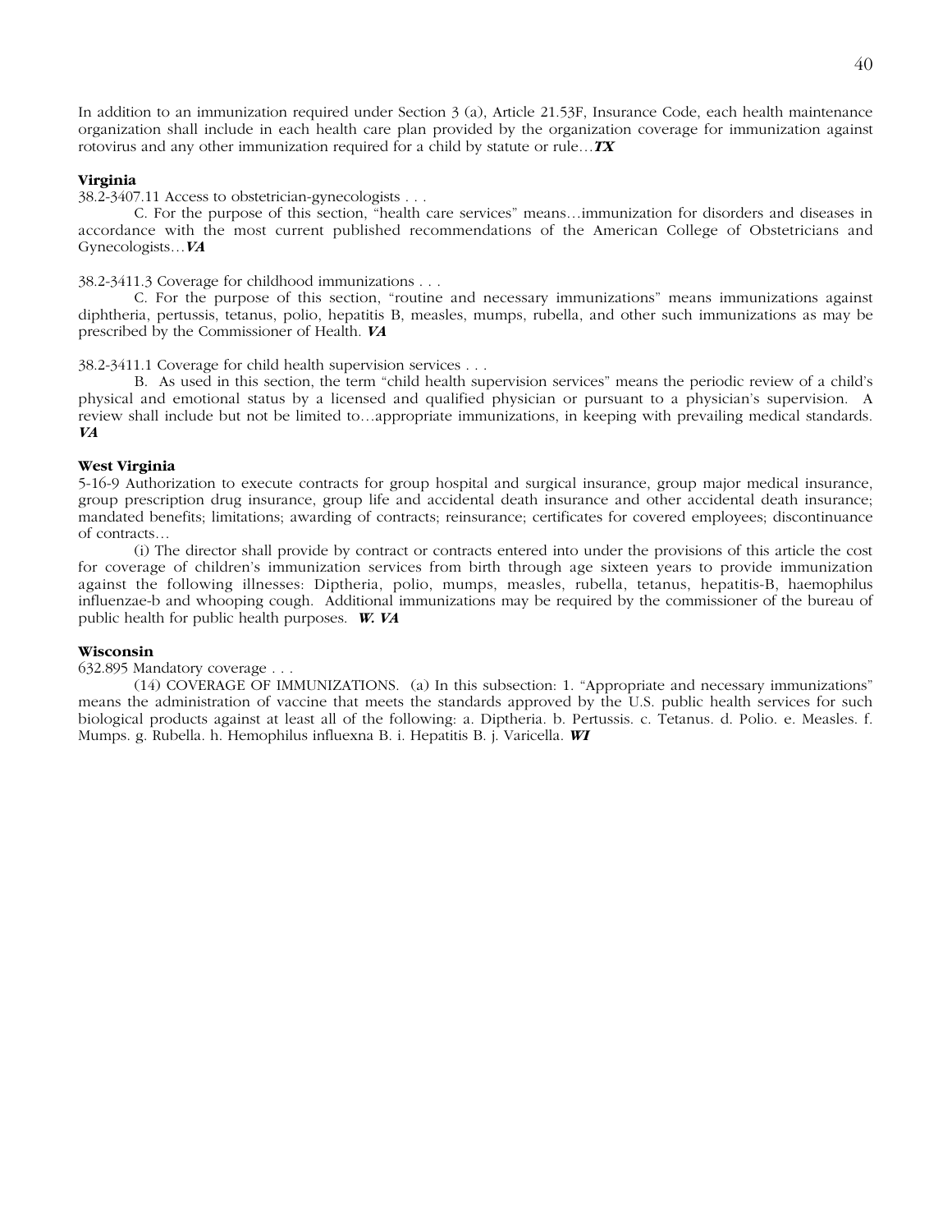In addition to an immunization required under Section 3 (a), Article 21.53F, Insurance Code, each health maintenance organization shall include in each health care plan provided by the organization coverage for immunization against rotovirus and any other immunization required for a child by statute or rule…***TX***

**Virginia**

38.2-3407.11 Access to obstetrician-gynecologists . . .

C. For the purpose of this section, "health care services" means…immunization for disorders and diseases in accordance with the most current published recommendations of the American College of Obstetricians and Gynecologists…***VA***

38.2-3411.3 Coverage for childhood immunizations . . .

C. For the purpose of this section, "routine and necessary immunizations" means immunizations against diphtheria, pertussis, tetanus, polio, hepatitis B, measles, mumps, rubella, and other such immunizations as may be prescribed by the Commissioner of Health. ***VA***

38.2-3411.1 Coverage for child health supervision services . . .

B. As used in this section, the term "child health supervision services" means the periodic review of a child's physical and emotional status by a licensed and qualified physician or pursuant to a physician's supervision. A review shall include but not be limited to…appropriate immunizations, in keeping with prevailing medical standards. ***VA***

**West Virginia**

5-16-9 Authorization to execute contracts for group hospital and surgical insurance, group major medical insurance, group prescription drug insurance, group life and accidental death insurance and other accidental death insurance; mandated benefits; limitations; awarding of contracts; reinsurance; certificates for covered employees; discontinuance of contracts…

(i) The director shall provide by contract or contracts entered into under the provisions of this article the cost for coverage of children's immunization services from birth through age sixteen years to provide immunization against the following illnesses: Diptheria, polio, mumps, measles, rubella, tetanus, hepatitis-B, haemophilus influenzae-b and whooping cough. Additional immunizations may be required by the commissioner of the bureau of public health for public health purposes. ***W. VA***

**Wisconsin**

632.895 Mandatory coverage . . .

(14) COVERAGE OF IMMUNIZATIONS. (a) In this subsection: 1. "Appropriate and necessary immunizations" means the administration of vaccine that meets the standards approved by the U.S. public health services for such biological products against at least all of the following: a. Diptheria. b. Pertussis. c. Tetanus. d. Polio. e. Measles. f. Mumps. g. Rubella. h. Hemophilus influexna B. i. Hepatitis B. j. Varicella. ***WI***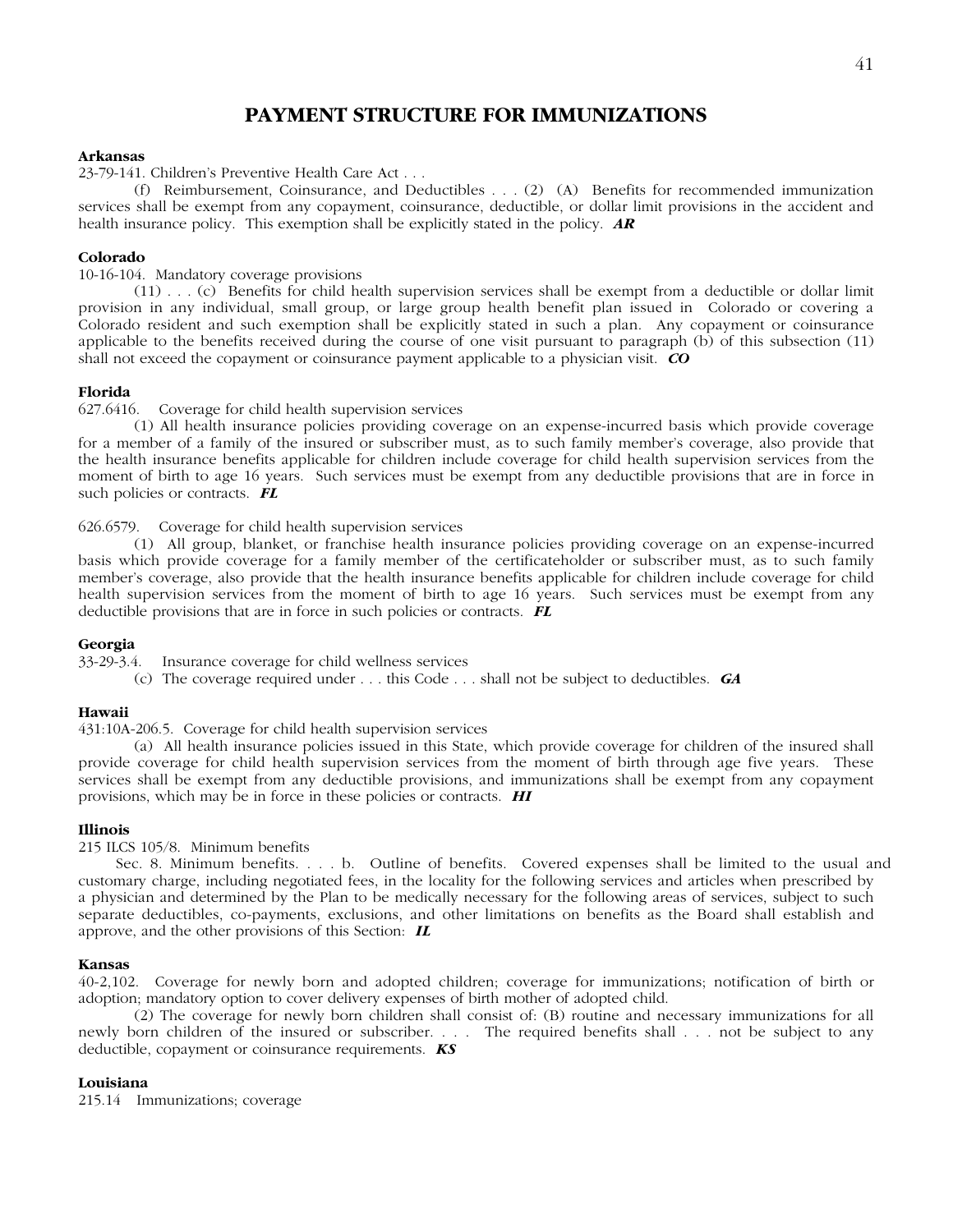# PAYMENT STRUCTURE FOR IMMUNIZATIONS

**Arkansas**

23-79-141. Children's Preventive Health Care Act . . .

(f) Reimbursement, Coinsurance, and Deductibles . . . (2) (A) Benefits for recommended immunization services shall be exempt from any copayment, coinsurance, deductible, or dollar limit provisions in the accident and health insurance policy. This exemption shall be explicitly stated in the policy. ***AR***

**Colorado**

10-16-104. Mandatory coverage provisions

(11) . . . (c) Benefits for child health supervision services shall be exempt from a deductible or dollar limit provision in any individual, small group, or large group health benefit plan issued in Colorado or covering a Colorado resident and such exemption shall be explicitly stated in such a plan. Any copayment or coinsurance applicable to the benefits received during the course of one visit pursuant to paragraph (b) of this subsection (11) shall not exceed the copayment or coinsurance payment applicable to a physician visit. ***CO***

**Florida**

627.6416. Coverage for child health supervision services

(1) All health insurance policies providing coverage on an expense-incurred basis which provide coverage for a member of a family of the insured or subscriber must, as to such family member's coverage, also provide that the health insurance benefits applicable for children include coverage for child health supervision services from the moment of birth to age 16 years. Such services must be exempt from any deductible provisions that are in force in such policies or contracts. ***FL***

626.6579. Coverage for child health supervision services

(1) All group, blanket, or franchise health insurance policies providing coverage on an expense-incurred basis which provide coverage for a family member of the certificateholder or subscriber must, as to such family member's coverage, also provide that the health insurance benefits applicable for children include coverage for child health supervision services from the moment of birth to age 16 years. Such services must be exempt from any deductible provisions that are in force in such policies or contracts. ***FL***

**Georgia**

33-29-3.4. Insurance coverage for child wellness services

(c) The coverage required under . . . this Code . . . shall not be subject to deductibles. ***GA***

**Hawaii**

431:10A-206.5. Coverage for child health supervision services

(a) All health insurance policies issued in this State, which provide coverage for children of the insured shall provide coverage for child health supervision services from the moment of birth through age five years. These services shall be exempt from any deductible provisions, and immunizations shall be exempt from any copayment provisions, which may be in force in these policies or contracts. ***HI***

**Illinois**

215 ILCS 105/8. Minimum benefits

Sec. 8. Minimum benefits. . . . b. Outline of benefits. Covered expenses shall be limited to the usual and customary charge, including negotiated fees, in the locality for the following services and articles when prescribed by a physician and determined by the Plan to be medically necessary for the following areas of services, subject to such separate deductibles, co-payments, exclusions, and other limitations on benefits as the Board shall establish and approve, and the other provisions of this Section: ***IL***

**Kansas**

40-2,102. Coverage for newly born and adopted children; coverage for immunizations; notification of birth or adoption; mandatory option to cover delivery expenses of birth mother of adopted child.

(2) The coverage for newly born children shall consist of: (B) routine and necessary immunizations for all newly born children of the insured or subscriber. . . . The required benefits shall . . . not be subject to any deductible, copayment or coinsurance requirements. ***KS***

**Louisiana**

215.14 Immunizations; coverage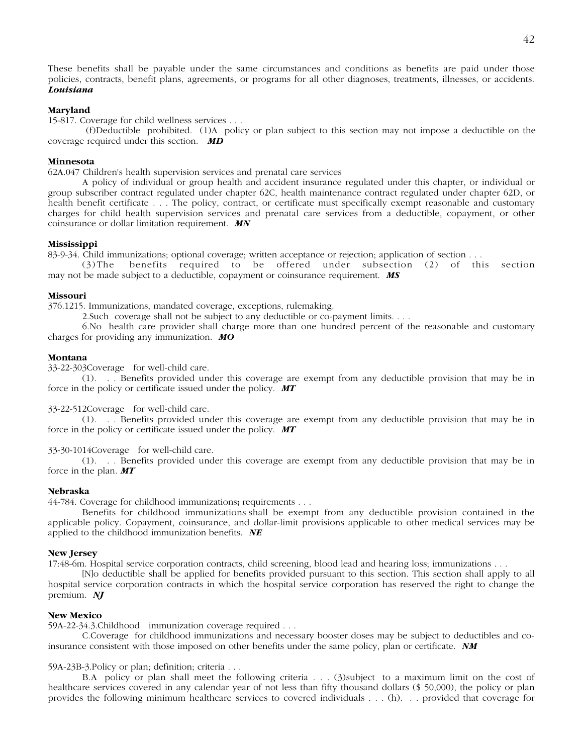These benefits shall be payable under the same circumstances and conditions as benefits are paid under those policies, contracts, benefit plans, agreements, or programs for all other diagnoses, treatments, illnesses, or accidents. ***Louisiana***

**Maryland**

15-817. Coverage for child wellness services . . .

(f)Deductible prohibited. (1)A policy or plan subject to this section may not impose a deductible on the coverage required under this section. ***MD***

**Minnesota**

62A.047 Children's health supervision services and prenatal care services

A policy of individual or group health and accident insurance regulated under this chapter, or individual or group subscriber contract regulated under chapter 62C, health maintenance contract regulated under chapter 62D, or health benefit certificate . . . The policy, contract, or certificate must specifically exempt reasonable and customary charges for child health supervision services and prenatal care services from a deductible, copayment, or other coinsurance or dollar limitation requirement. ***MN***

**Mississippi**

83-9-34. Child immunizations; optional coverage; written acceptance or rejection; application of section . . .

(3)The benefits required to be offered under subsection (2) of this section may not be made subject to a deductible, copayment or coinsurance requirement. ***MS***

**Missouri**

376.1215. Immunizations, mandated coverage, exceptions, rulemaking.

2.Such coverage shall not be subject to any deductible or co-payment limits. . . .

6.No health care provider shall charge more than one hundred percent of the reasonable and customary charges for providing any immunization. ***MO***

**Montana**

33-22-303Coverage for well-child care.

(1). . . Benefits provided under this coverage are exempt from any deductible provision that may be in force in the policy or certificate issued under the policy. ***MT***

33-22-512Coverage for well-child care.

(1). . . Benefits provided under this coverage are exempt from any deductible provision that may be in force in the policy or certificate issued under the policy. ***MT***

33-30-1014Coverage for well-child care.

(1). . . Benefits provided under this coverage are exempt from any deductible provision that may be in force in the plan. ***MT***

**Nebraska**

44-784. Coverage for childhood immunizations**;** requirements . . .

Benefits for childhood immunizations shall be exempt from any deductible provision contained in the applicable policy. Copayment, coinsurance, and dollar-limit provisions applicable to other medical services may be applied to the childhood immunization benefits. ***NE***

**New Jersey**

17:48-6m. Hospital service corporation contracts, child screening, blood lead and hearing loss; immunizations . . .

[N]o deductible shall be applied for benefits provided pursuant to this section. This section shall apply to all hospital service corporation contracts in which the hospital service corporation has reserved the right to change the premium. ***NJ***

**New Mexico**

59A-22-34.3.Childhood immunization coverage required . . .

C.Coverage for childhood immunizations and necessary booster doses may be subject to deductibles and co-insurance consistent with those imposed on other benefits under the same policy, plan or certificate. ***NM***

59A-23B-3.Policy or plan; definition; criteria . . .

B.A policy or plan shall meet the following criteria . . . (3)subject to a maximum limit on the cost of healthcare services covered in any calendar year of not less than fifty thousand dollars ($ 50,000), the policy or plan provides the following minimum healthcare services to covered individuals . . . (h). . . provided that coverage for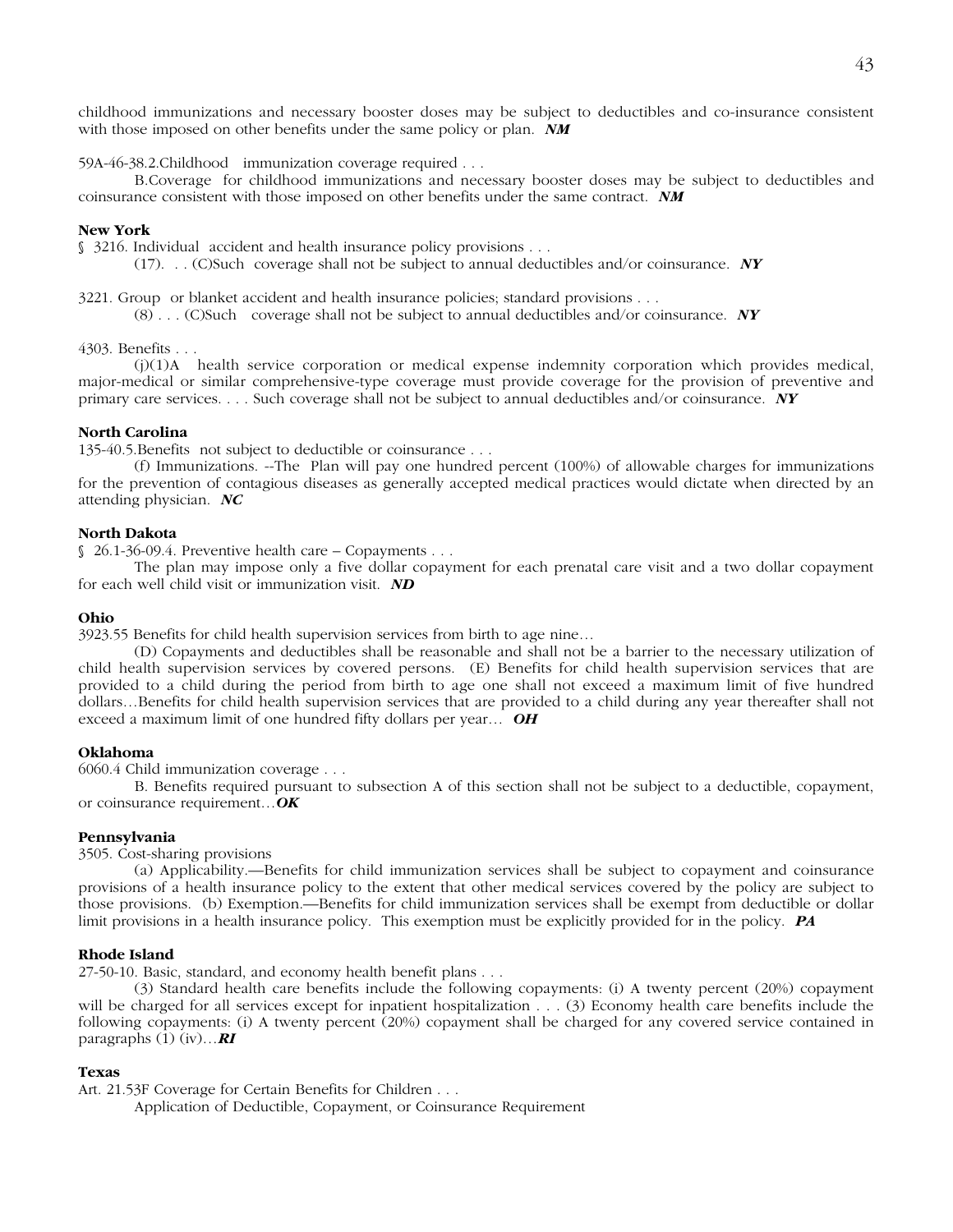childhood immunizations and necessary booster doses may be subject to deductibles and co-insurance consistent with those imposed on other benefits under the same policy or plan. ***NM***

59A-46-38.2.Childhood immunization coverage required . . .

B.Coverage for childhood immunizations and necessary booster doses may be subject to deductibles and coinsurance consistent with those imposed on other benefits under the same contract. ***NM***

**New York**

§ 3216. Individual accident and health insurance policy provisions . . .

(17). . . (C)Such coverage shall not be subject to annual deductibles and/or coinsurance. ***NY***

3221. Group or blanket accident and health insurance policies; standard provisions . . .

(8) . . . (C)Such coverage shall not be subject to annual deductibles and/or coinsurance. ***NY***

4303. Benefits . . .

(j)(1)A health service corporation or medical expense indemnity corporation which provides medical, major-medical or similar comprehensive-type coverage must provide coverage for the provision of preventive and primary care services. . . . Such coverage shall not be subject to annual deductibles and/or coinsurance. ***NY***

**North Carolina**

135-40.5.Benefits not subject to deductible or coinsurance . . .

(f) Immunizations. --The Plan will pay one hundred percent (100%) of allowable charges for immunizations for the prevention of contagious diseases as generally accepted medical practices would dictate when directed by an attending physician. ***NC***

**North Dakota**

§ 26.1-36-09.4. Preventive health care – Copayments . . .

The plan may impose only a five dollar copayment for each prenatal care visit and a two dollar copayment for each well child visit or immunization visit. ***ND***

**Ohio**

3923.55 Benefits for child health supervision services from birth to age nine…

(D) Copayments and deductibles shall be reasonable and shall not be a barrier to the necessary utilization of child health supervision services by covered persons. (E) Benefits for child health supervision services that are provided to a child during the period from birth to age one shall not exceed a maximum limit of five hundred dollars…Benefits for child health supervision services that are provided to a child during any year thereafter shall not exceed a maximum limit of one hundred fifty dollars per year… ***OH***

**Oklahoma**

6060.4 Child immunization coverage . . .

B. Benefits required pursuant to subsection A of this section shall not be subject to a deductible, copayment, or coinsurance requirement…***OK***

**Pennsylvania**

3505. Cost-sharing provisions

(a) Applicability.—Benefits for child immunization services shall be subject to copayment and coinsurance provisions of a health insurance policy to the extent that other medical services covered by the policy are subject to those provisions. (b) Exemption.—Benefits for child immunization services shall be exempt from deductible or dollar limit provisions in a health insurance policy. This exemption must be explicitly provided for in the policy. ***PA***

**Rhode Island**

27-50-10. Basic, standard, and economy health benefit plans . . .

(3) Standard health care benefits include the following copayments: (i) A twenty percent (20%) copayment will be charged for all services except for inpatient hospitalization . . . (3) Economy health care benefits include the following copayments: (i) A twenty percent (20%) copayment shall be charged for any covered service contained in paragraphs (1) (iv)…***RI***

**Texas**

Art. 21.53F Coverage for Certain Benefits for Children . . .

Application of Deductible, Copayment, or Coinsurance Requirement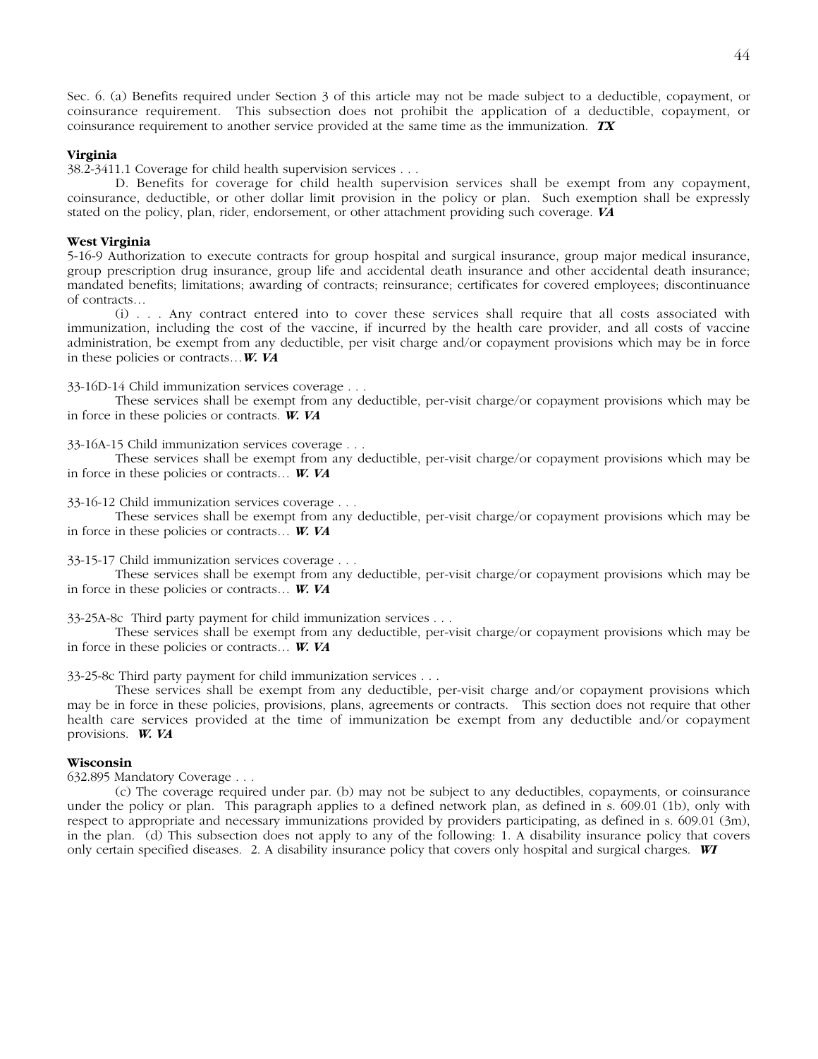Sec. 6. (a) Benefits required under Section 3 of this article may not be made subject to a deductible, copayment, or coinsurance requirement. This subsection does not prohibit the application of a deductible, copayment, or coinsurance requirement to another service provided at the same time as the immunization. ***TX***

**Virginia**

38.2-3411.1 Coverage for child health supervision services . . .

D. Benefits for coverage for child health supervision services shall be exempt from any copayment, coinsurance, deductible, or other dollar limit provision in the policy or plan. Such exemption shall be expressly stated on the policy, plan, rider, endorsement, or other attachment providing such coverage. ***VA***

**West Virginia**

5-16-9 Authorization to execute contracts for group hospital and surgical insurance, group major medical insurance, group prescription drug insurance, group life and accidental death insurance and other accidental death insurance; mandated benefits; limitations; awarding of contracts; reinsurance; certificates for covered employees; discontinuance of contracts…

(i) . . . Any contract entered into to cover these services shall require that all costs associated with immunization, including the cost of the vaccine, if incurred by the health care provider, and all costs of vaccine administration, be exempt from any deductible, per visit charge and/or copayment provisions which may be in force in these policies or contracts…***W. VA***

33-16D-14 Child immunization services coverage . . .

These services shall be exempt from any deductible, per-visit charge/or copayment provisions which may be in force in these policies or contracts. ***W. VA***

33-16A-15 Child immunization services coverage . . .

These services shall be exempt from any deductible, per-visit charge/or copayment provisions which may be in force in these policies or contracts… ***W. VA***

33-16-12 Child immunization services coverage . . .

These services shall be exempt from any deductible, per-visit charge/or copayment provisions which may be in force in these policies or contracts… ***W. VA***

33-15-17 Child immunization services coverage . . .

These services shall be exempt from any deductible, per-visit charge/or copayment provisions which may be in force in these policies or contracts… ***W. VA***

33-25A-8c Third party payment for child immunization services . . .

These services shall be exempt from any deductible, per-visit charge/or copayment provisions which may be in force in these policies or contracts… ***W. VA***

33-25-8c Third party payment for child immunization services . . .

These services shall be exempt from any deductible, per-visit charge and/or copayment provisions which may be in force in these policies, provisions, plans, agreements or contracts. This section does not require that other health care services provided at the time of immunization be exempt from any deductible and/or copayment provisions. ***W. VA***

**Wisconsin**

632.895 Mandatory Coverage . . .

(c) The coverage required under par. (b) may not be subject to any deductibles, copayments, or coinsurance under the policy or plan. This paragraph applies to a defined network plan, as defined in s. 609.01 (1b), only with respect to appropriate and necessary immunizations provided by providers participating, as defined in s. 609.01 (3m), in the plan. (d) This subsection does not apply to any of the following: 1. A disability insurance policy that covers only certain specified diseases. 2. A disability insurance policy that covers only hospital and surgical charges. ***WI***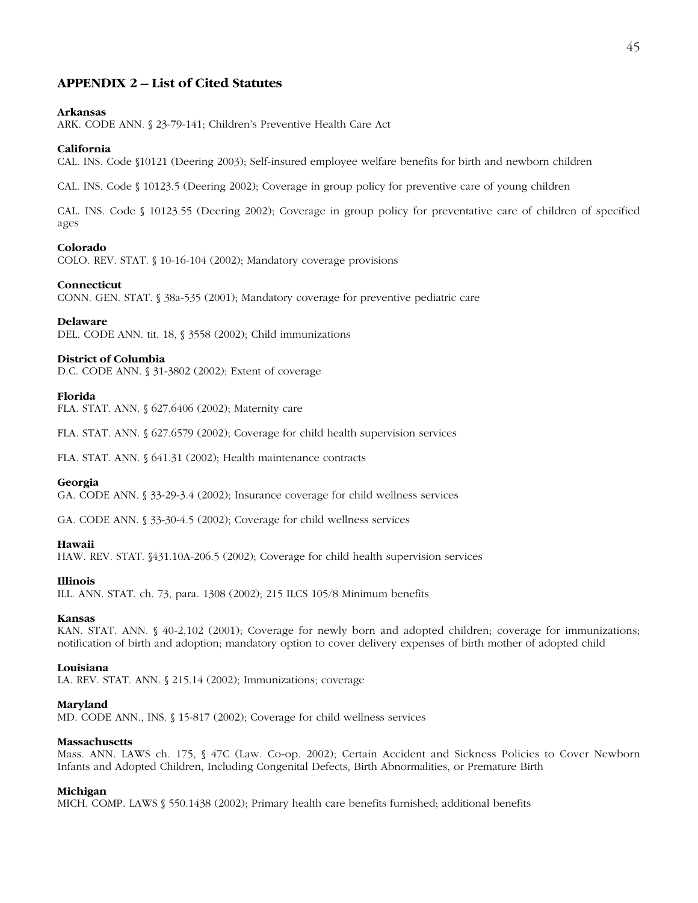## APPENDIX 2 – List of Cited Statutes

**Arkansas**
ARK. CODE ANN. § 23-79-141; Children's Preventive Health Care Act

**California**
CAL. INS. Code §10121 (Deering 2003); Self-insured employee welfare benefits for birth and newborn children

CAL. INS. Code § 10123.5 (Deering 2002); Coverage in group policy for preventive care of young children

CAL. INS. Code § 10123.55 (Deering 2002); Coverage in group policy for preventative care of children of specified ages

**Colorado**
COLO. REV. STAT. § 10-16-104 (2002); Mandatory coverage provisions

**Connecticut**
CONN. GEN. STAT. § 38a-535 (2001); Mandatory coverage for preventive pediatric care

**Delaware**
DEL. CODE ANN. tit. 18, § 3558 (2002); Child immunizations

**District of Columbia**
D.C. CODE ANN. § 31-3802 (2002); Extent of coverage

**Florida**
FLA. STAT. ANN. § 627.6406 (2002); Maternity care

FLA. STAT. ANN. § 627.6579 (2002); Coverage for child health supervision services

FLA. STAT. ANN. § 641.31 (2002); Health maintenance contracts

**Georgia**
GA. CODE ANN. § 33-29-3.4 (2002); Insurance coverage for child wellness services

GA. CODE ANN. § 33-30-4.5 (2002); Coverage for child wellness services

**Hawaii**
HAW. REV. STAT. §431.10A-206.5 (2002); Coverage for child health supervision services

**Illinois**
ILL. ANN. STAT. ch. 73, para. 1308 (2002); 215 ILCS 105/8 Minimum benefits

**Kansas**
KAN. STAT. ANN. § 40-2,102 (2001); Coverage for newly born and adopted children; coverage for immunizations; notification of birth and adoption; mandatory option to cover delivery expenses of birth mother of adopted child

**Louisiana**
LA. REV. STAT. ANN. § 215.14 (2002); Immunizations; coverage

**Maryland**
MD. CODE ANN., INS. § 15-817 (2002); Coverage for child wellness services

**Massachusetts**
Mass. ANN. LAWS ch. 175, § 47C (Law. Co-op. 2002); Certain Accident and Sickness Policies to Cover Newborn Infants and Adopted Children, Including Congenital Defects, Birth Abnormalities, or Premature Birth

**Michigan**
MICH. COMP. LAWS § 550.1438 (2002); Primary health care benefits furnished; additional benefits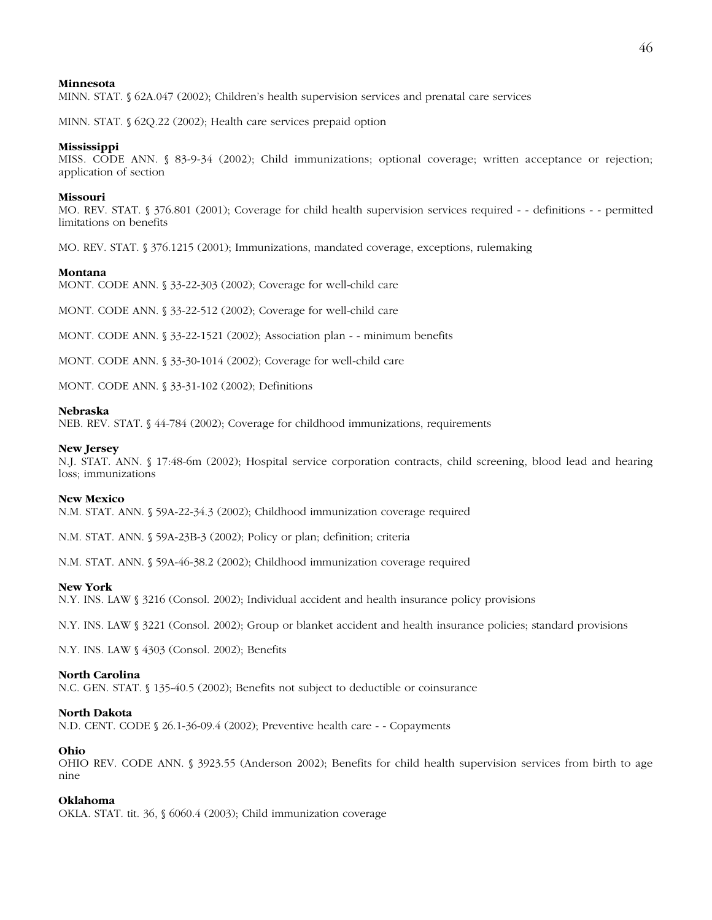**Minnesota**

MINN. STAT. § 62A.047 (2002); Children's health supervision services and prenatal care services

MINN. STAT. § 62Q.22 (2002); Health care services prepaid option

**Mississippi**

MISS. CODE ANN. § 83-9-34 (2002); Child immunizations; optional coverage; written acceptance or rejection; application of section

**Missouri**

MO. REV. STAT. § 376.801 (2001); Coverage for child health supervision services required - - definitions - - permitted limitations on benefits

MO. REV. STAT. § 376.1215 (2001); Immunizations, mandated coverage, exceptions, rulemaking

**Montana**

MONT. CODE ANN. § 33-22-303 (2002); Coverage for well-child care

MONT. CODE ANN. § 33-22-512 (2002); Coverage for well-child care

MONT. CODE ANN. § 33-22-1521 (2002); Association plan - - minimum benefits

MONT. CODE ANN. § 33-30-1014 (2002); Coverage for well-child care

MONT. CODE ANN. § 33-31-102 (2002); Definitions

**Nebraska**

NEB. REV. STAT. § 44-784 (2002); Coverage for childhood immunizations, requirements

**New Jersey**

N.J. STAT. ANN. § 17:48-6m (2002); Hospital service corporation contracts, child screening, blood lead and hearing loss; immunizations

**New Mexico**

N.M. STAT. ANN. § 59A-22-34.3 (2002); Childhood immunization coverage required

N.M. STAT. ANN. § 59A-23B-3 (2002); Policy or plan; definition; criteria

N.M. STAT. ANN. § 59A-46-38.2 (2002); Childhood immunization coverage required

**New York**

N.Y. INS. LAW § 3216 (Consol. 2002); Individual accident and health insurance policy provisions

N.Y. INS. LAW § 3221 (Consol. 2002); Group or blanket accident and health insurance policies; standard provisions

N.Y. INS. LAW § 4303 (Consol. 2002); Benefits

**North Carolina**

N.C. GEN. STAT. § 135-40.5 (2002); Benefits not subject to deductible or coinsurance

**North Dakota**

N.D. CENT. CODE § 26.1-36-09.4 (2002); Preventive health care - - Copayments

**Ohio**

OHIO REV. CODE ANN. § 3923.55 (Anderson 2002); Benefits for child health supervision services from birth to age nine

**Oklahoma**

OKLA. STAT. tit. 36, § 6060.4 (2003); Child immunization coverage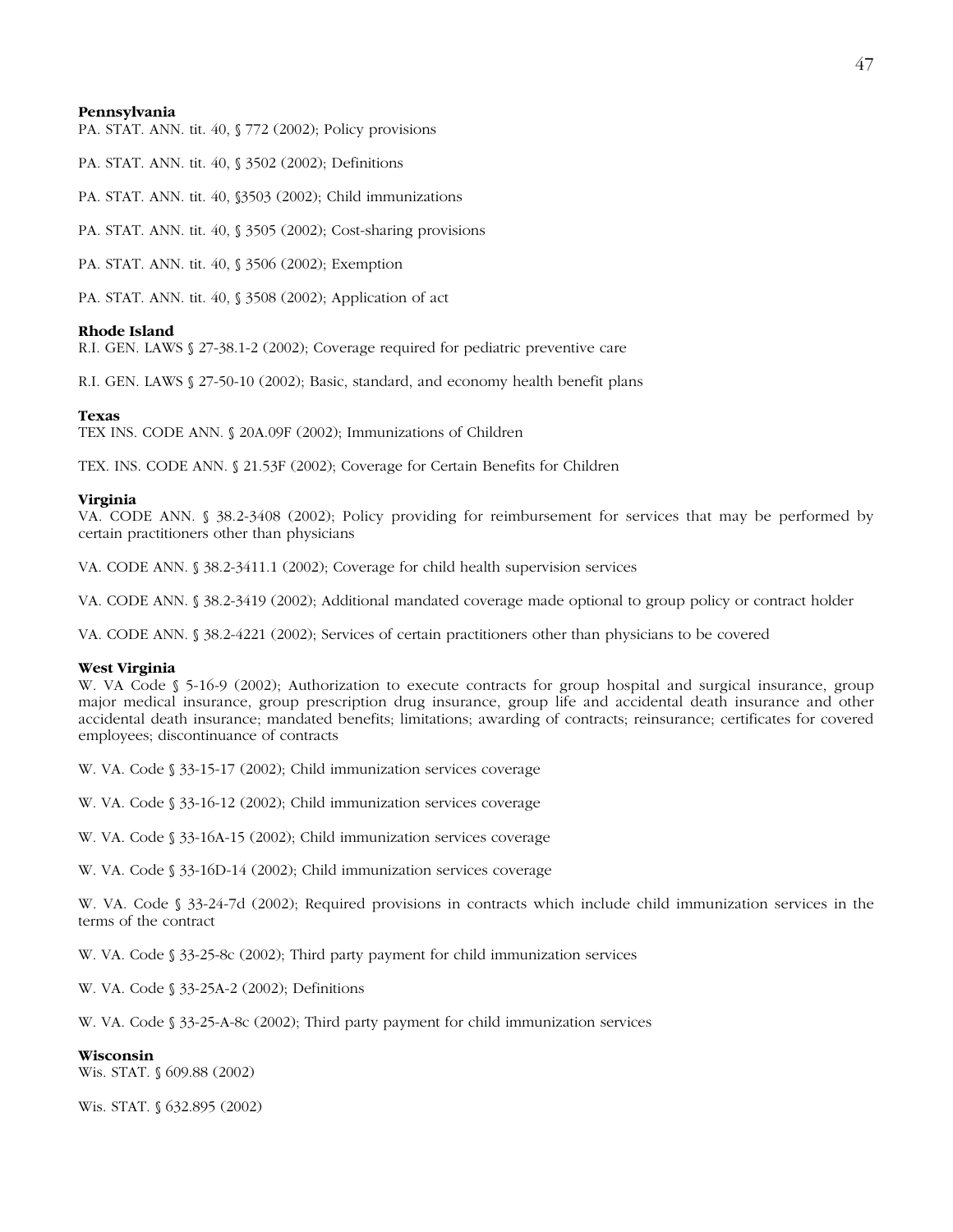**Pennsylvania**

PA. STAT. ANN. tit. 40, § 772 (2002); Policy provisions

PA. STAT. ANN. tit. 40, § 3502 (2002); Definitions

PA. STAT. ANN. tit. 40, §3503 (2002); Child immunizations

PA. STAT. ANN. tit. 40, § 3505 (2002); Cost-sharing provisions

PA. STAT. ANN. tit. 40, § 3506 (2002); Exemption

PA. STAT. ANN. tit. 40, § 3508 (2002); Application of act

**Rhode Island**

R.I. GEN. LAWS § 27-38.1-2 (2002); Coverage required for pediatric preventive care

R.I. GEN. LAWS § 27-50-10 (2002); Basic, standard, and economy health benefit plans

**Texas**

TEX INS. CODE ANN. § 20A.09F (2002); Immunizations of Children

TEX. INS. CODE ANN. § 21.53F (2002); Coverage for Certain Benefits for Children

**Virginia**

VA. CODE ANN. § 38.2-3408 (2002); Policy providing for reimbursement for services that may be performed by certain practitioners other than physicians

VA. CODE ANN. § 38.2-3411.1 (2002); Coverage for child health supervision services

VA. CODE ANN. § 38.2-3419 (2002); Additional mandated coverage made optional to group policy or contract holder

VA. CODE ANN. § 38.2-4221 (2002); Services of certain practitioners other than physicians to be covered

**West Virginia**

W. VA Code § 5-16-9 (2002); Authorization to execute contracts for group hospital and surgical insurance, group major medical insurance, group prescription drug insurance, group life and accidental death insurance and other accidental death insurance; mandated benefits; limitations; awarding of contracts; reinsurance; certificates for covered employees; discontinuance of contracts

W. VA. Code § 33-15-17 (2002); Child immunization services coverage

W. VA. Code § 33-16-12 (2002); Child immunization services coverage

W. VA. Code § 33-16A-15 (2002); Child immunization services coverage

W. VA. Code § 33-16D-14 (2002); Child immunization services coverage

W. VA. Code § 33-24-7d (2002); Required provisions in contracts which include child immunization services in the terms of the contract

W. VA. Code § 33-25-8c (2002); Third party payment for child immunization services

W. VA. Code § 33-25A-2 (2002); Definitions

W. VA. Code § 33-25-A-8c (2002); Third party payment for child immunization services

**Wisconsin**

Wis. STAT. § 609.88 (2002)

Wis. STAT. § 632.895 (2002)